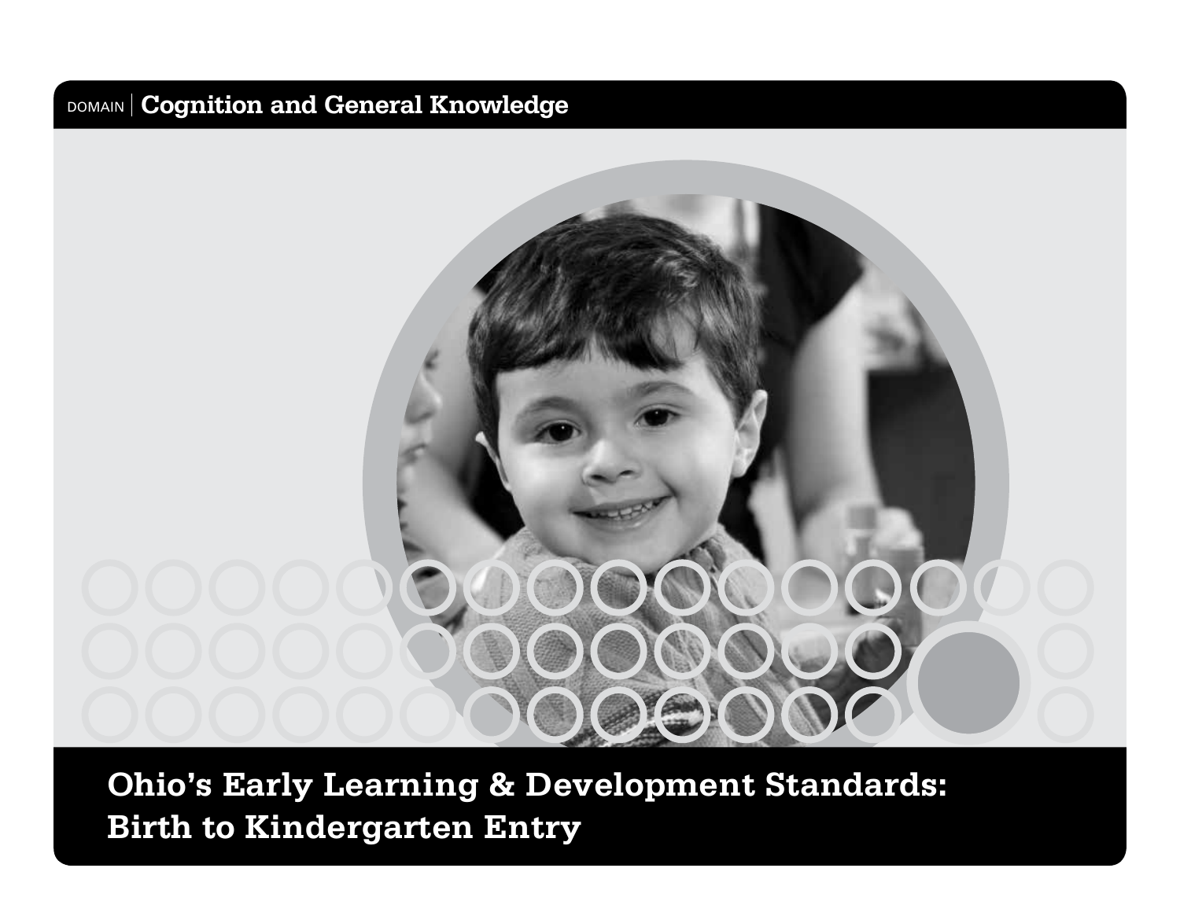DOMAIN | **Cognition and General Knowledge**

# Ohio's Early Learning & Development Standards: Birth to Kindergarten Entry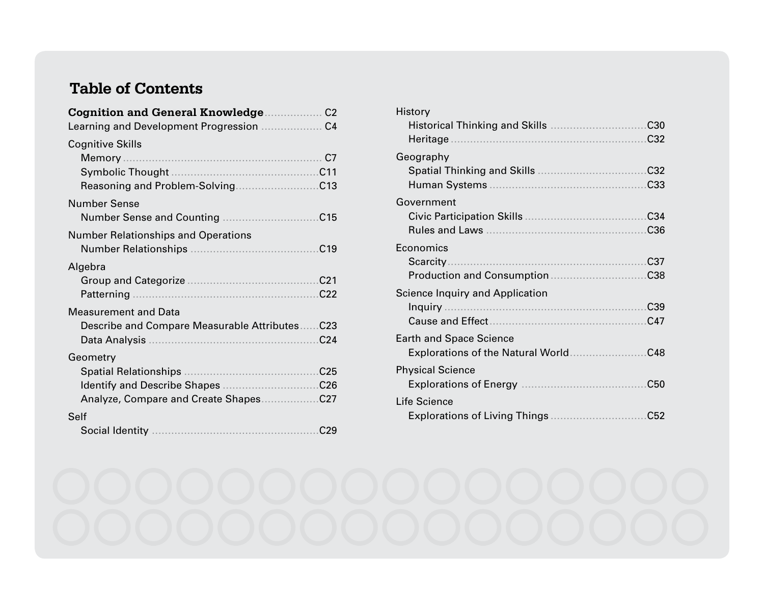## Table of Contents

**Cognition and General Knowledge** .................. C2

Learning and Development Progression .................. C4

Cognitive Skills
- Memory .................. C7
- Symbolic Thought .................. C11
- Reasoning and Problem-Solving .................. C13

Number Sense
- Number Sense and Counting .................. C15

Number Relationships and Operations
- Number Relationships .................. C19

Algebra
- Group and Categorize .................. C21
- Patterning .................. C22

Measurement and Data
- Describe and Compare Measurable Attributes ...... C23
- Data Analysis .................. C24

Geometry
- Spatial Relationships .................. C25
- Identify and Describe Shapes .................. C26
- Analyze, Compare and Create Shapes .................. C27

Self
- Social Identity .................. C29

History
- Historical Thinking and Skills .................. C30
- Heritage .................. C32

Geography
- Spatial Thinking and Skills .................. C32
- Human Systems .................. C33

Government
- Civic Participation Skills .................. C34
- Rules and Laws .................. C36

Economics
- Scarcity .................. C37
- Production and Consumption .................. C38

Science Inquiry and Application
- Inquiry .................. C39
- Cause and Effect .................. C47

Earth and Space Science
- Explorations of the Natural World .................. C48

Physical Science
- Explorations of Energy .................. C50

Life Science
- Explorations of Living Things .................. C52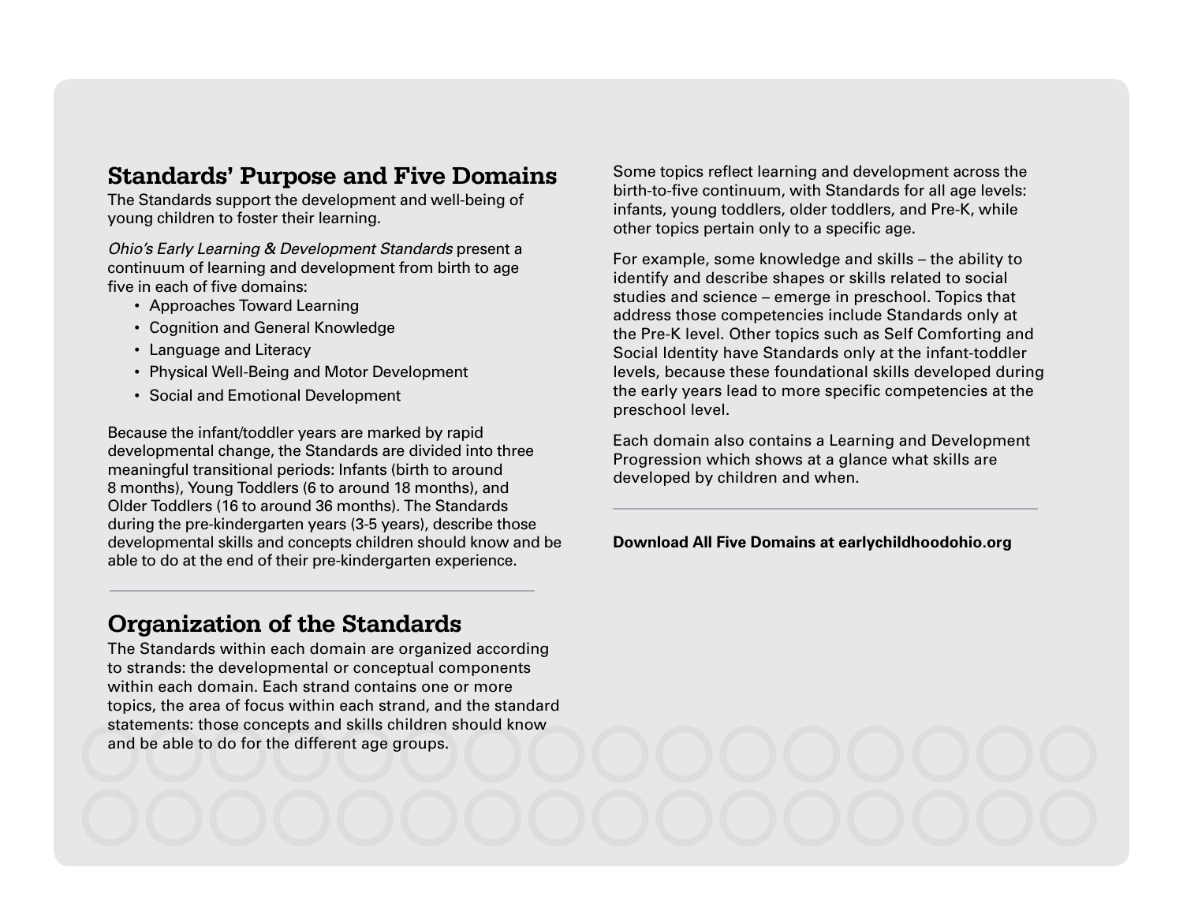## Standards' Purpose and Five Domains

The Standards support the development and well-being of young children to foster their learning.

*Ohio's Early Learning & Development Standards* present a continuum of learning and development from birth to age five in each of five domains:

- Approaches Toward Learning
- Cognition and General Knowledge
- Language and Literacy
- Physical Well-Being and Motor Development
- Social and Emotional Development

Because the infant/toddler years are marked by rapid developmental change, the Standards are divided into three meaningful transitional periods: Infants (birth to around 8 months), Young Toddlers (6 to around 18 months), and Older Toddlers (16 to around 36 months). The Standards during the pre-kindergarten years (3-5 years), describe those developmental skills and concepts children should know and be able to do at the end of their pre-kindergarten experience.

## Organization of the Standards

The Standards within each domain are organized according to strands: the developmental or conceptual components within each domain. Each strand contains one or more topics, the area of focus within each strand, and the standard statements: those concepts and skills children should know and be able to do for the different age groups.

Some topics reflect learning and development across the birth-to-five continuum, with Standards for all age levels: infants, young toddlers, older toddlers, and Pre-K, while other topics pertain only to a specific age.

For example, some knowledge and skills – the ability to identify and describe shapes or skills related to social studies and science – emerge in preschool. Topics that address those competencies include Standards only at the Pre-K level. Other topics such as Self Comforting and Social Identity have Standards only at the infant-toddler levels, because these foundational skills developed during the early years lead to more specific competencies at the preschool level.

Each domain also contains a Learning and Development Progression which shows at a glance what skills are developed by children and when.

**Download All Five Domains at earlychildhoodohio.org**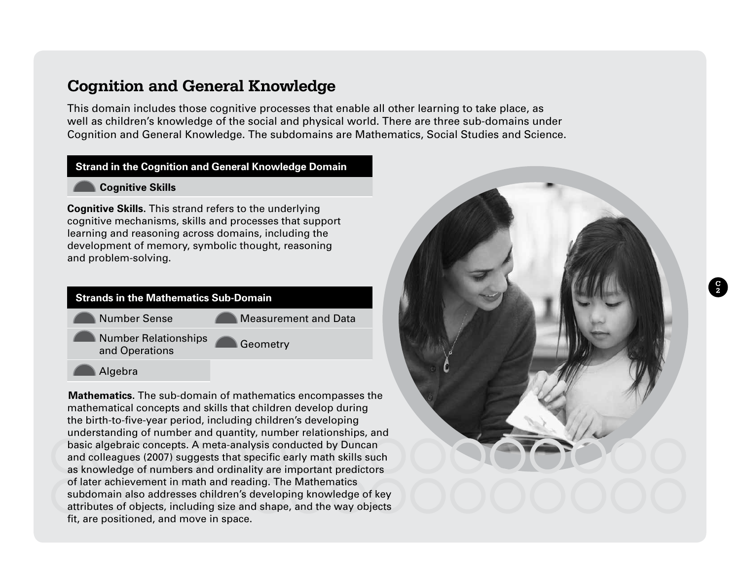## Cognition and General Knowledge

This domain includes those cognitive processes that enable all other learning to take place, as well as children's knowledge of the social and physical world. There are three sub-domains under Cognition and General Knowledge. The subdomains are Mathematics, Social Studies and Science.

| Strand in the Cognition and General Knowledge Domain |
| --- |
| Cognitive Skills |

**Cognitive Skills.** This strand refers to the underlying cognitive mechanisms, skills and processes that support learning and reasoning across domains, including the development of memory, symbolic thought, reasoning and problem-solving.

| Strands in the Mathematics Sub-Domain | |
| --- | --- |
| Number Sense | Measurement and Data |
| Number Relationships and Operations | Geometry |
| Algebra | |

**Mathematics.** The sub-domain of mathematics encompasses the mathematical concepts and skills that children develop during the birth-to-five-year period, including children's developing understanding of number and quantity, number relationships, and basic algebraic concepts. A meta-analysis conducted by Duncan and colleagues (2007) suggests that specific early math skills such as knowledge of numbers and ordinality are important predictors of later achievement in math and reading. The Mathematics subdomain also addresses children's developing knowledge of key attributes of objects, including size and shape, and the way objects fit, are positioned, and move in space.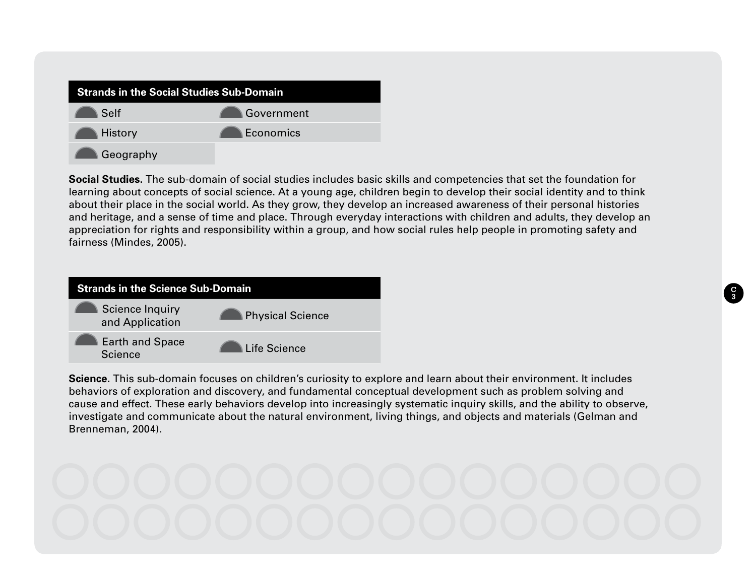| Strands in the Social Studies Sub-Domain | |
|---|---|
| Self | Government |
| History | Economics |
| Geography | |

**Social Studies.** The sub-domain of social studies includes basic skills and competencies that set the foundation for learning about concepts of social science. At a young age, children begin to develop their social identity and to think about their place in the social world. As they grow, they develop an increased awareness of their personal histories and heritage, and a sense of time and place. Through everyday interactions with children and adults, they develop an appreciation for rights and responsibility within a group, and how social rules help people in promoting safety and fairness (Mindes, 2005).

| Strands in the Science Sub-Domain | |
|---|---|
| Science Inquiry and Application | Physical Science |
| Earth and Space Science | Life Science |

**Science.** This sub-domain focuses on children's curiosity to explore and learn about their environment. It includes behaviors of exploration and discovery, and fundamental conceptual development such as problem solving and cause and effect. These early behaviors develop into increasingly systematic inquiry skills, and the ability to observe, investigate and communicate about the natural environment, living things, and objects and materials (Gelman and Brenneman, 2004).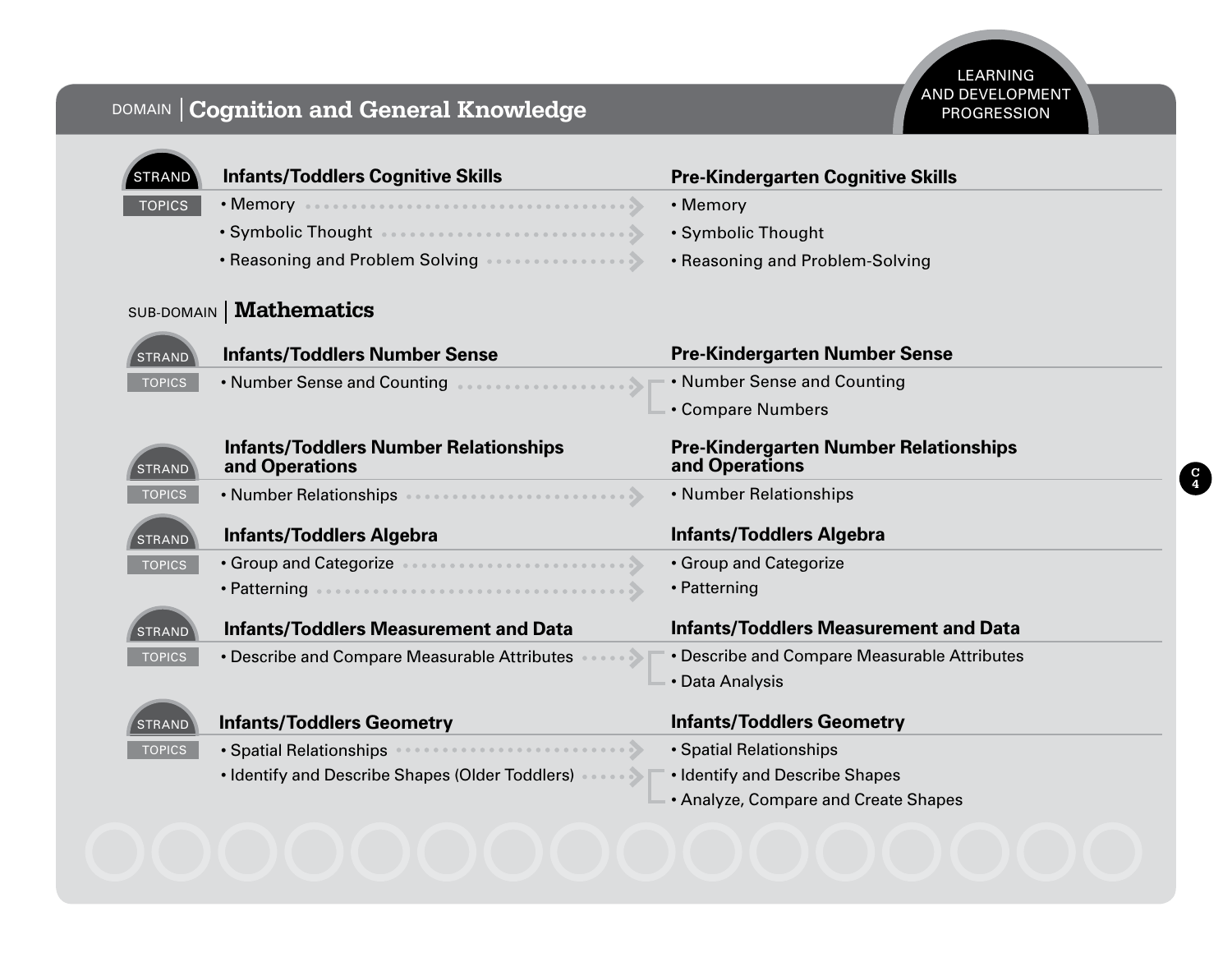LEARNING AND DEVELOPMENT PROGRESSION

# DOMAIN | Cognition and General Knowledge

| STRAND | Infants/Toddlers Cognitive Skills | Pre-Kindergarten Cognitive Skills |
|---|---|---|
| TOPICS | • Memory | • Memory |
| | • Symbolic Thought | • Symbolic Thought |
| | • Reasoning and Problem Solving | • Reasoning and Problem-Solving |

## SUB-DOMAIN | Mathematics

| STRAND | Infants/Toddlers Number Sense | Pre-Kindergarten Number Sense |
|---|---|---|
| TOPICS | • Number Sense and Counting | • Number Sense and Counting<br>• Compare Numbers |

| STRAND | Infants/Toddlers Number Relationships and Operations | Pre-Kindergarten Number Relationships and Operations |
|---|---|---|
| TOPICS | • Number Relationships | • Number Relationships |

| STRAND | Infants/Toddlers Algebra | Infants/Toddlers Algebra |
|---|---|---|
| TOPICS | • Group and Categorize | • Group and Categorize |
| | • Patterning | • Patterning |

| STRAND | Infants/Toddlers Measurement and Data | Infants/Toddlers Measurement and Data |
|---|---|---|
| TOPICS | • Describe and Compare Measurable Attributes | • Describe and Compare Measurable Attributes<br>• Data Analysis |

| STRAND | Infants/Toddlers Geometry | Infants/Toddlers Geometry |
|---|---|---|
| TOPICS | • Spatial Relationships | • Spatial Relationships |
| | • Identify and Describe Shapes (Older Toddlers) | • Identify and Describe Shapes<br>• Analyze, Compare and Create Shapes |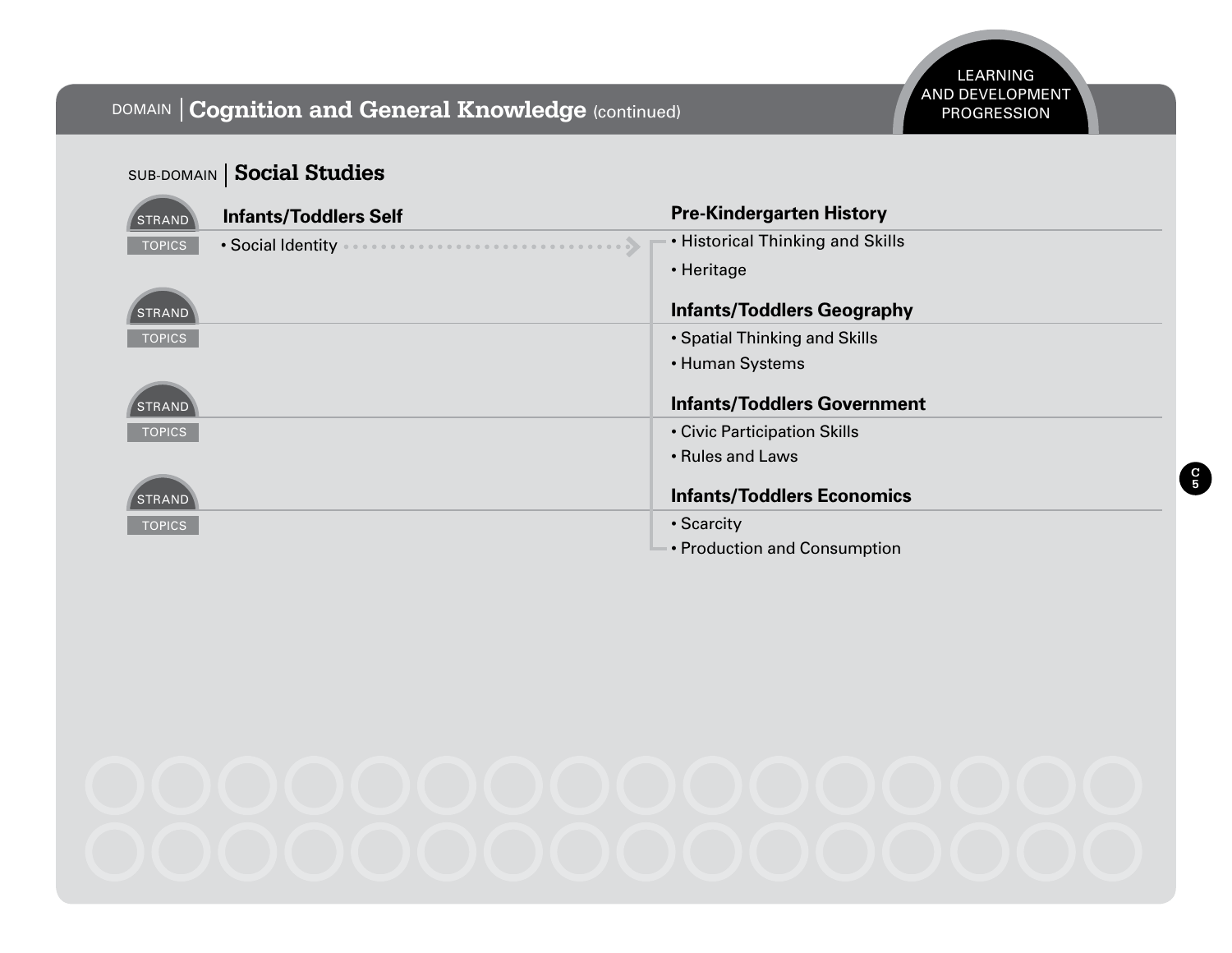DOMAIN | **Cognition and General Knowledge** (continued)

LEARNING AND DEVELOPMENT PROGRESSION

## SUB-DOMAIN | Social Studies

| | Infants/Toddlers | Pre-Kindergarten |
|---|---|---|
| STRAND | **Infants/Toddlers Self** | **Pre-Kindergarten History** |
| TOPICS | • Social Identity | • Historical Thinking and Skills<br>• Heritage |
| STRAND | | **Infants/Toddlers Geography** |
| TOPICS | | • Spatial Thinking and Skills<br>• Human Systems |
| STRAND | | **Infants/Toddlers Government** |
| TOPICS | | • Civic Participation Skills<br>• Rules and Laws |
| STRAND | | **Infants/Toddlers Economics** |
| TOPICS | | • Scarcity<br>• Production and Consumption |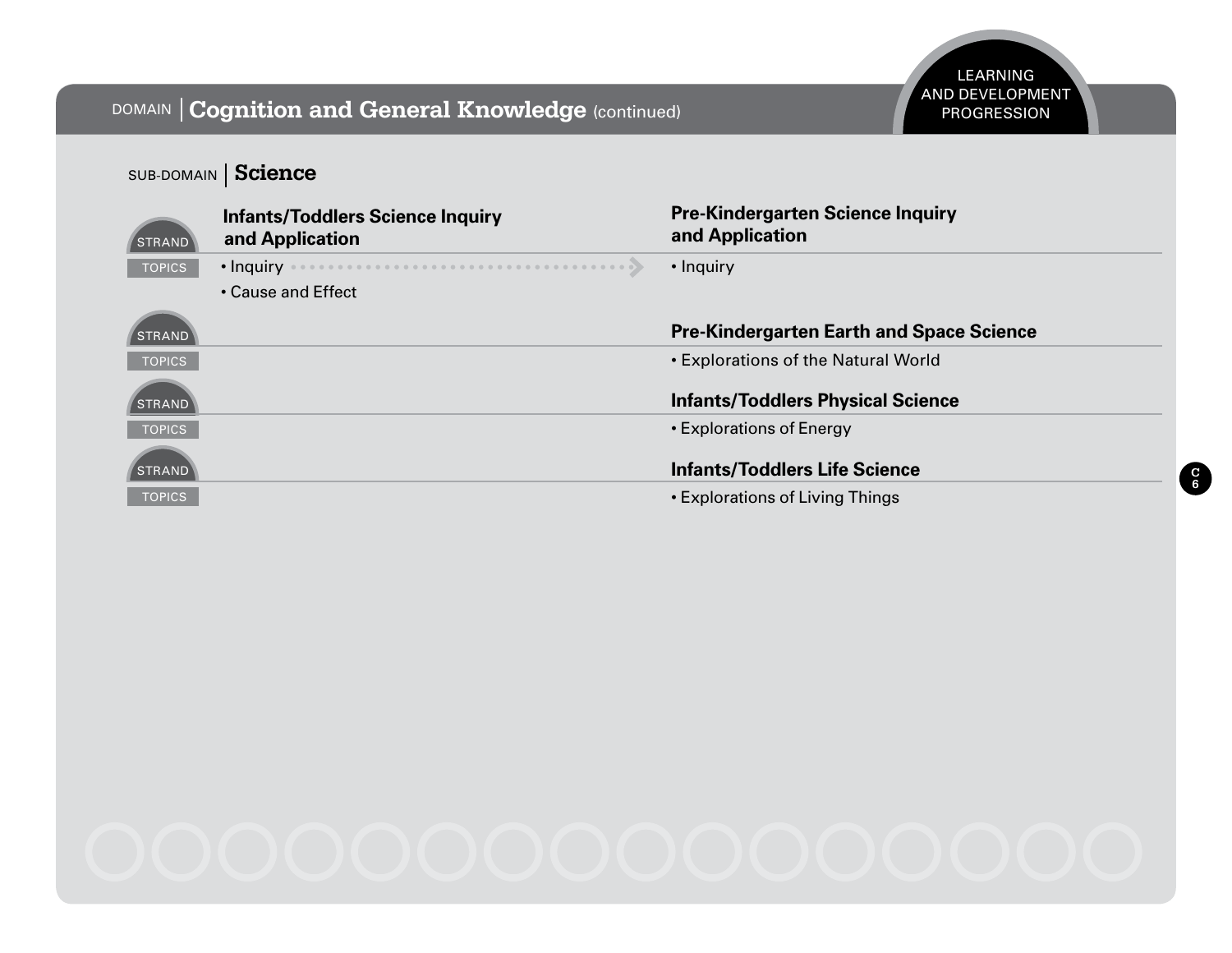DOMAIN | **Cognition and General Knowledge** (continued)

LEARNING AND DEVELOPMENT PROGRESSION

SUB-DOMAIN | **Science**

| | Infants/Toddlers | Pre-Kindergarten |
|---|---|---|
| STRAND | **Infants/Toddlers Science Inquiry and Application** | **Pre-Kindergarten Science Inquiry and Application** |
| TOPICS | • Inquiry → | • Inquiry |
| | • Cause and Effect | |
| STRAND | | **Pre-Kindergarten Earth and Space Science** |
| TOPICS | | • Explorations of the Natural World |
| STRAND | | **Infants/Toddlers Physical Science** |
| TOPICS | | • Explorations of Energy |
| STRAND | | **Infants/Toddlers Life Science** |
| TOPICS | | • Explorations of Living Things |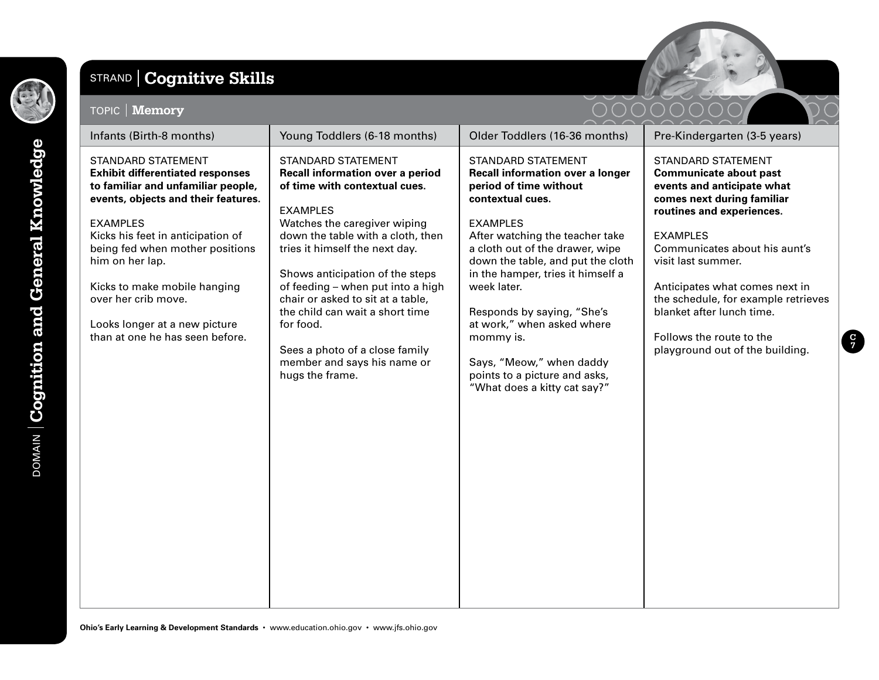DOMAIN | **Cognition and General Knowledge**

## STRAND | Cognitive Skills

### TOPIC | Memory

| Infants (Birth-8 months) | Young Toddlers (6-18 months) | Older Toddlers (16-36 months) | Pre-Kindergarten (3-5 years) |
|---|---|---|---|
| STANDARD STATEMENT<br>**Exhibit differentiated responses to familiar and unfamiliar people, events, objects and their features.**<br><br>EXAMPLES<br>Kicks his feet in anticipation of being fed when mother positions him on her lap.<br><br>Kicks to make mobile hanging over her crib move.<br><br>Looks longer at a new picture than at one he has seen before. | STANDARD STATEMENT<br>**Recall information over a period of time with contextual cues.**<br><br>EXAMPLES<br>Watches the caregiver wiping down the table with a cloth, then tries it himself the next day.<br><br>Shows anticipation of the steps of feeding – when put into a high chair or asked to sit at a table, the child can wait a short time for food.<br><br>Sees a photo of a close family member and says his name or hugs the frame. | STANDARD STATEMENT<br>**Recall information over a longer period of time without contextual cues.**<br><br>EXAMPLES<br>After watching the teacher take a cloth out of the drawer, wipe down the table, and put the cloth in the hamper, tries it himself a week later.<br><br>Responds by saying, "She's at work," when asked where mommy is.<br><br>Says, "Meow," when daddy points to a picture and asks, "What does a kitty cat say?" | STANDARD STATEMENT<br>**Communicate about past events and anticipate what comes next during familiar routines and experiences.**<br><br>EXAMPLES<br>Communicates about his aunt's visit last summer.<br><br>Anticipates what comes next in the schedule, for example retrieves blanket after lunch time.<br><br>Follows the route to the playground out of the building. |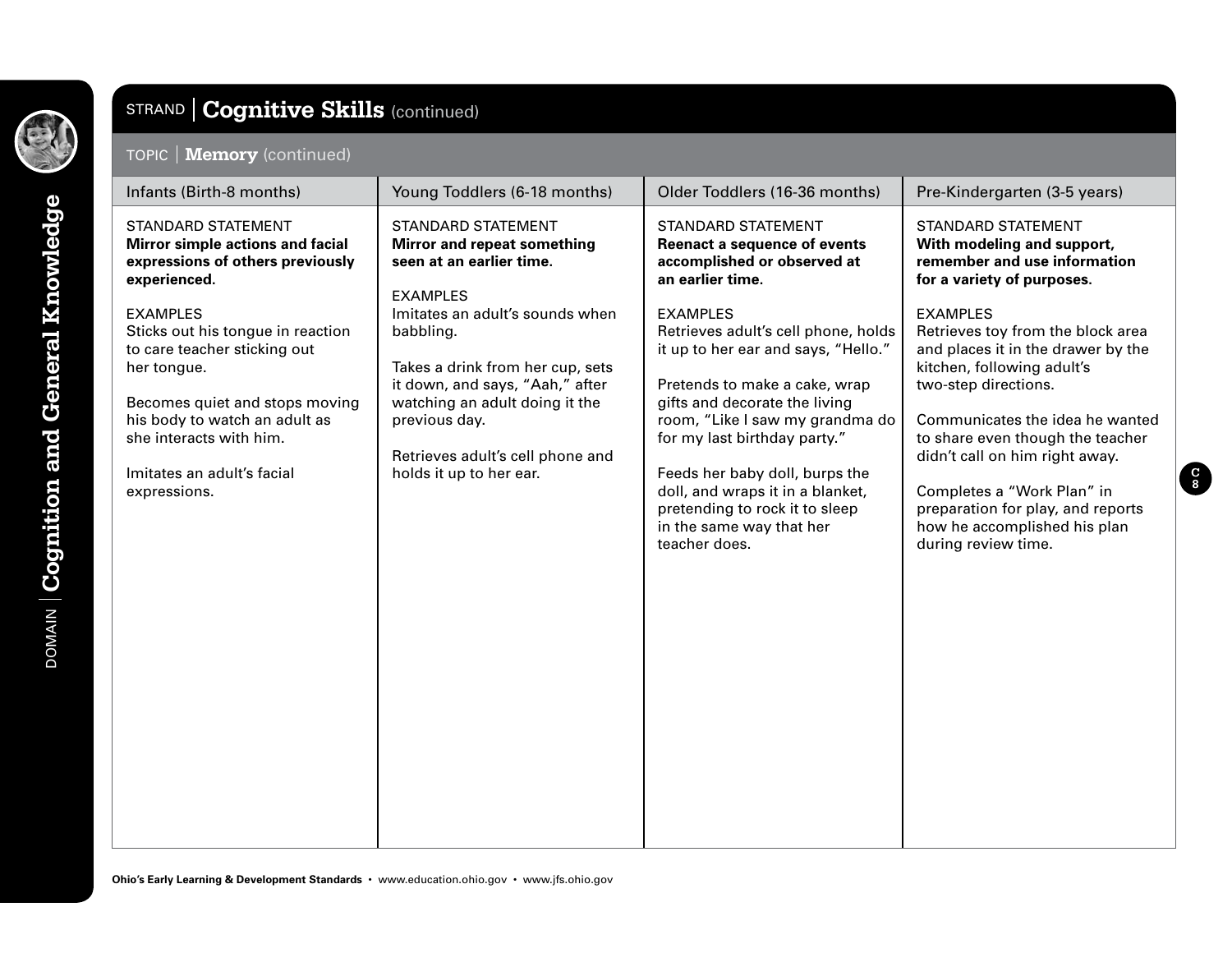## STRAND | Cognitive Skills (continued)

### TOPIC | Memory (continued)

| Infants (Birth-8 months) | Young Toddlers (6-18 months) | Older Toddlers (16-36 months) | Pre-Kindergarten (3-5 years) |
|---|---|---|---|
| STANDARD STATEMENT<br>**Mirror simple actions and facial expressions of others previously experienced.** | STANDARD STATEMENT<br>**Mirror and repeat something seen at an earlier time.** | STANDARD STATEMENT<br>**Reenact a sequence of events accomplished or observed at an earlier time.** | STANDARD STATEMENT<br>**With modeling and support, remember and use information for a variety of purposes.** |
| EXAMPLES<br>Sticks out his tongue in reaction to care teacher sticking out her tongue.<br><br>Becomes quiet and stops moving his body to watch an adult as she interacts with him.<br><br>Imitates an adult's facial expressions. | EXAMPLES<br>Imitates an adult's sounds when babbling.<br><br>Takes a drink from her cup, sets it down, and says, "Aah," after watching an adult doing it the previous day.<br><br>Retrieves adult's cell phone and holds it up to her ear. | EXAMPLES<br>Retrieves adult's cell phone, holds it up to her ear and says, "Hello."<br><br>Pretends to make a cake, wrap gifts and decorate the living room, "Like I saw my grandma do for my last birthday party."<br><br>Feeds her baby doll, burps the doll, and wraps it in a blanket, pretending to rock it to sleep in the same way that her teacher does. | EXAMPLES<br>Retrieves toy from the block area and places it in the drawer by the kitchen, following adult's two-step directions.<br><br>Communicates the idea he wanted to share even though the teacher didn't call on him right away.<br><br>Completes a "Work Plan" in preparation for play, and reports how he accomplished his plan during review time. |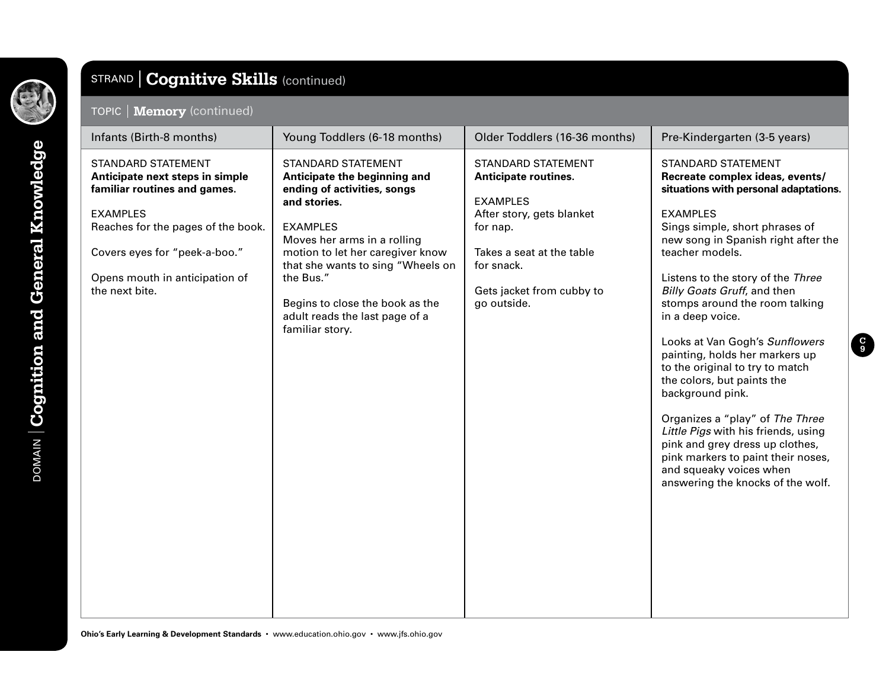DOMAIN | **Cognition and General Knowledge**

## STRAND | Cognitive Skills (continued)

### TOPIC | Memory (continued)

| Infants (Birth-8 months) | Young Toddlers (6-18 months) | Older Toddlers (16-36 months) | Pre-Kindergarten (3-5 years) |
|---|---|---|---|
| STANDARD STATEMENT<br>**Anticipate next steps in simple familiar routines and games.**<br><br>EXAMPLES<br>Reaches for the pages of the book.<br><br>Covers eyes for "peek-a-boo."<br><br>Opens mouth in anticipation of the next bite. | STANDARD STATEMENT<br>**Anticipate the beginning and ending of activities, songs and stories.**<br><br>EXAMPLES<br>Moves her arms in a rolling motion to let her caregiver know that she wants to sing "Wheels on the Bus."<br><br>Begins to close the book as the adult reads the last page of a familiar story. | STANDARD STATEMENT<br>**Anticipate routines.**<br><br>EXAMPLES<br>After story, gets blanket for nap.<br><br>Takes a seat at the table for snack.<br><br>Gets jacket from cubby to go outside. | STANDARD STATEMENT<br>**Recreate complex ideas, events/situations with personal adaptations.**<br><br>EXAMPLES<br>Sings simple, short phrases of new song in Spanish right after the teacher models.<br><br>Listens to the story of the *Three Billy Goats Gruff*, and then stomps around the room talking in a deep voice.<br><br>Looks at Van Gogh's *Sunflowers* painting, holds her markers up to the original to try to match the colors, but paints the background pink.<br><br>Organizes a "play" of *The Three Little Pigs* with his friends, using pink and grey dress up clothes, pink markers to paint their noses, and squeaky voices when answering the knocks of the wolf. |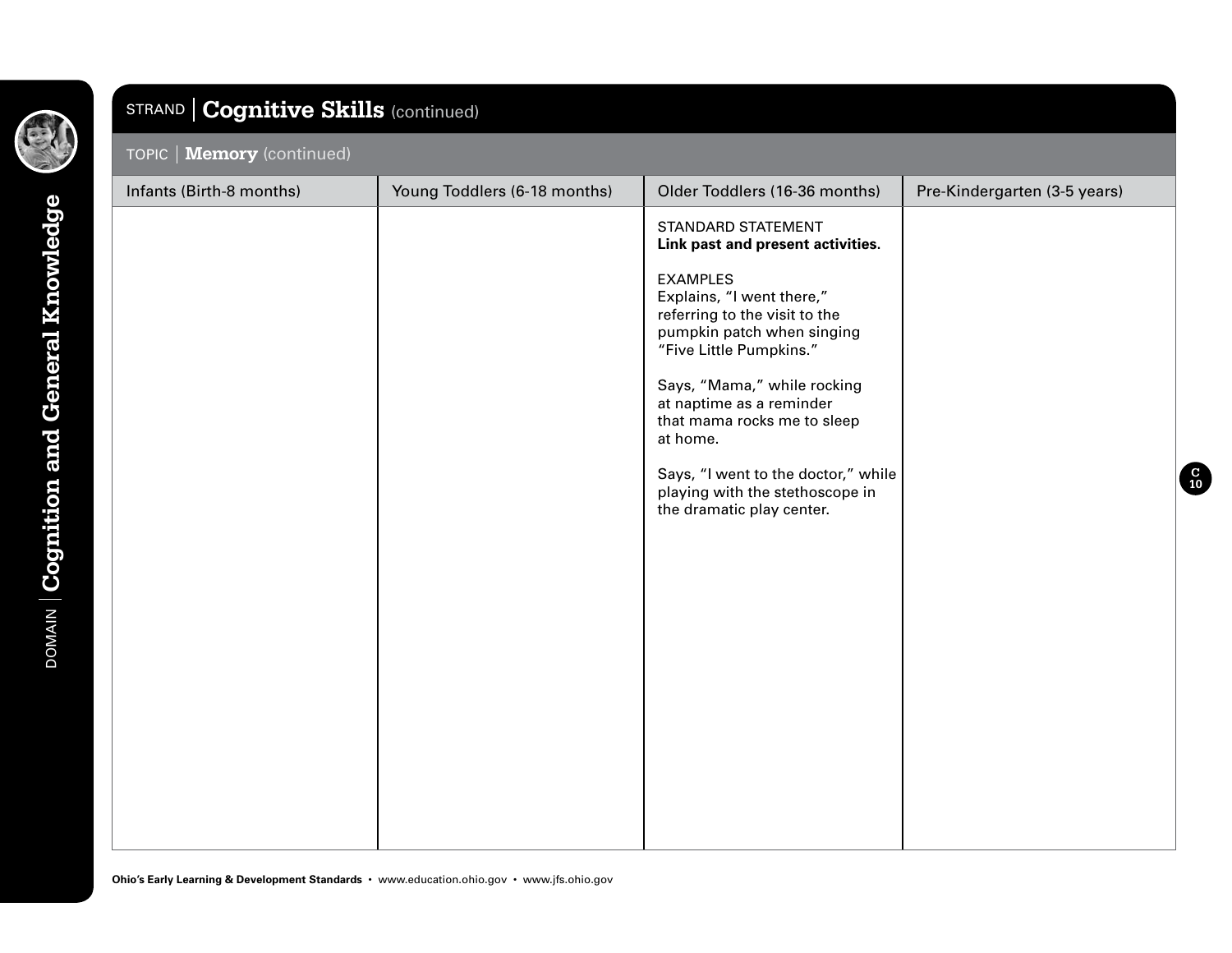DOMAIN | **Cognition and General Knowledge**

## STRAND | Cognitive Skills (continued)

### TOPIC | Memory (continued)

| Infants (Birth-8 months) | Young Toddlers (6-18 months) | Older Toddlers (16-36 months) | Pre-Kindergarten (3-5 years) |
|---|---|---|---|
| | | STANDARD STATEMENT<br>**Link past and present activities.**<br><br>EXAMPLES<br>Explains, "I went there," referring to the visit to the pumpkin patch when singing "Five Little Pumpkins."<br><br>Says, "Mama," while rocking at naptime as a reminder that mama rocks me to sleep at home.<br><br>Says, "I went to the doctor," while playing with the stethoscope in the dramatic play center. | |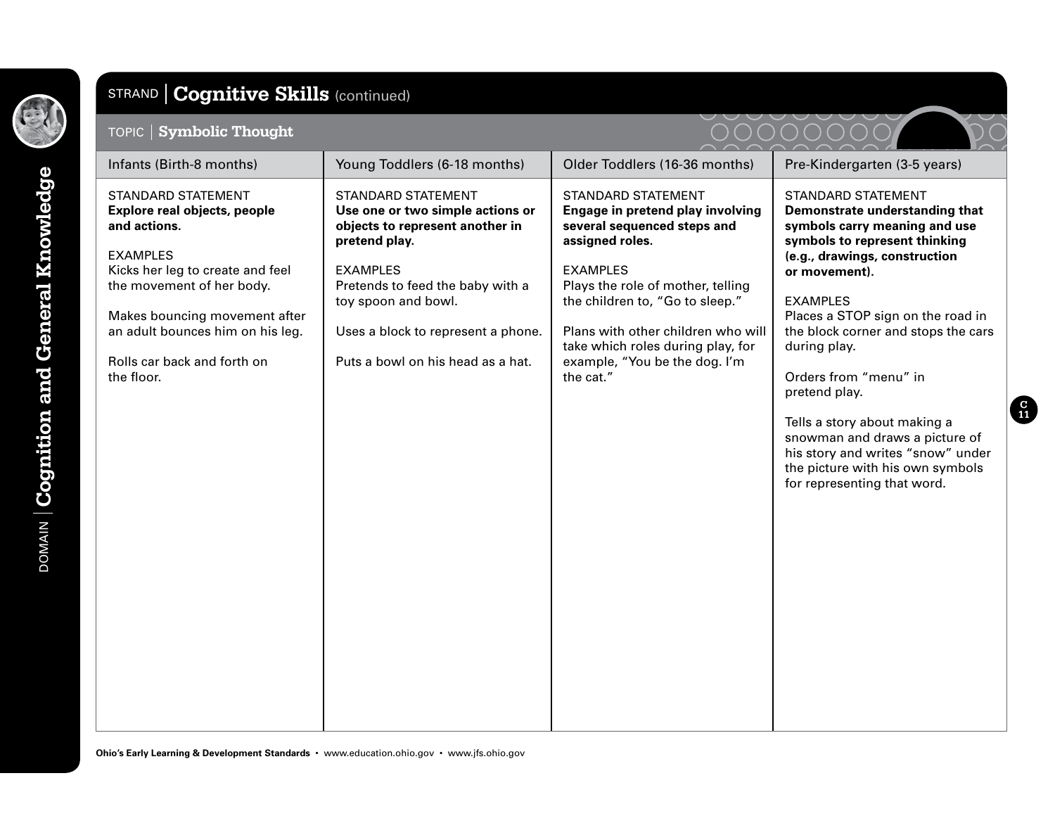## STRAND | Cognitive Skills (continued)

### TOPIC | Symbolic Thought

| Infants (Birth-8 months) | Young Toddlers (6-18 months) | Older Toddlers (16-36 months) | Pre-Kindergarten (3-5 years) |
|---|---|---|---|
| STANDARD STATEMENT<br>**Explore real objects, people and actions.**<br><br>EXAMPLES<br>Kicks her leg to create and feel the movement of her body.<br><br>Makes bouncing movement after an adult bounces him on his leg.<br><br>Rolls car back and forth on the floor. | STANDARD STATEMENT<br>**Use one or two simple actions or objects to represent another in pretend play.**<br><br>EXAMPLES<br>Pretends to feed the baby with a toy spoon and bowl.<br><br>Uses a block to represent a phone.<br><br>Puts a bowl on his head as a hat. | STANDARD STATEMENT<br>**Engage in pretend play involving several sequenced steps and assigned roles.**<br><br>EXAMPLES<br>Plays the role of mother, telling the children to, "Go to sleep."<br><br>Plans with other children who will take which roles during play, for example, "You be the dog. I'm the cat." | STANDARD STATEMENT<br>**Demonstrate understanding that symbols carry meaning and use symbols to represent thinking (e.g., drawings, construction or movement).**<br><br>EXAMPLES<br>Places a STOP sign on the road in the block corner and stops the cars during play.<br><br>Orders from "menu" in pretend play.<br><br>Tells a story about making a snowman and draws a picture of his story and writes "snow" under the picture with his own symbols for representing that word. |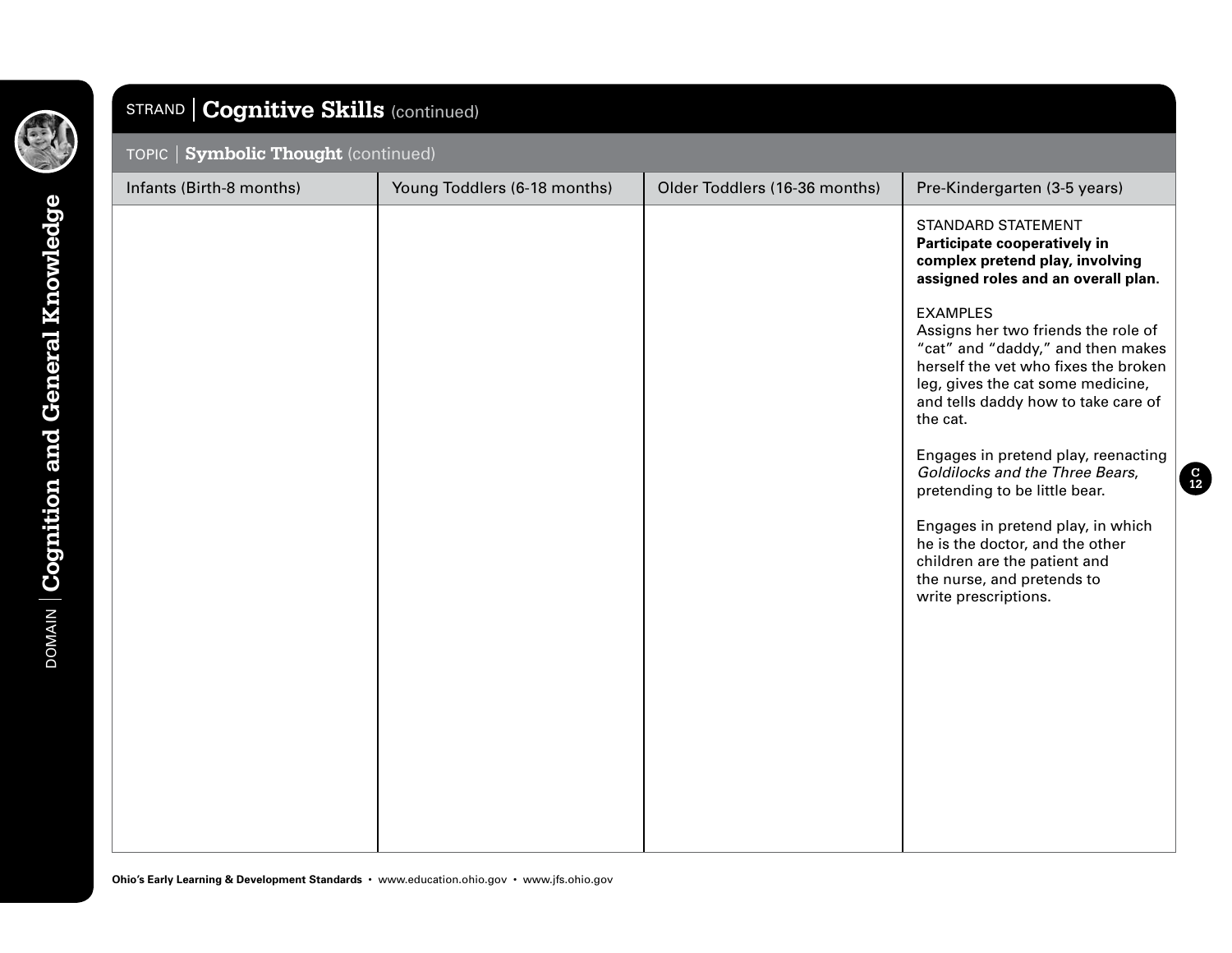DOMAIN | **Cognition and General Knowledge**

## STRAND | Cognitive Skills (continued)

### TOPIC | Symbolic Thought (continued)

| Infants (Birth-8 months) | Young Toddlers (6-18 months) | Older Toddlers (16-36 months) | Pre-Kindergarten (3-5 years) |
|---|---|---|---|
| | | | STANDARD STATEMENT<br>**Participate cooperatively in complex pretend play, involving assigned roles and an overall plan.**<br><br>EXAMPLES<br>Assigns her two friends the role of "cat" and "daddy," and then makes herself the vet who fixes the broken leg, gives the cat some medicine, and tells daddy how to take care of the cat.<br><br>Engages in pretend play, reenacting *Goldilocks and the Three Bears*, pretending to be little bear.<br><br>Engages in pretend play, in which he is the doctor, and the other children are the patient and the nurse, and pretends to write prescriptions. |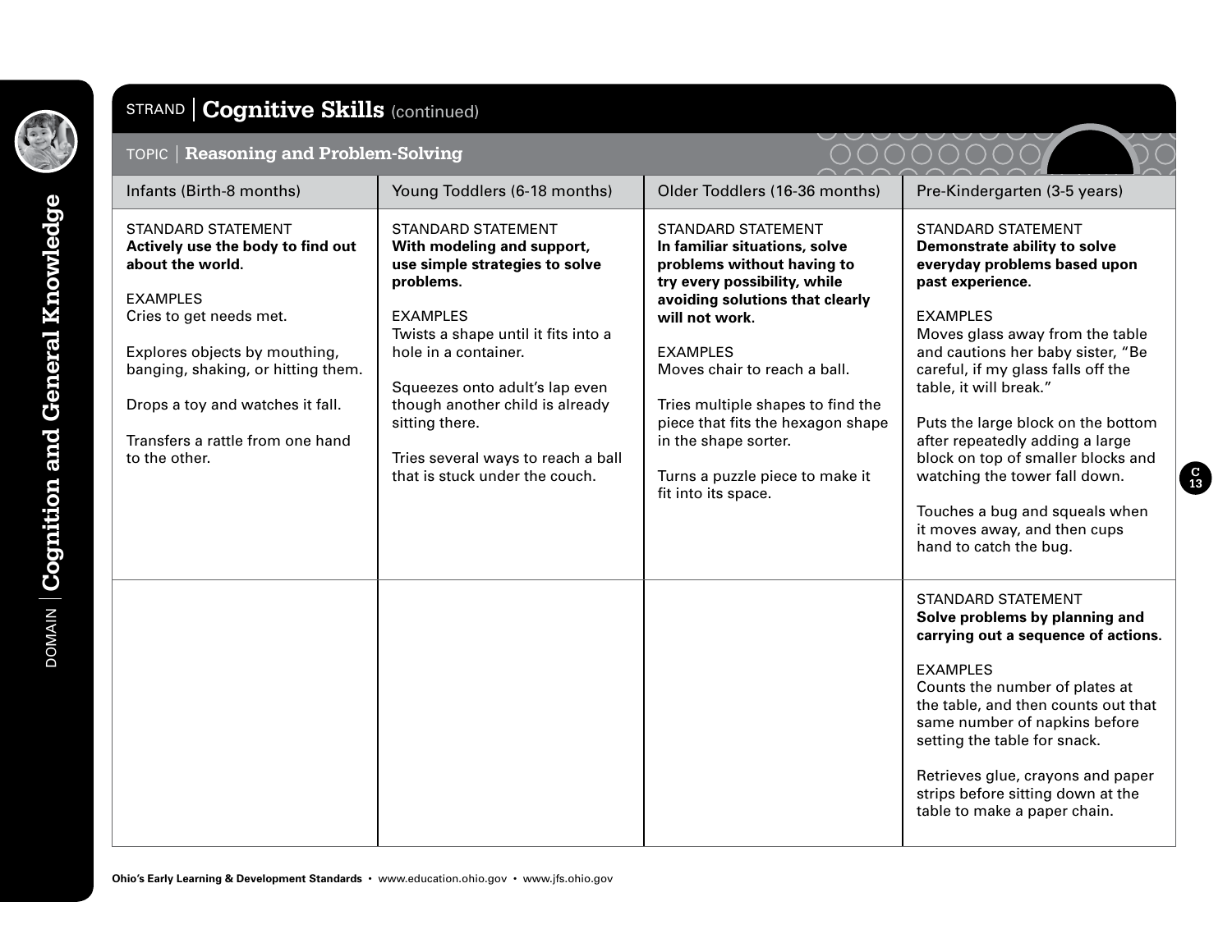## STRAND | Cognitive Skills (continued)

### TOPIC | Reasoning and Problem-Solving

| Infants (Birth-8 months) | Young Toddlers (6-18 months) | Older Toddlers (16-36 months) | Pre-Kindergarten (3-5 years) |
|---|---|---|---|
| STANDARD STATEMENT<br>**Actively use the body to find out about the world.**<br><br>EXAMPLES<br>Cries to get needs met.<br><br>Explores objects by mouthing, banging, shaking, or hitting them.<br><br>Drops a toy and watches it fall.<br><br>Transfers a rattle from one hand to the other. | STANDARD STATEMENT<br>**With modeling and support, use simple strategies to solve problems.**<br><br>EXAMPLES<br>Twists a shape until it fits into a hole in a container.<br><br>Squeezes onto adult's lap even though another child is already sitting there.<br><br>Tries several ways to reach a ball that is stuck under the couch. | STANDARD STATEMENT<br>**In familiar situations, solve problems without having to try every possibility, while avoiding solutions that clearly will not work.**<br><br>EXAMPLES<br>Moves chair to reach a ball.<br><br>Tries multiple shapes to find the piece that fits the hexagon shape in the shape sorter.<br><br>Turns a puzzle piece to make it fit into its space. | STANDARD STATEMENT<br>**Demonstrate ability to solve everyday problems based upon past experience.**<br><br>EXAMPLES<br>Moves glass away from the table and cautions her baby sister, "Be careful, if my glass falls off the table, it will break."<br><br>Puts the large block on the bottom after repeatedly adding a large block on top of smaller blocks and watching the tower fall down.<br><br>Touches a bug and squeals when it moves away, and then cups hand to catch the bug. |
| | | | STANDARD STATEMENT<br>**Solve problems by planning and carrying out a sequence of actions.**<br><br>EXAMPLES<br>Counts the number of plates at the table, and then counts out that same number of napkins before setting the table for snack.<br><br>Retrieves glue, crayons and paper strips before sitting down at the table to make a paper chain. |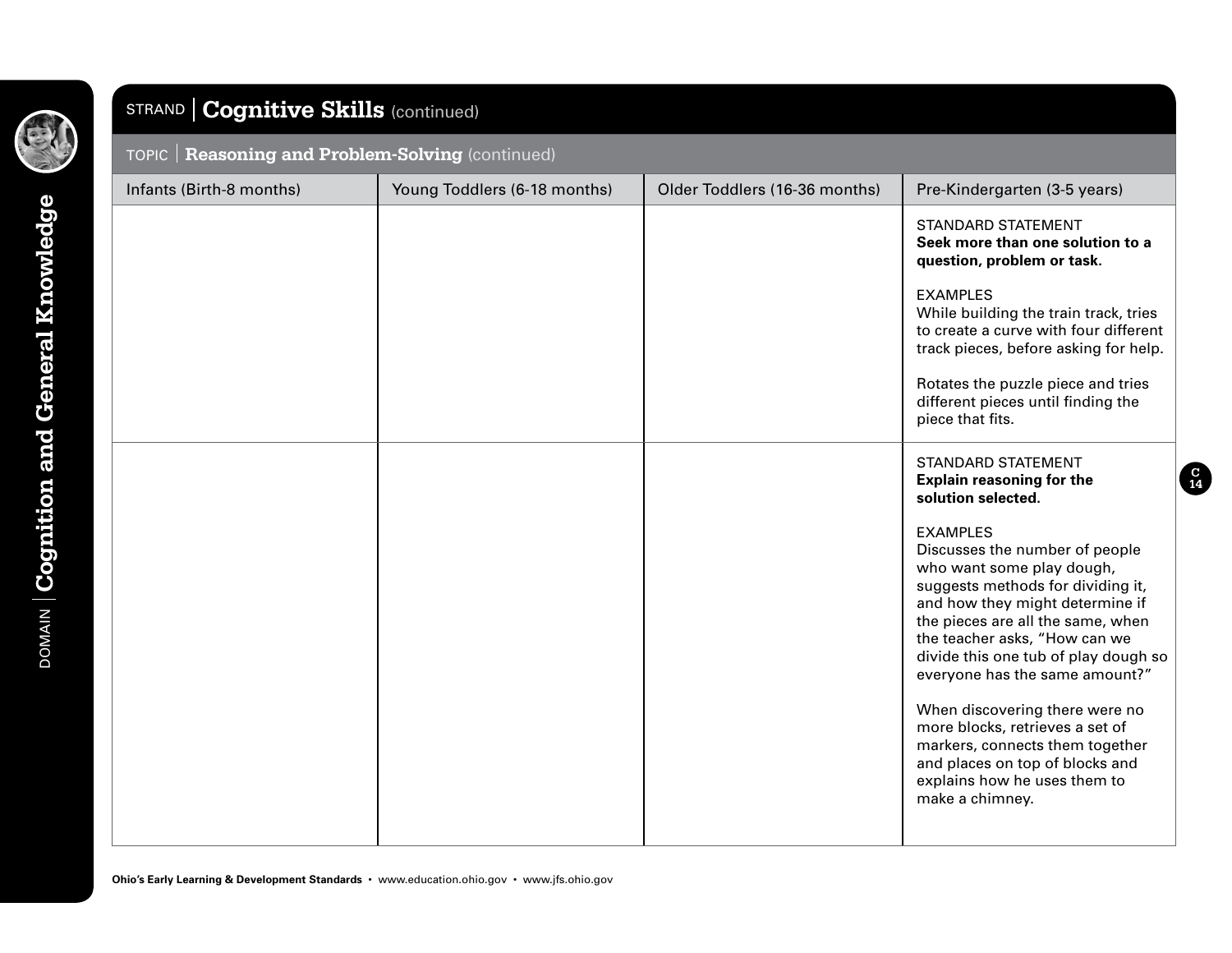## STRAND | Cognitive Skills (continued)

### TOPIC | Reasoning and Problem-Solving (continued)

| Infants (Birth-8 months) | Young Toddlers (6-18 months) | Older Toddlers (16-36 months) | Pre-Kindergarten (3-5 years) |
|---|---|---|---|
| | | | STANDARD STATEMENT<br>**Seek more than one solution to a question, problem or task.**<br><br>EXAMPLES<br>While building the train track, tries to create a curve with four different track pieces, before asking for help.<br><br>Rotates the puzzle piece and tries different pieces until finding the piece that fits. |
| | | | STANDARD STATEMENT<br>**Explain reasoning for the solution selected.**<br><br>EXAMPLES<br>Discusses the number of people who want some play dough, suggests methods for dividing it, and how they might determine if the pieces are all the same, when the teacher asks, "How can we divide this one tub of play dough so everyone has the same amount?"<br><br>When discovering there were no more blocks, retrieves a set of markers, connects them together and places on top of blocks and explains how he uses them to make a chimney. |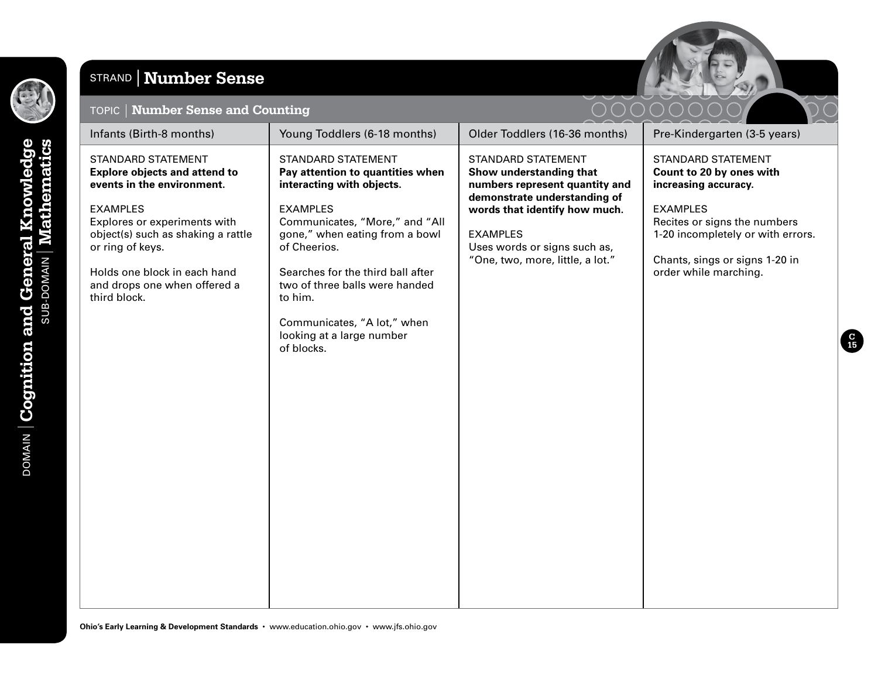DOMAIN | **Cognition and General Knowledge** SUB-DOMAIN | **Mathematics**

## STRAND | Number Sense

### TOPIC | Number Sense and Counting

| Infants (Birth-8 months) | Young Toddlers (6-18 months) | Older Toddlers (16-36 months) | Pre-Kindergarten (3-5 years) |
|---|---|---|---|
| STANDARD STATEMENT<br>**Explore objects and attend to events in the environment.**<br><br>EXAMPLES<br>Explores or experiments with object(s) such as shaking a rattle or ring of keys.<br><br>Holds one block in each hand and drops one when offered a third block. | STANDARD STATEMENT<br>**Pay attention to quantities when interacting with objects.**<br><br>EXAMPLES<br>Communicates, "More," and "All gone," when eating from a bowl of Cheerios.<br><br>Searches for the third ball after two of three balls were handed to him.<br><br>Communicates, "A lot," when looking at a large number of blocks. | STANDARD STATEMENT<br>**Show understanding that numbers represent quantity and demonstrate understanding of words that identify how much.**<br><br>EXAMPLES<br>Uses words or signs such as, "One, two, more, little, a lot." | STANDARD STATEMENT<br>**Count to 20 by ones with increasing accuracy.**<br><br>EXAMPLES<br>Recites or signs the numbers 1-20 incompletely or with errors.<br><br>Chants, sings or signs 1-20 in order while marching. |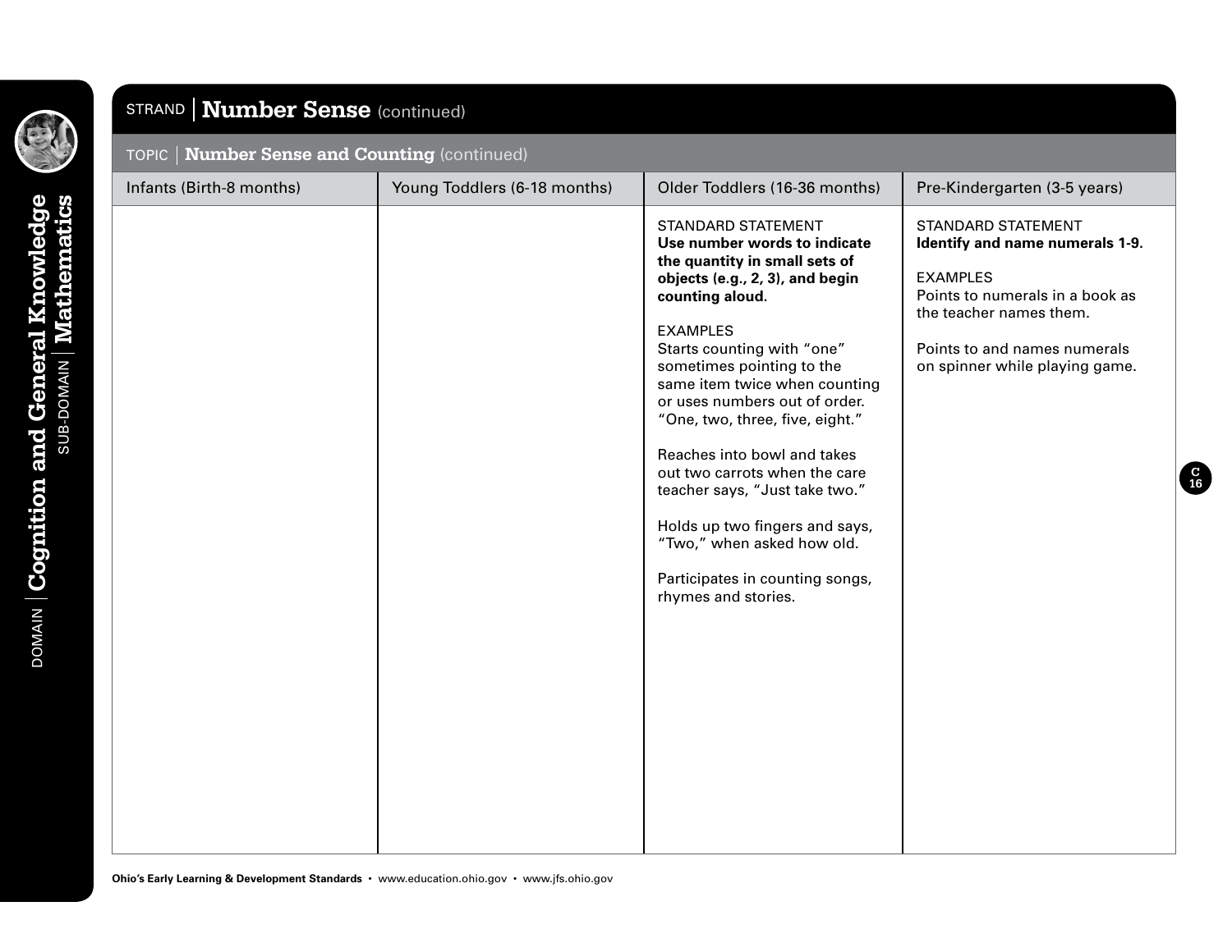## STRAND | Number Sense (continued)

### TOPIC | Number Sense and Counting (continued)

| Infants (Birth-8 months) | Young Toddlers (6-18 months) | Older Toddlers (16-36 months) | Pre-Kindergarten (3-5 years) |
|---|---|---|---|
| | | STANDARD STATEMENT<br>**Use number words to indicate the quantity in small sets of objects (e.g., 2, 3), and begin counting aloud.**<br><br>EXAMPLES<br>Starts counting with "one" sometimes pointing to the same item twice when counting or uses numbers out of order. "One, two, three, five, eight."<br><br>Reaches into bowl and takes out two carrots when the care teacher says, "Just take two."<br><br>Holds up two fingers and says, "Two," when asked how old.<br><br>Participates in counting songs, rhymes and stories. | STANDARD STATEMENT<br>**Identify and name numerals 1-9.**<br><br>EXAMPLES<br>Points to numerals in a book as the teacher names them.<br><br>Points to and names numerals on spinner while playing game. |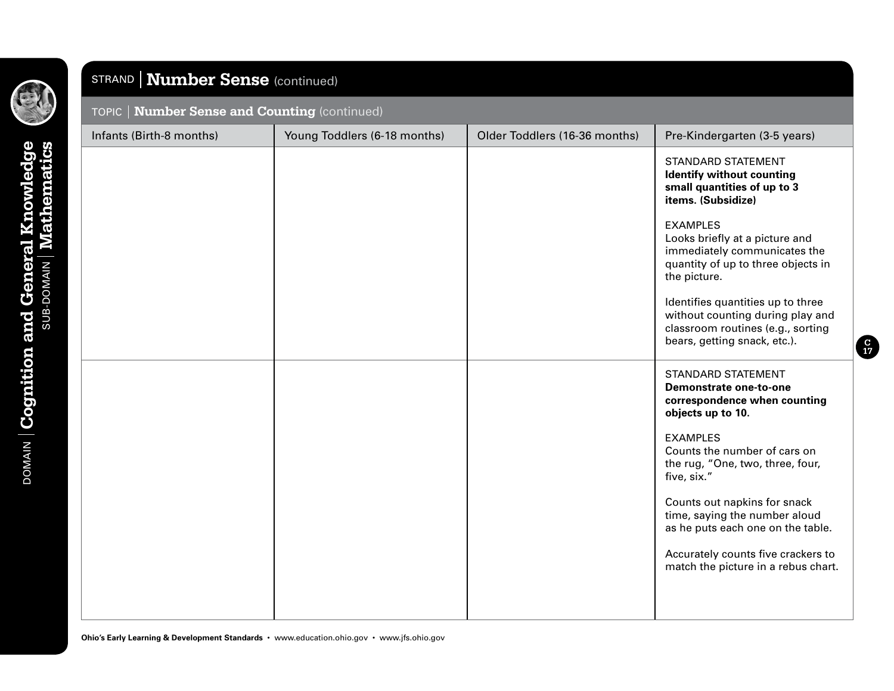## STRAND | Number Sense (continued)

### TOPIC | Number Sense and Counting (continued)

| Infants (Birth-8 months) | Young Toddlers (6-18 months) | Older Toddlers (16-36 months) | Pre-Kindergarten (3-5 years) |
|---|---|---|---|
| | | | STANDARD STATEMENT<br>**Identify without counting small quantities of up to 3 items. (Subsidize)**<br><br>EXAMPLES<br>Looks briefly at a picture and immediately communicates the quantity of up to three objects in the picture.<br><br>Identifies quantities up to three without counting during play and classroom routines (e.g., sorting bears, getting snack, etc.). |
| | | | STANDARD STATEMENT<br>**Demonstrate one-to-one correspondence when counting objects up to 10.**<br><br>EXAMPLES<br>Counts the number of cars on the rug, "One, two, three, four, five, six."<br><br>Counts out napkins for snack time, saying the number aloud as he puts each one on the table.<br><br>Accurately counts five crackers to match the picture in a rebus chart. |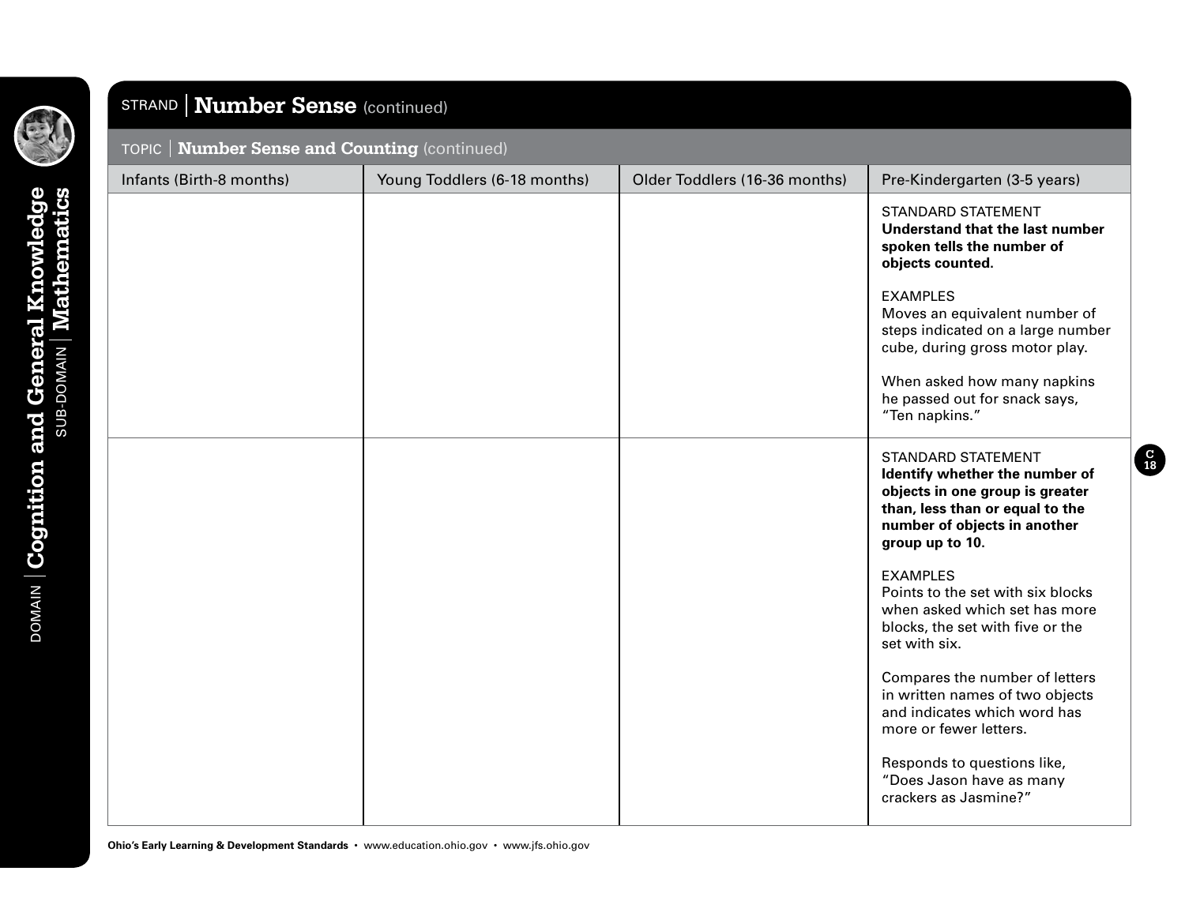## STRAND | Number Sense (continued)

### TOPIC | Number Sense and Counting (continued)

| Infants (Birth-8 months) | Young Toddlers (6-18 months) | Older Toddlers (16-36 months) | Pre-Kindergarten (3-5 years) |
|---|---|---|---|
| | | | STANDARD STATEMENT<br>**Understand that the last number spoken tells the number of objects counted.**<br><br>EXAMPLES<br>Moves an equivalent number of steps indicated on a large number cube, during gross motor play.<br><br>When asked how many napkins he passed out for snack says, "Ten napkins." |
| | | | STANDARD STATEMENT<br>**Identify whether the number of objects in one group is greater than, less than or equal to the number of objects in another group up to 10.**<br><br>EXAMPLES<br>Points to the set with six blocks when asked which set has more blocks, the set with five or the set with six.<br><br>Compares the number of letters in written names of two objects and indicates which word has more or fewer letters.<br><br>Responds to questions like, "Does Jason have as many crackers as Jasmine?" |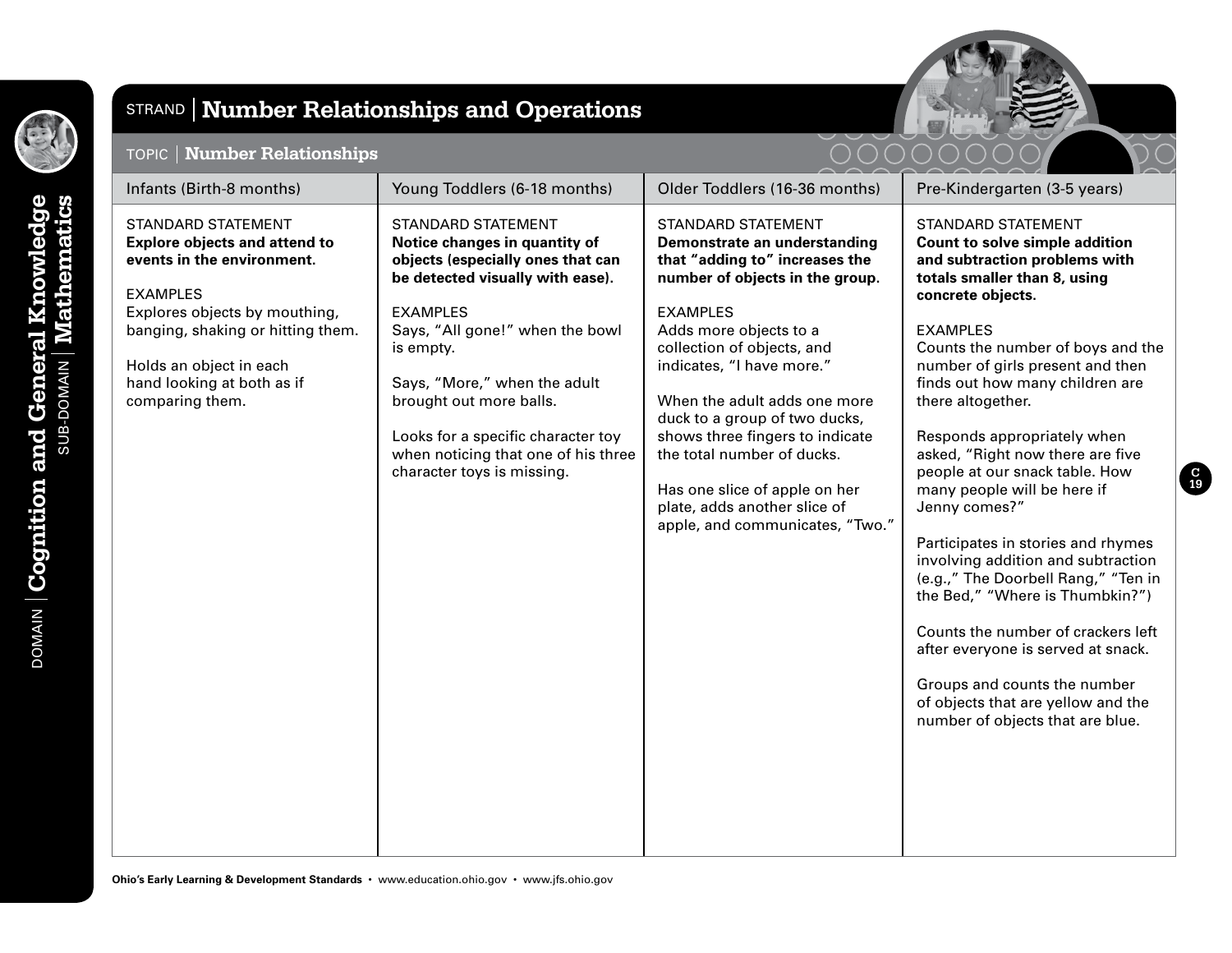DOMAIN | **Cognition and General Knowledge** SUB-DOMAIN | **Mathematics**

# STRAND | Number Relationships and Operations

## TOPIC | Number Relationships

| Infants (Birth-8 months) | Young Toddlers (6-18 months) | Older Toddlers (16-36 months) | Pre-Kindergarten (3-5 years) |
|---|---|---|---|
| STANDARD STATEMENT<br>**Explore objects and attend to events in the environment.**<br><br>EXAMPLES<br>Explores objects by mouthing, banging, shaking or hitting them.<br><br>Holds an object in each hand looking at both as if comparing them. | STANDARD STATEMENT<br>**Notice changes in quantity of objects (especially ones that can be detected visually with ease).**<br><br>EXAMPLES<br>Says, "All gone!" when the bowl is empty.<br><br>Says, "More," when the adult brought out more balls.<br><br>Looks for a specific character toy when noticing that one of his three character toys is missing. | STANDARD STATEMENT<br>**Demonstrate an understanding that "adding to" increases the number of objects in the group.**<br><br>EXAMPLES<br>Adds more objects to a collection of objects, and indicates, "I have more."<br><br>When the adult adds one more duck to a group of two ducks, shows three fingers to indicate the total number of ducks.<br><br>Has one slice of apple on her plate, adds another slice of apple, and communicates, "Two." | STANDARD STATEMENT<br>**Count to solve simple addition and subtraction problems with totals smaller than 8, using concrete objects.**<br><br>EXAMPLES<br>Counts the number of boys and the number of girls present and then finds out how many children are there altogether.<br><br>Responds appropriately when asked, "Right now there are five people at our snack table. How many people will be here if Jenny comes?"<br><br>Participates in stories and rhymes involving addition and subtraction (e.g.," The Doorbell Rang," "Ten in the Bed," "Where is Thumbkin?")<br><br>Counts the number of crackers left after everyone is served at snack.<br><br>Groups and counts the number of objects that are yellow and the number of objects that are blue. |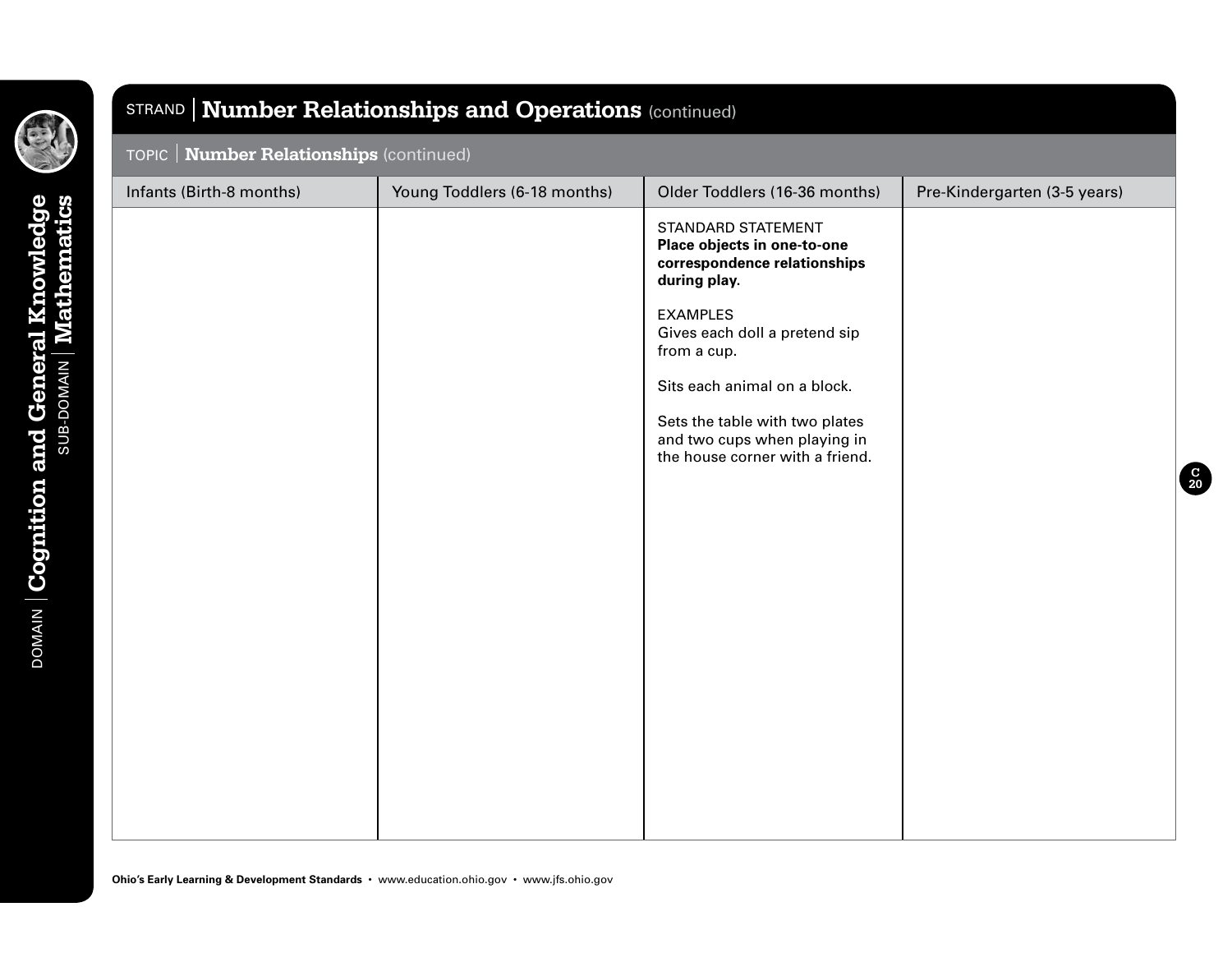## STRAND | Number Relationships and Operations (continued)

### TOPIC | Number Relationships (continued)

| Infants (Birth-8 months) | Young Toddlers (6-18 months) | Older Toddlers (16-36 months) | Pre-Kindergarten (3-5 years) |
|---|---|---|---|
| | | STANDARD STATEMENT<br>**Place objects in one-to-one correspondence relationships during play.**<br><br>EXAMPLES<br>Gives each doll a pretend sip from a cup.<br><br>Sits each animal on a block.<br><br>Sets the table with two plates and two cups when playing in the house corner with a friend. | |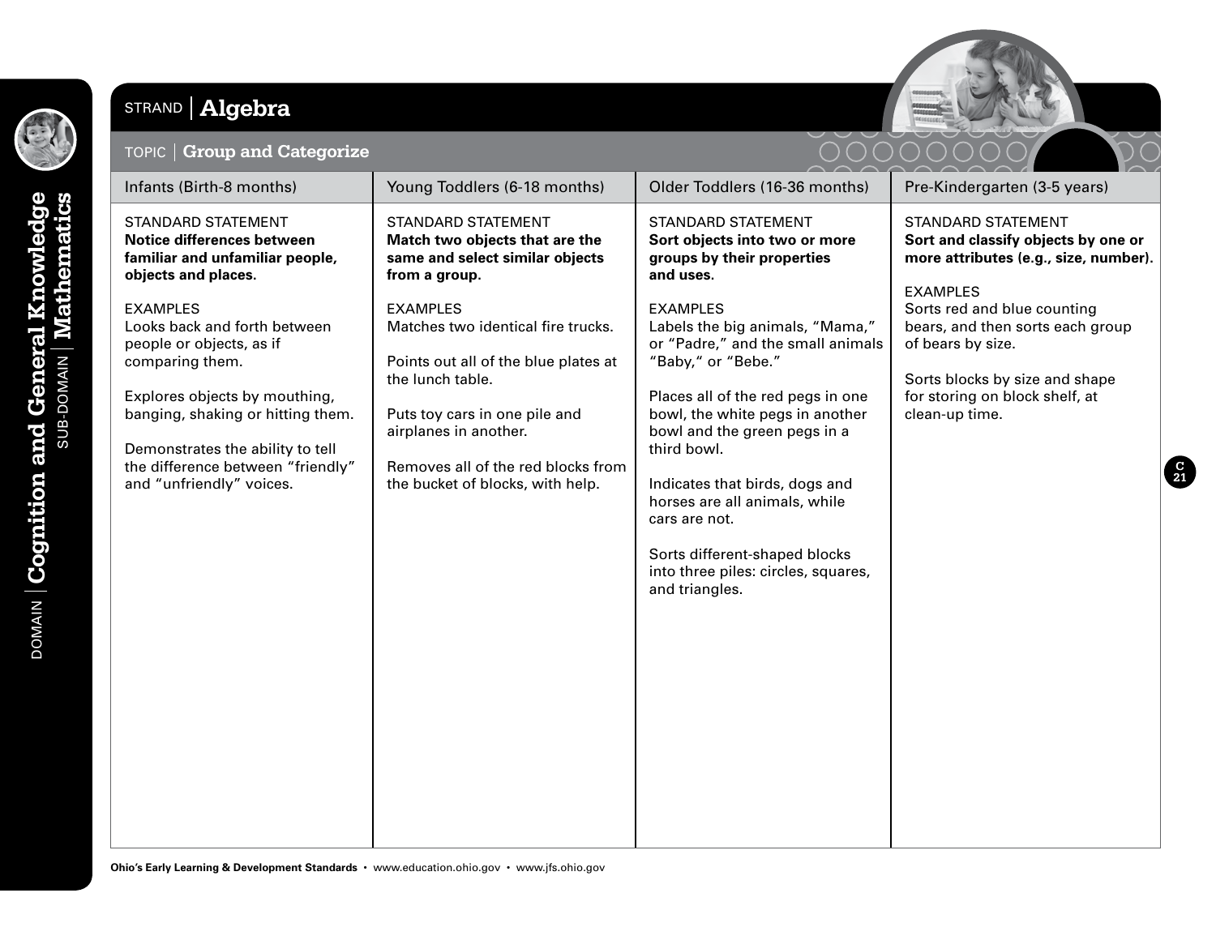DOMAIN | **Cognition and General Knowledge**
SUB-DOMAIN | **Mathematics**

## STRAND | Algebra

### TOPIC | Group and Categorize

| Infants (Birth-8 months) | Young Toddlers (6-18 months) | Older Toddlers (16-36 months) | Pre-Kindergarten (3-5 years) |
| --- | --- | --- | --- |
| STANDARD STATEMENT<br>**Notice differences between familiar and unfamiliar people, objects and places.** | STANDARD STATEMENT<br>**Match two objects that are the same and select similar objects from a group.** | STANDARD STATEMENT<br>**Sort objects into two or more groups by their properties and uses.** | STANDARD STATEMENT<br>**Sort and classify objects by one or more attributes (e.g., size, number).** |
| EXAMPLES<br>Looks back and forth between people or objects, as if comparing them.<br><br>Explores objects by mouthing, banging, shaking or hitting them.<br><br>Demonstrates the ability to tell the difference between "friendly" and "unfriendly" voices. | EXAMPLES<br>Matches two identical fire trucks.<br><br>Points out all of the blue plates at the lunch table.<br><br>Puts toy cars in one pile and airplanes in another.<br><br>Removes all of the red blocks from the bucket of blocks, with help. | EXAMPLES<br>Labels the big animals, "Mama," or "Padre," and the small animals "Baby," or "Bebe."<br><br>Places all of the red pegs in one bowl, the white pegs in another bowl and the green pegs in a third bowl.<br><br>Indicates that birds, dogs and horses are all animals, while cars are not.<br><br>Sorts different-shaped blocks into three piles: circles, squares, and triangles. | EXAMPLES<br>Sorts red and blue counting bears, and then sorts each group of bears by size.<br><br>Sorts blocks by size and shape for storing on block shelf, at clean-up time. |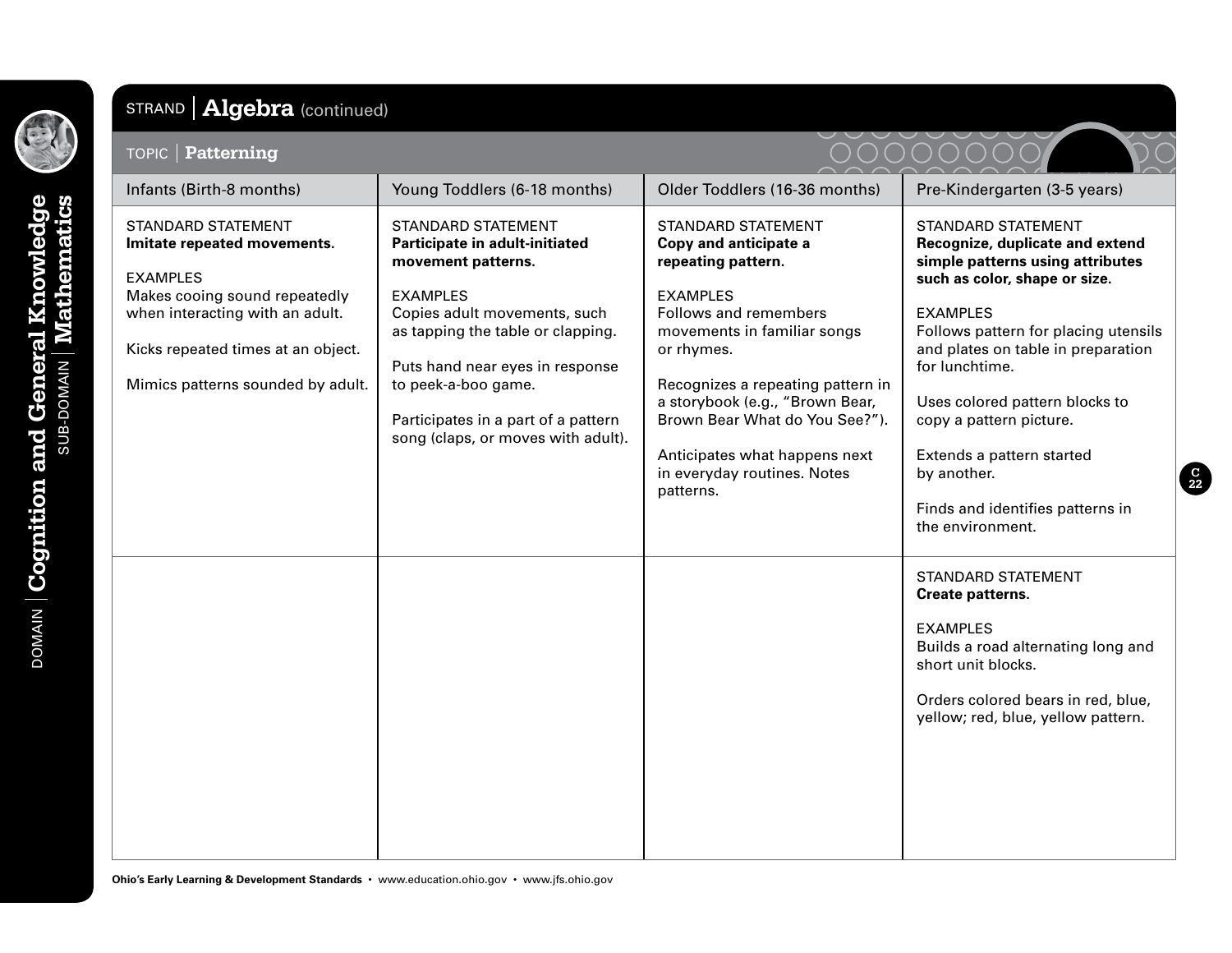DOMAIN | **Cognition and General Knowledge** SUB-DOMAIN | **Mathematics**

## STRAND | Algebra (continued)

### TOPIC | Patterning

| Infants (Birth-8 months) | Young Toddlers (6-18 months) | Older Toddlers (16-36 months) | Pre-Kindergarten (3-5 years) |
|---|---|---|---|
| STANDARD STATEMENT<br>**Imitate repeated movements.**<br><br>EXAMPLES<br>Makes cooing sound repeatedly when interacting with an adult.<br><br>Kicks repeated times at an object.<br><br>Mimics patterns sounded by adult. | STANDARD STATEMENT<br>**Participate in adult-initiated movement patterns.**<br><br>EXAMPLES<br>Copies adult movements, such as tapping the table or clapping.<br><br>Puts hand near eyes in response to peek-a-boo game.<br><br>Participates in a part of a pattern song (claps, or moves with adult). | STANDARD STATEMENT<br>**Copy and anticipate a repeating pattern.**<br><br>EXAMPLES<br>Follows and remembers movements in familiar songs or rhymes.<br><br>Recognizes a repeating pattern in a storybook (e.g., "Brown Bear, Brown Bear What do You See?").<br><br>Anticipates what happens next in everyday routines. Notes patterns. | STANDARD STATEMENT<br>**Recognize, duplicate and extend simple patterns using attributes such as color, shape or size.**<br><br>EXAMPLES<br>Follows pattern for placing utensils and plates on table in preparation for lunchtime.<br><br>Uses colored pattern blocks to copy a pattern picture.<br><br>Extends a pattern started by another.<br><br>Finds and identifies patterns in the environment. |
| | | | STANDARD STATEMENT<br>**Create patterns.**<br><br>EXAMPLES<br>Builds a road alternating long and short unit blocks.<br><br>Orders colored bears in red, blue, yellow; red, blue, yellow pattern. |

Ohio's Early Learning & Development Standards • www.education.ohio.gov • www.jfs.ohio.gov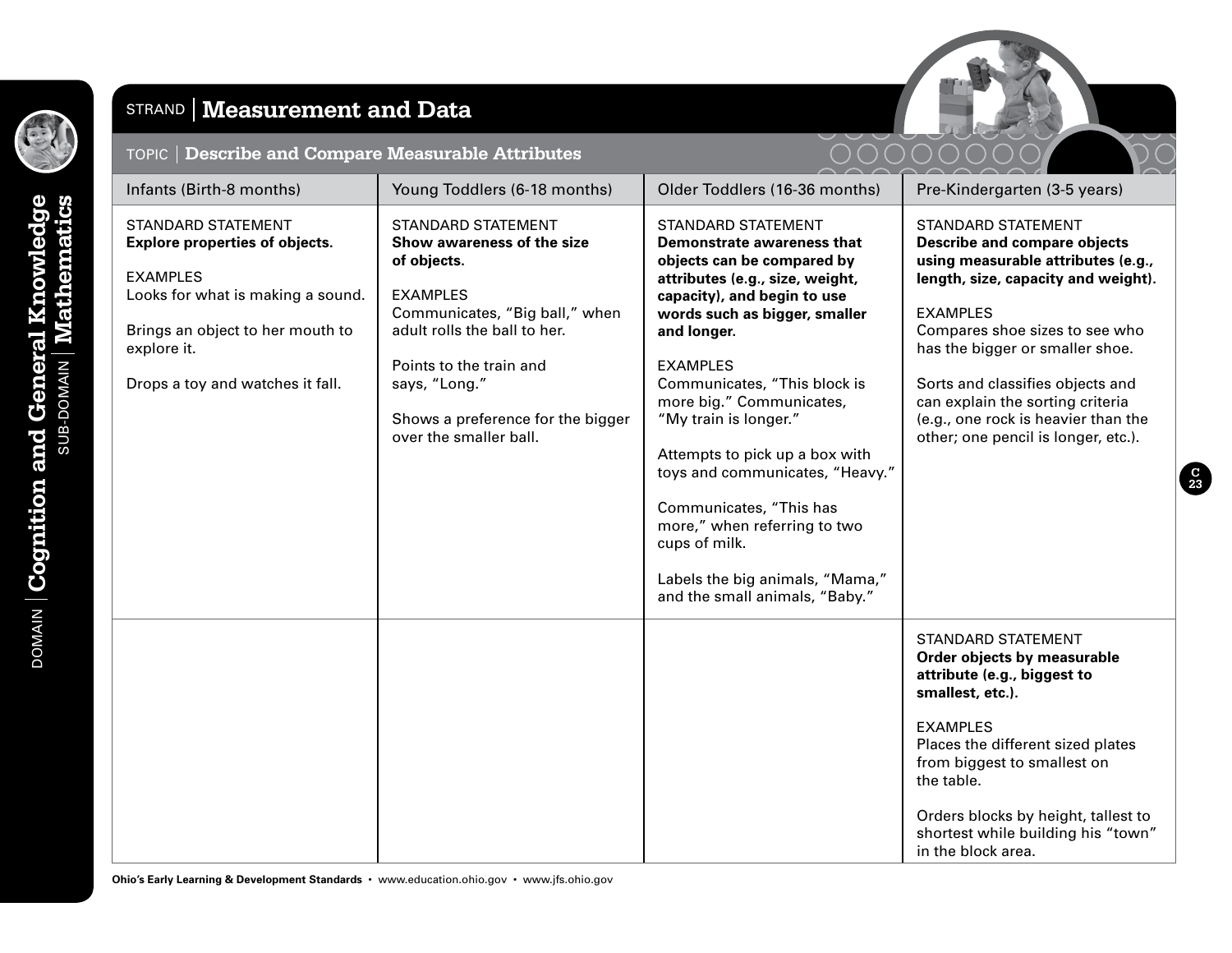DOMAIN | **Cognition and General Knowledge** SUB-DOMAIN | **Mathematics**

## STRAND | Measurement and Data

### TOPIC | Describe and Compare Measurable Attributes

| Infants (Birth-8 months) | Young Toddlers (6-18 months) | Older Toddlers (16-36 months) | Pre-Kindergarten (3-5 years) |
|---|---|---|---|
| STANDARD STATEMENT<br>**Explore properties of objects.**<br><br>EXAMPLES<br>Looks for what is making a sound.<br><br>Brings an object to her mouth to explore it.<br><br>Drops a toy and watches it fall. | STANDARD STATEMENT<br>**Show awareness of the size of objects.**<br><br>EXAMPLES<br>Communicates, "Big ball," when adult rolls the ball to her.<br><br>Points to the train and says, "Long."<br><br>Shows a preference for the bigger over the smaller ball. | STANDARD STATEMENT<br>**Demonstrate awareness that objects can be compared by attributes (e.g., size, weight, capacity), and begin to use words such as bigger, smaller and longer.**<br><br>EXAMPLES<br>Communicates, "This block is more big." Communicates, "My train is longer."<br><br>Attempts to pick up a box with toys and communicates, "Heavy."<br><br>Communicates, "This has more," when referring to two cups of milk.<br><br>Labels the big animals, "Mama," and the small animals, "Baby." | STANDARD STATEMENT<br>**Describe and compare objects using measurable attributes (e.g., length, size, capacity and weight).**<br><br>EXAMPLES<br>Compares shoe sizes to see who has the bigger or smaller shoe.<br><br>Sorts and classifies objects and can explain the sorting criteria (e.g., one rock is heavier than the other; one pencil is longer, etc.). |
| | | | STANDARD STATEMENT<br>**Order objects by measurable attribute (e.g., biggest to smallest, etc.).**<br><br>EXAMPLES<br>Places the different sized plates from biggest to smallest on the table.<br><br>Orders blocks by height, tallest to shortest while building his "town" in the block area. |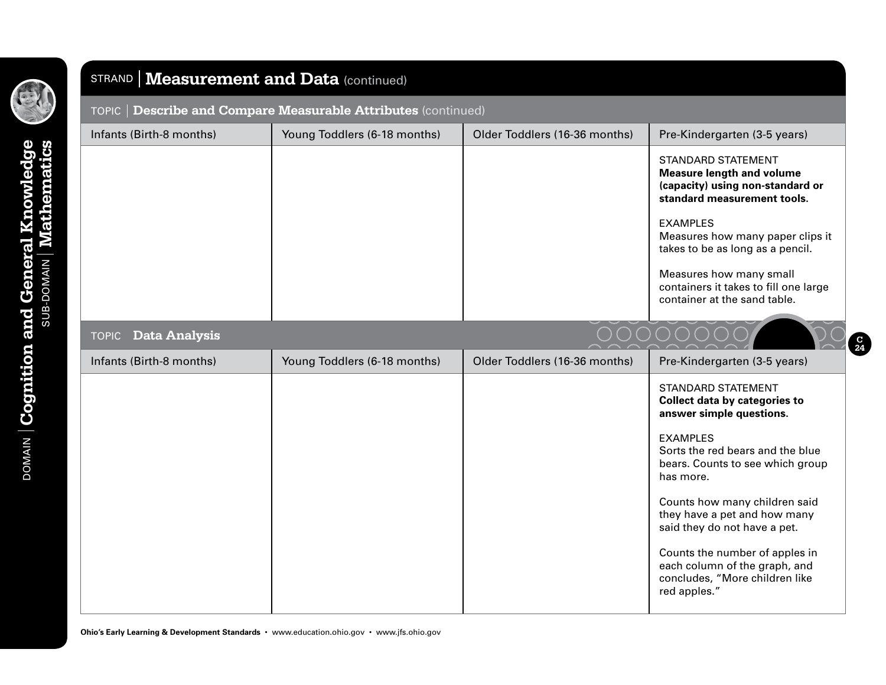## STRAND | Measurement and Data (continued)

### TOPIC | Describe and Compare Measurable Attributes (continued)

| Infants (Birth-8 months) | Young Toddlers (6-18 months) | Older Toddlers (16-36 months) | Pre-Kindergarten (3-5 years) |
|---|---|---|---|
| | | | STANDARD STATEMENT<br>**Measure length and volume (capacity) using non-standard or standard measurement tools.**<br><br>EXAMPLES<br>Measures how many paper clips it takes to be as long as a pencil.<br><br>Measures how many small containers it takes to fill one large container at the sand table. |

### TOPIC Data Analysis

| Infants (Birth-8 months) | Young Toddlers (6-18 months) | Older Toddlers (16-36 months) | Pre-Kindergarten (3-5 years) |
|---|---|---|---|
| | | | STANDARD STATEMENT<br>**Collect data by categories to answer simple questions.**<br><br>EXAMPLES<br>Sorts the red bears and the blue bears. Counts to see which group has more.<br><br>Counts how many children said they have a pet and how many said they do not have a pet.<br><br>Counts the number of apples in each column of the graph, and concludes, "More children like red apples." |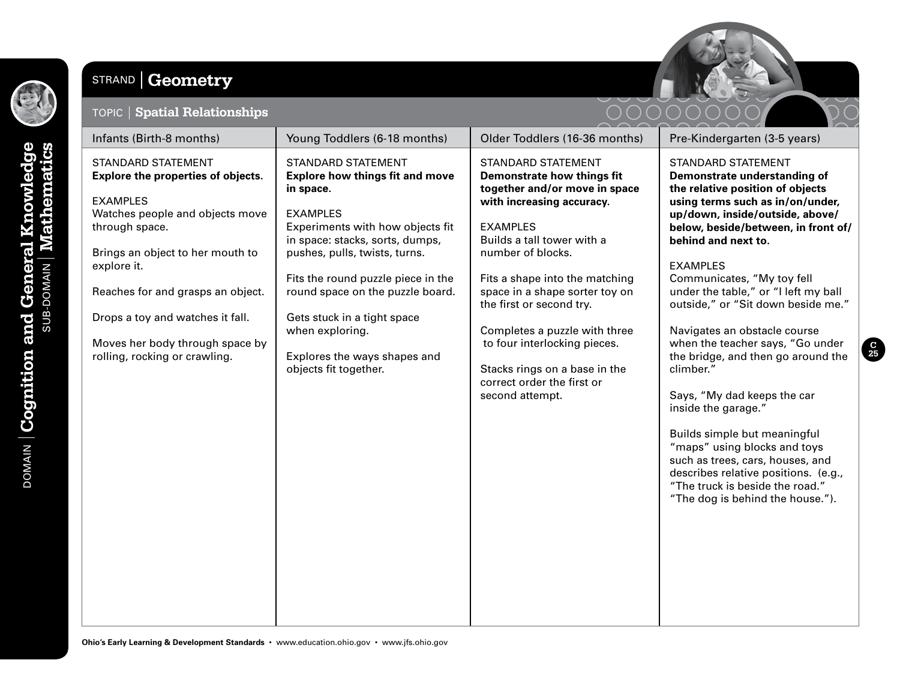DOMAIN | **Cognition and General Knowledge** SUB-DOMAIN | **Mathematics**

STRAND | **Geometry**

TOPIC | **Spatial Relationships**

| Infants (Birth-8 months) | Young Toddlers (6-18 months) | Older Toddlers (16-36 months) | Pre-Kindergarten (3-5 years) |
|---|---|---|---|
| STANDARD STATEMENT<br>**Explore the properties of objects.**<br><br>EXAMPLES<br>Watches people and objects move through space.<br><br>Brings an object to her mouth to explore it.<br><br>Reaches for and grasps an object.<br><br>Drops a toy and watches it fall.<br><br>Moves her body through space by rolling, rocking or crawling. | STANDARD STATEMENT<br>**Explore how things fit and move in space.**<br><br>EXAMPLES<br>Experiments with how objects fit in space: stacks, sorts, dumps, pushes, pulls, twists, turns.<br><br>Fits the round puzzle piece in the round space on the puzzle board.<br><br>Gets stuck in a tight space when exploring.<br><br>Explores the ways shapes and objects fit together. | STANDARD STATEMENT<br>**Demonstrate how things fit together and/or move in space with increasing accuracy.**<br><br>EXAMPLES<br>Builds a tall tower with a number of blocks.<br><br>Fits a shape into the matching space in a shape sorter toy on the first or second try.<br><br>Completes a puzzle with three to four interlocking pieces.<br><br>Stacks rings on a base in the correct order the first or second attempt. | STANDARD STATEMENT<br>**Demonstrate understanding of the relative position of objects using terms such as in/on/under, up/down, inside/outside, above/below, beside/between, in front of/behind and next to.**<br><br>EXAMPLES<br>Communicates, "My toy fell under the table," or "I left my ball outside," or "Sit down beside me."<br><br>Navigates an obstacle course when the teacher says, "Go under the bridge, and then go around the climber."<br><br>Says, "My dad keeps the car inside the garage."<br><br>Builds simple but meaningful "maps" using blocks and toys such as trees, cars, houses, and describes relative positions. (e.g., "The truck is beside the road." "The dog is behind the house."). |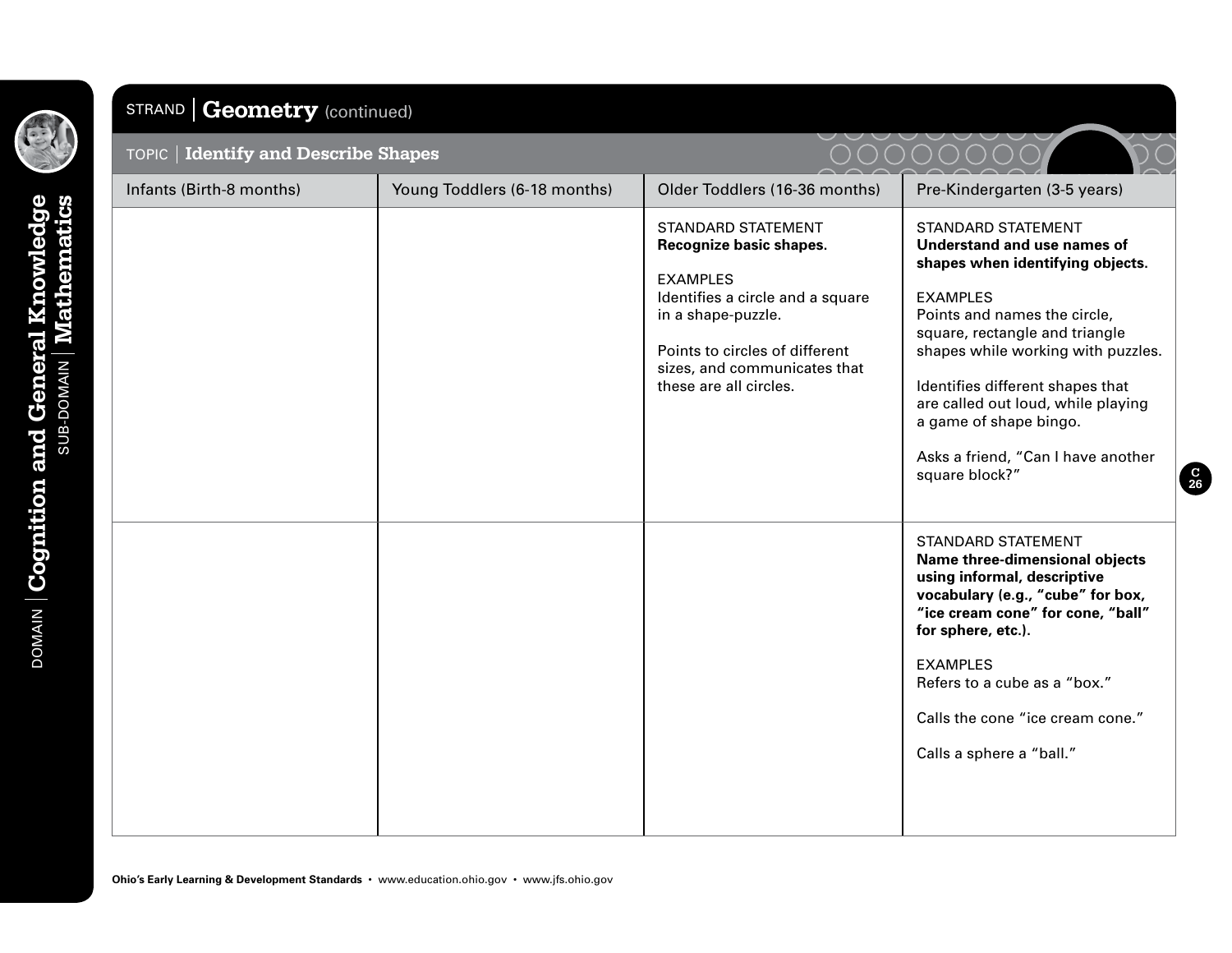## STRAND | Geometry (continued)

### TOPIC | Identify and Describe Shapes

| Infants (Birth-8 months) | Young Toddlers (6-18 months) | Older Toddlers (16-36 months) | Pre-Kindergarten (3-5 years) |
|---|---|---|---|
| | | STANDARD STATEMENT<br>**Recognize basic shapes.**<br><br>EXAMPLES<br>Identifies a circle and a square in a shape-puzzle.<br><br>Points to circles of different sizes, and communicates that these are all circles. | STANDARD STATEMENT<br>**Understand and use names of shapes when identifying objects.**<br><br>EXAMPLES<br>Points and names the circle, square, rectangle and triangle shapes while working with puzzles.<br><br>Identifies different shapes that are called out loud, while playing a game of shape bingo.<br><br>Asks a friend, "Can I have another square block?" |
| | | | STANDARD STATEMENT<br>**Name three-dimensional objects using informal, descriptive vocabulary (e.g., "cube" for box, "ice cream cone" for cone, "ball" for sphere, etc.).**<br><br>EXAMPLES<br>Refers to a cube as a "box."<br><br>Calls the cone "ice cream cone."<br><br>Calls a sphere a "ball." |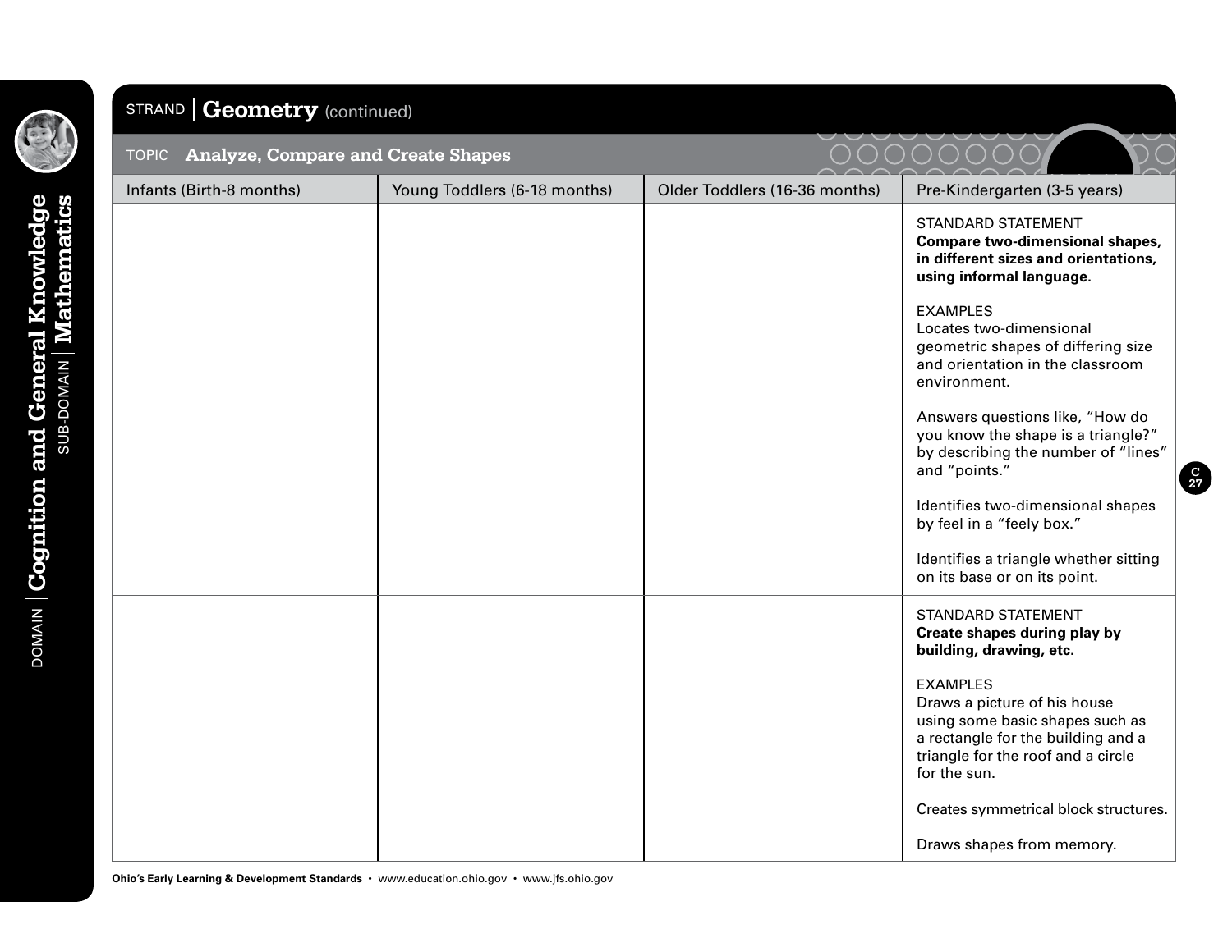STRAND | **Geometry** (continued)

TOPIC | **Analyze, Compare and Create Shapes**

| Infants (Birth-8 months) | Young Toddlers (6-18 months) | Older Toddlers (16-36 months) | Pre-Kindergarten (3-5 years) |
|---|---|---|---|
| | | | STANDARD STATEMENT<br>**Compare two-dimensional shapes, in different sizes and orientations, using informal language.**<br><br>EXAMPLES<br>Locates two-dimensional geometric shapes of differing size and orientation in the classroom environment.<br><br>Answers questions like, "How do you know the shape is a triangle?" by describing the number of "lines" and "points."<br><br>Identifies two-dimensional shapes by feel in a "feely box."<br><br>Identifies a triangle whether sitting on its base or on its point. |
| | | | STANDARD STATEMENT<br>**Create shapes during play by building, drawing, etc.**<br><br>EXAMPLES<br>Draws a picture of his house using some basic shapes such as a rectangle for the building and a triangle for the roof and a circle for the sun.<br><br>Creates symmetrical block structures.<br><br>Draws shapes from memory. |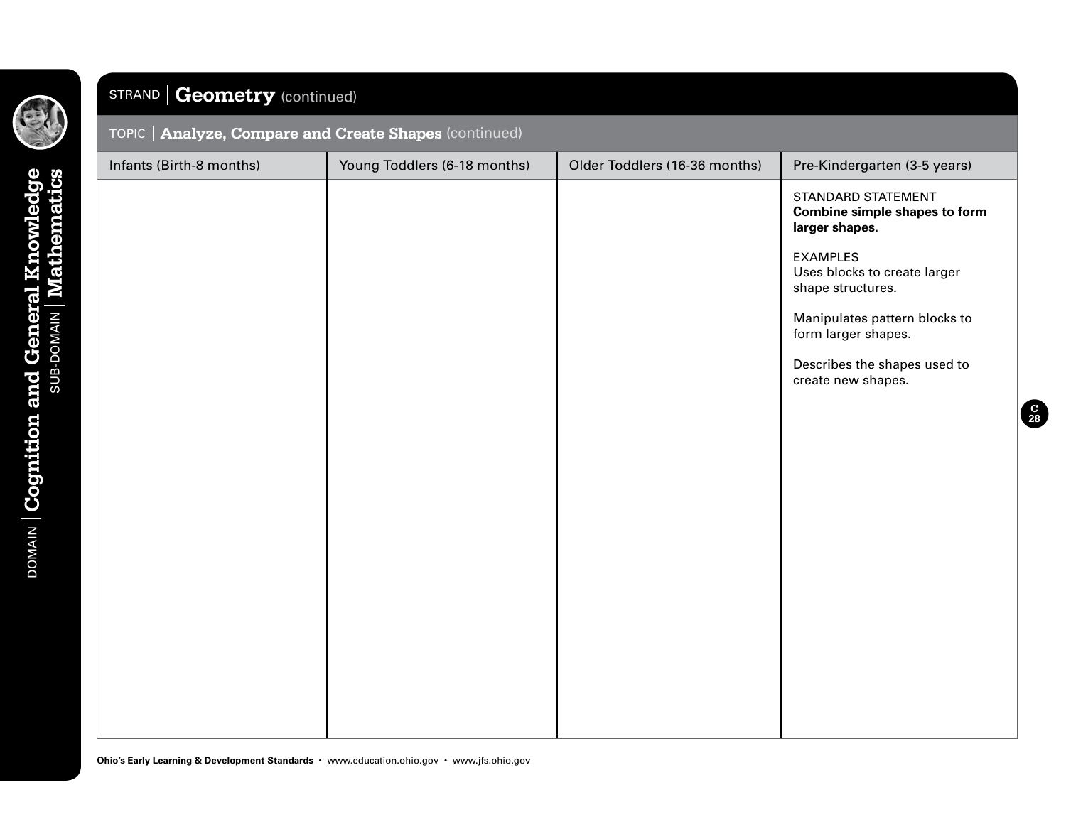## STRAND | **Geometry** (continued)

### TOPIC | **Analyze, Compare and Create Shapes** (continued)

| Infants (Birth-8 months) | Young Toddlers (6-18 months) | Older Toddlers (16-36 months) | Pre-Kindergarten (3-5 years) |
|---|---|---|---|
| | | | STANDARD STATEMENT<br>**Combine simple shapes to form larger shapes.**<br><br>EXAMPLES<br>Uses blocks to create larger shape structures.<br><br>Manipulates pattern blocks to form larger shapes.<br><br>Describes the shapes used to create new shapes. |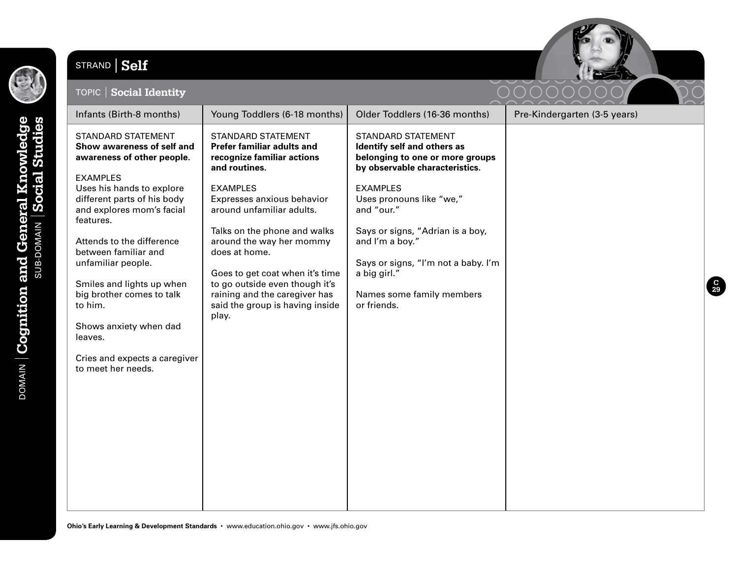DOMAIN | **Cognition and General Knowledge**
SUB-DOMAIN | **Social Studies**

## STRAND | Self

### TOPIC | Social Identity

| Infants (Birth-8 months) | Young Toddlers (6-18 months) | Older Toddlers (16-36 months) | Pre-Kindergarten (3-5 years) |
|---|---|---|---|
| STANDARD STATEMENT<br>**Show awareness of self and awareness of other people.**<br><br>EXAMPLES<br>Uses his hands to explore different parts of his body and explores mom's facial features.<br><br>Attends to the difference between familiar and unfamiliar people.<br><br>Smiles and lights up when big brother comes to talk to him.<br><br>Shows anxiety when dad leaves.<br><br>Cries and expects a caregiver to meet her needs. | STANDARD STATEMENT<br>**Prefer familiar adults and recognize familiar actions and routines.**<br><br>EXAMPLES<br>Expresses anxious behavior around unfamiliar adults.<br><br>Talks on the phone and walks around the way her mommy does at home.<br><br>Goes to get coat when it's time to go outside even though it's raining and the caregiver has said the group is having inside play. | STANDARD STATEMENT<br>**Identify self and others as belonging to one or more groups by observable characteristics.**<br><br>EXAMPLES<br>Uses pronouns like "we," and "our."<br><br>Says or signs, "Adrian is a boy, and I'm a boy."<br><br>Says or signs, "I'm not a baby. I'm a big girl."<br><br>Names some family members or friends. | |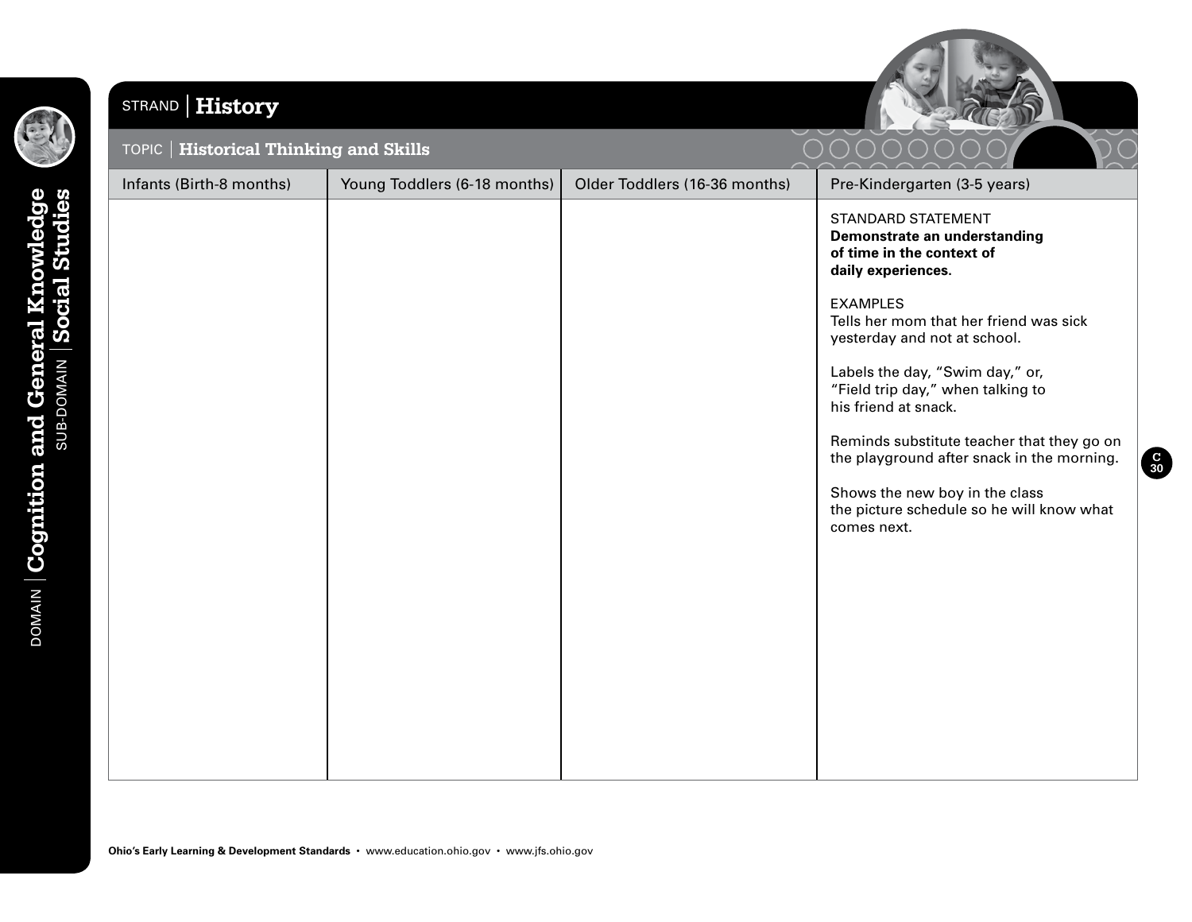DOMAIN | **Cognition and General Knowledge**
SUB-DOMAIN | **Social Studies**

STRAND | **History**

TOPIC | **Historical Thinking and Skills**

| Infants (Birth-8 months) | Young Toddlers (6-18 months) | Older Toddlers (16-36 months) | Pre-Kindergarten (3-5 years) |
| --- | --- | --- | --- |
| | | | STANDARD STATEMENT<br>**Demonstrate an understanding of time in the context of daily experiences.**<br><br>EXAMPLES<br>Tells her mom that her friend was sick yesterday and not at school.<br><br>Labels the day, "Swim day," or, "Field trip day," when talking to his friend at snack.<br><br>Reminds substitute teacher that they go on the playground after snack in the morning.<br><br>Shows the new boy in the class the picture schedule so he will know what comes next. |

**Ohio's Early Learning & Development Standards** • www.education.ohio.gov • www.jfs.ohio.gov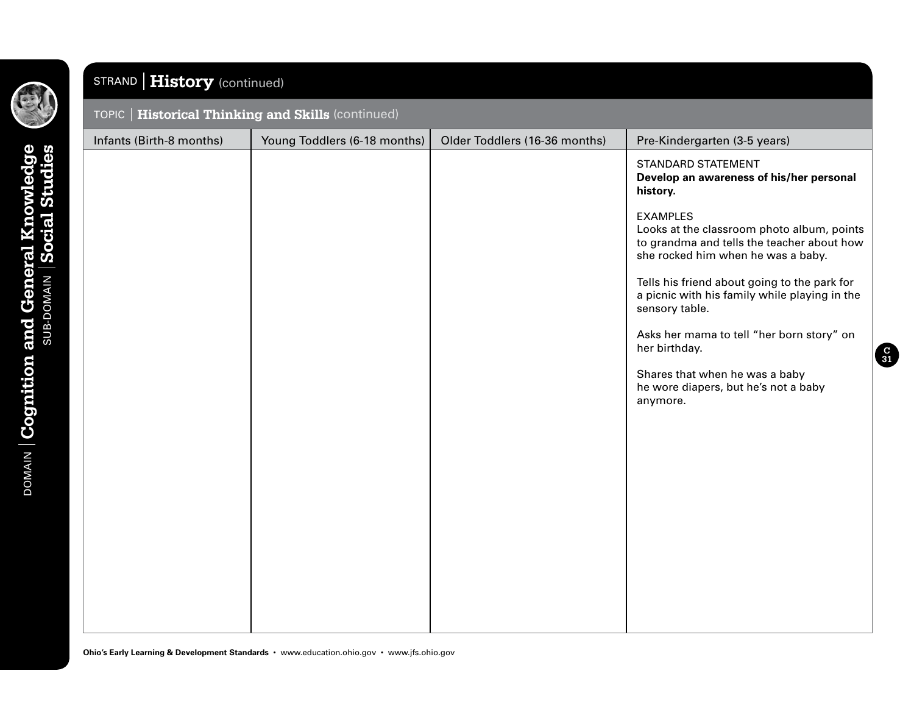# STRAND | History (continued)

## TOPIC | Historical Thinking and Skills (continued)

| Infants (Birth-8 months) | Young Toddlers (6-18 months) | Older Toddlers (16-36 months) | Pre-Kindergarten (3-5 years) |
|---|---|---|---|
| | | | STANDARD STATEMENT<br>**Develop an awareness of his/her personal history.**<br><br>EXAMPLES<br>Looks at the classroom photo album, points to grandma and tells the teacher about how she rocked him when he was a baby.<br><br>Tells his friend about going to the park for a picnic with his family while playing in the sensory table.<br><br>Asks her mama to tell "her born story" on her birthday.<br><br>Shares that when he was a baby he wore diapers, but he's not a baby anymore. |

DOMAIN | **Cognition and General Knowledge**
SUB-DOMAIN | **Social Studies**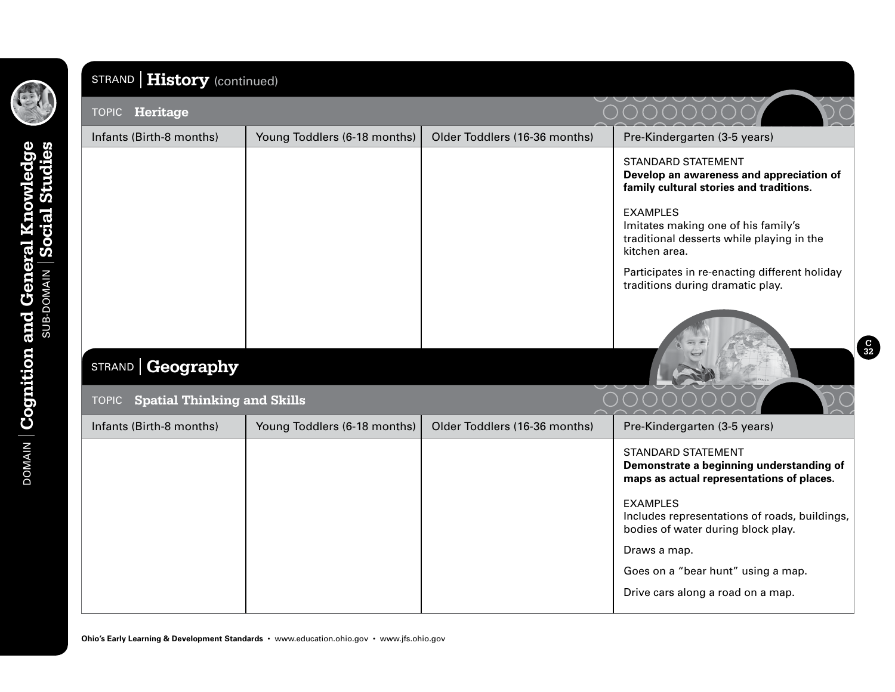## STRAND | History (continued)

### TOPIC Heritage

| Infants (Birth-8 months) | Young Toddlers (6-18 months) | Older Toddlers (16-36 months) | Pre-Kindergarten (3-5 years) |
|---|---|---|---|
| | | | STANDARD STATEMENT<br>**Develop an awareness and appreciation of family cultural stories and traditions.**<br><br>EXAMPLES<br>Imitates making one of his family's traditional desserts while playing in the kitchen area.<br><br>Participates in re-enacting different holiday traditions during dramatic play. |

## STRAND | Geography

### TOPIC Spatial Thinking and Skills

| Infants (Birth-8 months) | Young Toddlers (6-18 months) | Older Toddlers (16-36 months) | Pre-Kindergarten (3-5 years) |
|---|---|---|---|
| | | | STANDARD STATEMENT<br>**Demonstrate a beginning understanding of maps as actual representations of places.**<br><br>EXAMPLES<br>Includes representations of roads, buildings, bodies of water during block play.<br><br>Draws a map.<br><br>Goes on a "bear hunt" using a map.<br><br>Drive cars along a road on a map. |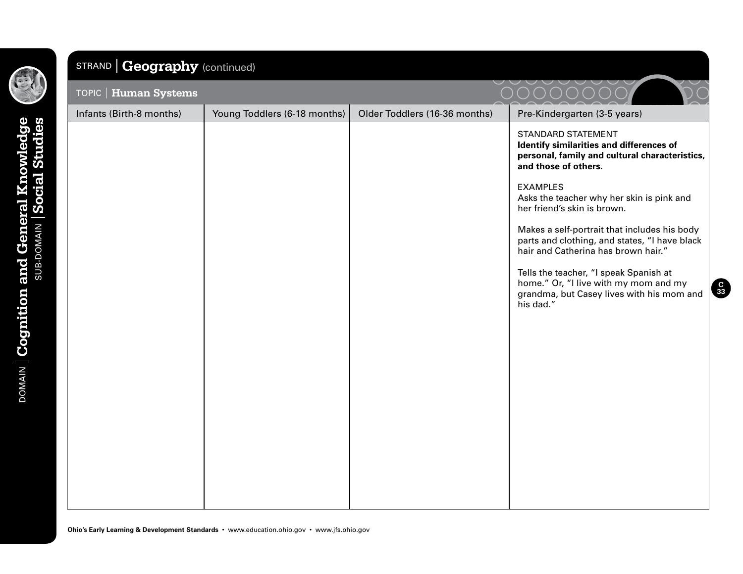## STRAND | Geography (continued)

### TOPIC | Human Systems

| Infants (Birth-8 months) | Young Toddlers (6-18 months) | Older Toddlers (16-36 months) | Pre-Kindergarten (3-5 years) |
|---|---|---|---|
| | | | STANDARD STATEMENT<br>**Identify similarities and differences of personal, family and cultural characteristics, and those of others.**<br><br>EXAMPLES<br>Asks the teacher why her skin is pink and her friend's skin is brown.<br><br>Makes a self-portrait that includes his body parts and clothing, and states, "I have black hair and Catherina has brown hair."<br><br>Tells the teacher, "I speak Spanish at home." Or, "I live with my mom and my grandma, but Casey lives with his mom and his dad." |

DOMAIN | **Cognition and General Knowledge** SUB-DOMAIN | **Social Studies**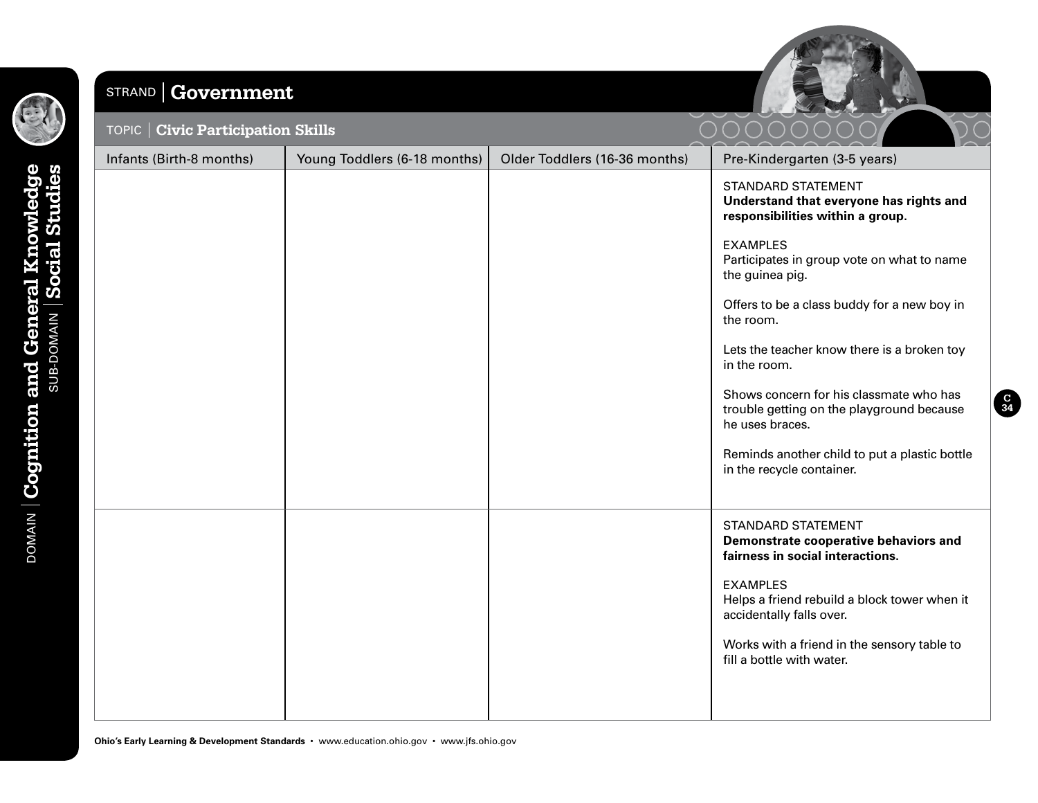DOMAIN | **Cognition and General Knowledge**
SUB-DOMAIN | **Social Studies**

## STRAND | Government

### TOPIC | Civic Participation Skills

| Infants (Birth-8 months) | Young Toddlers (6-18 months) | Older Toddlers (16-36 months) | Pre-Kindergarten (3-5 years) |
|---|---|---|---|
| | | | STANDARD STATEMENT<br>**Understand that everyone has rights and responsibilities within a group.**<br><br>EXAMPLES<br>Participates in group vote on what to name the guinea pig.<br><br>Offers to be a class buddy for a new boy in the room.<br><br>Lets the teacher know there is a broken toy in the room.<br><br>Shows concern for his classmate who has trouble getting on the playground because he uses braces.<br><br>Reminds another child to put a plastic bottle in the recycle container. |
| | | | STANDARD STATEMENT<br>**Demonstrate cooperative behaviors and fairness in social interactions.**<br><br>EXAMPLES<br>Helps a friend rebuild a block tower when it accidentally falls over.<br><br>Works with a friend in the sensory table to fill a bottle with water. |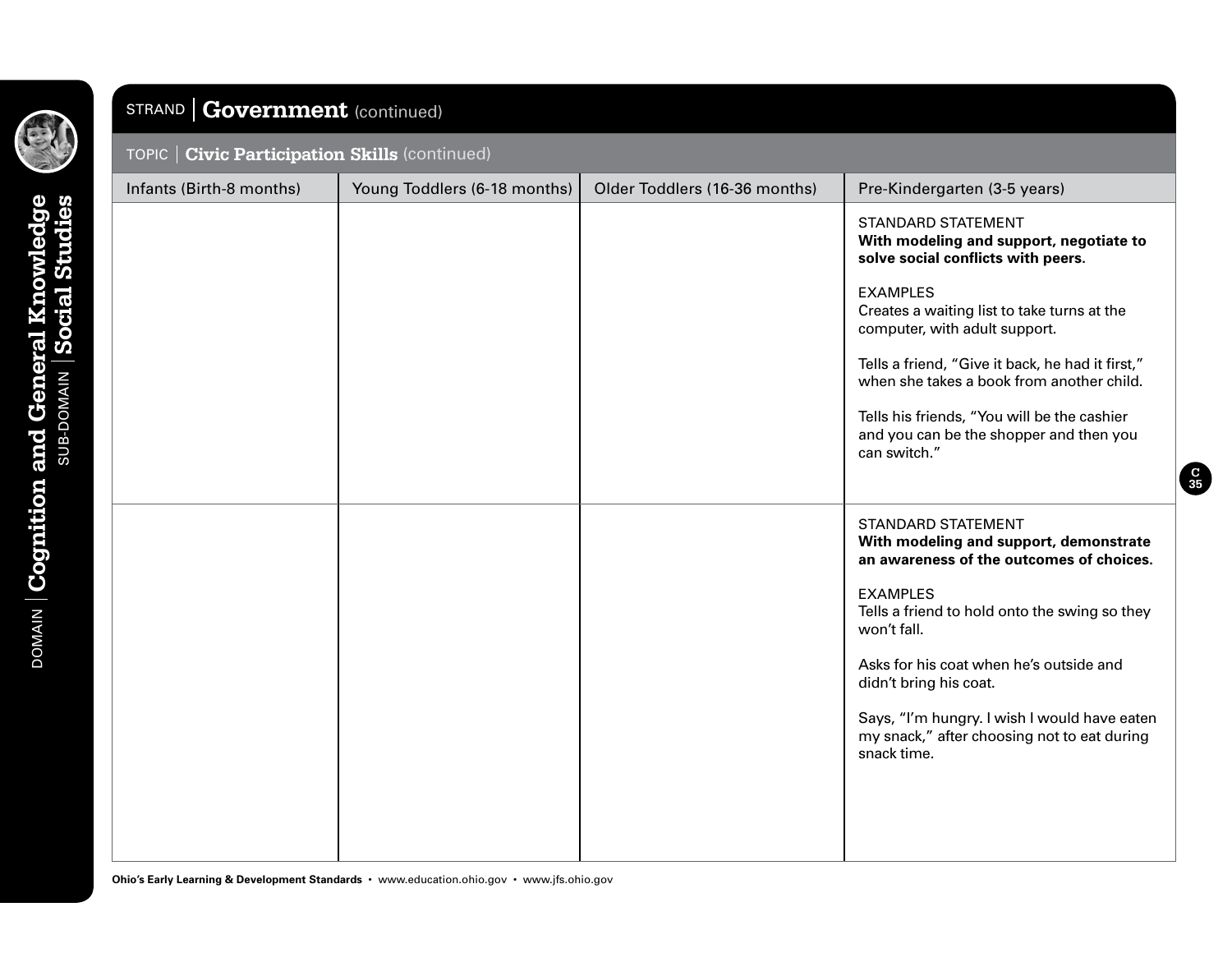## STRAND | Government (continued)

### TOPIC | Civic Participation Skills (continued)

| Infants (Birth-8 months) | Young Toddlers (6-18 months) | Older Toddlers (16-36 months) | Pre-Kindergarten (3-5 years) |
|---|---|---|---|
| | | | STANDARD STATEMENT<br>**With modeling and support, negotiate to solve social conflicts with peers.**<br><br>EXAMPLES<br>Creates a waiting list to take turns at the computer, with adult support.<br><br>Tells a friend, "Give it back, he had it first," when she takes a book from another child.<br><br>Tells his friends, "You will be the cashier and you can be the shopper and then you can switch." |
| | | | STANDARD STATEMENT<br>**With modeling and support, demonstrate an awareness of the outcomes of choices.**<br><br>EXAMPLES<br>Tells a friend to hold onto the swing so they won't fall.<br><br>Asks for his coat when he's outside and didn't bring his coat.<br><br>Says, "I'm hungry. I wish I would have eaten my snack," after choosing not to eat during snack time. |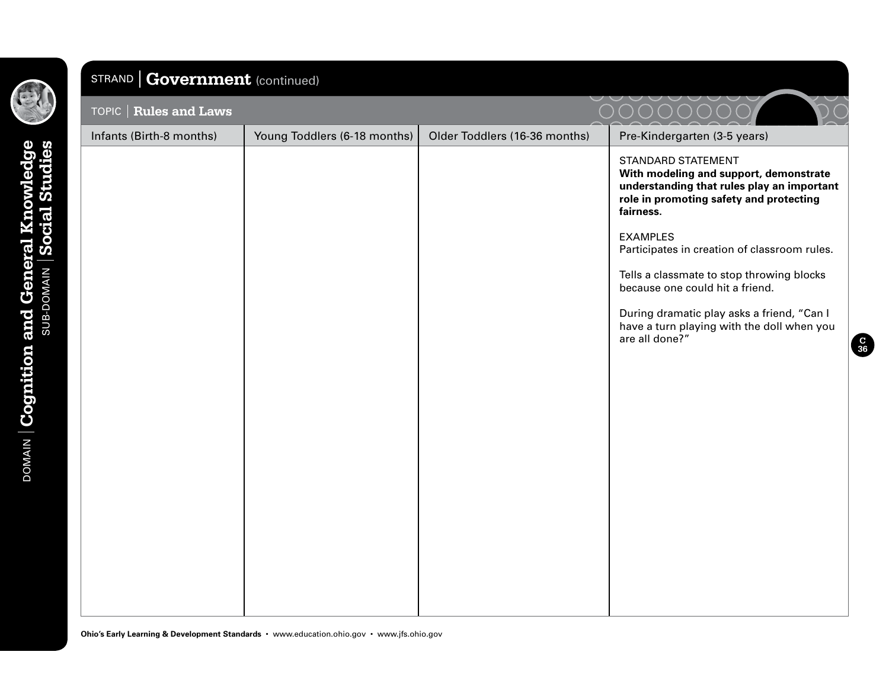## STRAND | Government (continued)

### TOPIC | Rules and Laws

| Infants (Birth-8 months) | Young Toddlers (6-18 months) | Older Toddlers (16-36 months) | Pre-Kindergarten (3-5 years) |
|---|---|---|---|
| | | | STANDARD STATEMENT<br>**With modeling and support, demonstrate understanding that rules play an important role in promoting safety and protecting fairness.**<br><br>EXAMPLES<br>Participates in creation of classroom rules.<br><br>Tells a classmate to stop throwing blocks because one could hit a friend.<br><br>During dramatic play asks a friend, "Can I have a turn playing with the doll when you are all done?" |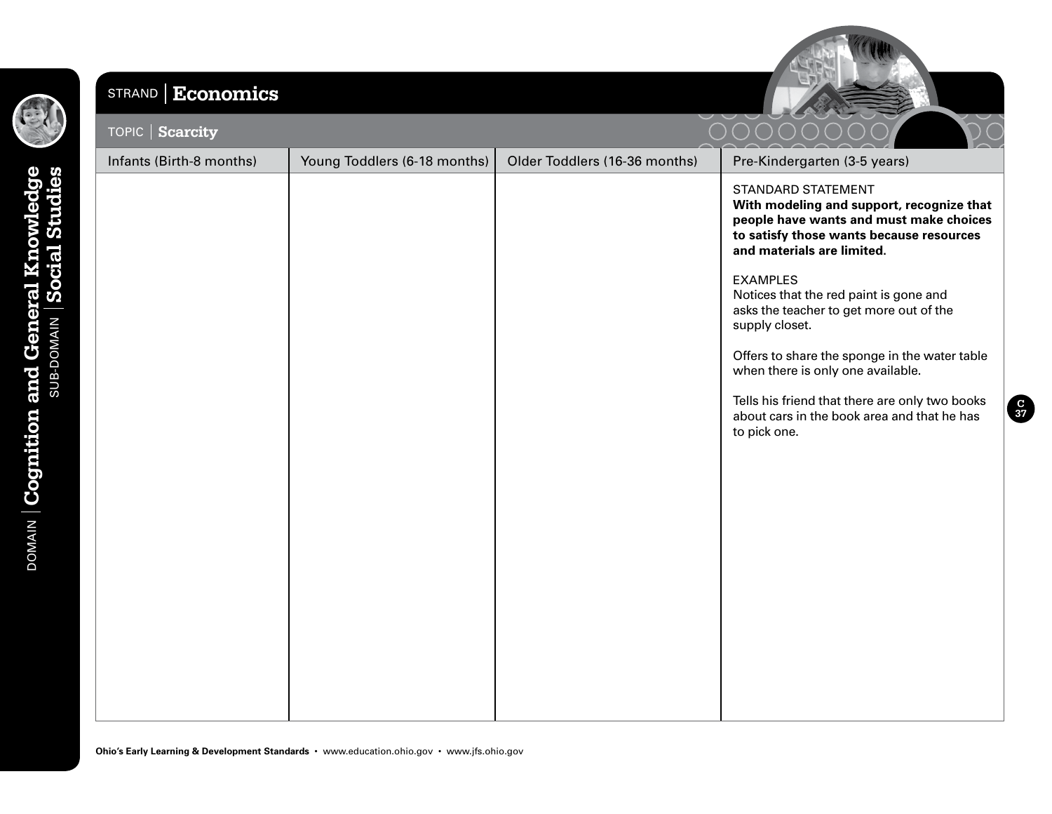STRAND | **Economics**

TOPIC | **Scarcity**

| Infants (Birth-8 months) | Young Toddlers (6-18 months) | Older Toddlers (16-36 months) | Pre-Kindergarten (3-5 years) |
|---|---|---|---|
| | | | STANDARD STATEMENT<br>**With modeling and support, recognize that people have wants and must make choices to satisfy those wants because resources and materials are limited.**<br><br>EXAMPLES<br>Notices that the red paint is gone and asks the teacher to get more out of the supply closet.<br><br>Offers to share the sponge in the water table when there is only one available.<br><br>Tells his friend that there are only two books about cars in the book area and that he has to pick one. |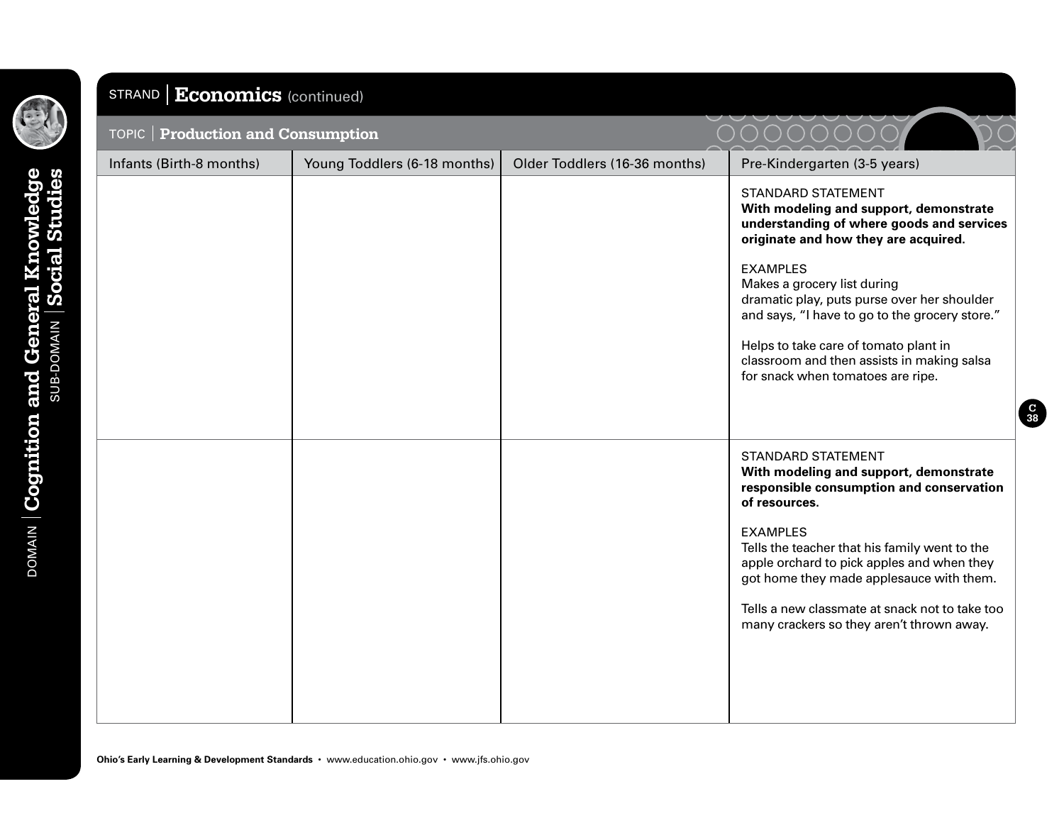## STRAND | Economics (continued)

### TOPIC | Production and Consumption

| Infants (Birth-8 months) | Young Toddlers (6-18 months) | Older Toddlers (16-36 months) | Pre-Kindergarten (3-5 years) |
|---|---|---|---|
| | | | STANDARD STATEMENT<br>**With modeling and support, demonstrate understanding of where goods and services originate and how they are acquired.**<br><br>EXAMPLES<br>Makes a grocery list during dramatic play, puts purse over her shoulder and says, "I have to go to the grocery store."<br><br>Helps to take care of tomato plant in classroom and then assists in making salsa for snack when tomatoes are ripe. |
| | | | STANDARD STATEMENT<br>**With modeling and support, demonstrate responsible consumption and conservation of resources.**<br><br>EXAMPLES<br>Tells the teacher that his family went to the apple orchard to pick apples and when they got home they made applesauce with them.<br><br>Tells a new classmate at snack not to take too many crackers so they aren't thrown away. |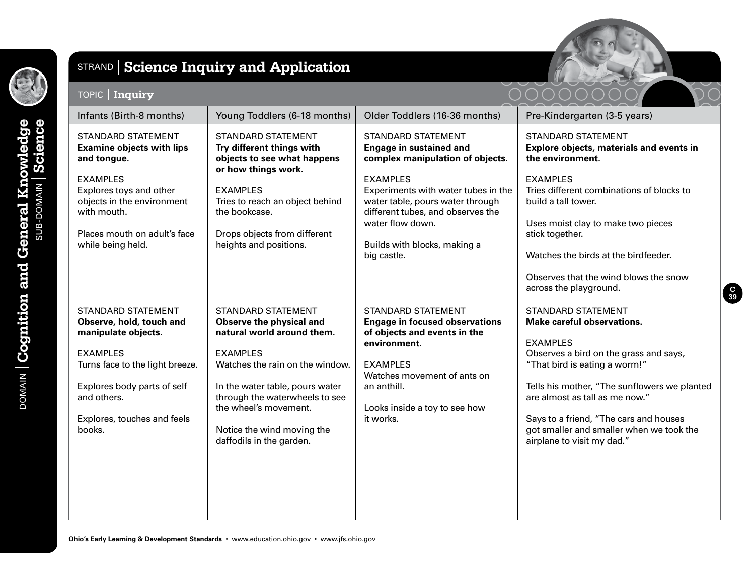DOMAIN | **Cognition and General Knowledge** SUB-DOMAIN | **Science**

STRAND | **Science Inquiry and Application**

TOPIC | **Inquiry**

| Infants (Birth-8 months) | Young Toddlers (6-18 months) | Older Toddlers (16-36 months) | Pre-Kindergarten (3-5 years) |
| --- | --- | --- | --- |
| STANDARD STATEMENT<br>**Examine objects with lips and tongue.**<br><br>EXAMPLES<br>Explores toys and other objects in the environment with mouth.<br><br>Places mouth on adult's face while being held. | STANDARD STATEMENT<br>**Try different things with objects to see what happens or how things work.**<br><br>EXAMPLES<br>Tries to reach an object behind the bookcase.<br><br>Drops objects from different heights and positions. | STANDARD STATEMENT<br>**Engage in sustained and complex manipulation of objects.**<br><br>EXAMPLES<br>Experiments with water tubes in the water table, pours water through different tubes, and observes the water flow down.<br><br>Builds with blocks, making a big castle. | STANDARD STATEMENT<br>**Explore objects, materials and events in the environment.**<br><br>EXAMPLES<br>Tries different combinations of blocks to build a tall tower.<br><br>Uses moist clay to make two pieces stick together.<br><br>Watches the birds at the birdfeeder.<br><br>Observes that the wind blows the snow across the playground. |
| STANDARD STATEMENT<br>**Observe, hold, touch and manipulate objects.**<br><br>EXAMPLES<br>Turns face to the light breeze.<br><br>Explores body parts of self and others.<br><br>Explores, touches and feels books. | STANDARD STATEMENT<br>**Observe the physical and natural world around them.**<br><br>EXAMPLES<br>Watches the rain on the window.<br><br>In the water table, pours water through the waterwheels to see the wheel's movement.<br><br>Notice the wind moving the daffodils in the garden. | STANDARD STATEMENT<br>**Engage in focused observations of objects and events in the environment.**<br><br>EXAMPLES<br>Watches movement of ants on an anthill.<br><br>Looks inside a toy to see how it works. | STANDARD STATEMENT<br>**Make careful observations.**<br><br>EXAMPLES<br>Observes a bird on the grass and says, "That bird is eating a worm!"<br><br>Tells his mother, "The sunflowers we planted are almost as tall as me now."<br><br>Says to a friend, "The cars and houses got smaller and smaller when we took the airplane to visit my dad." |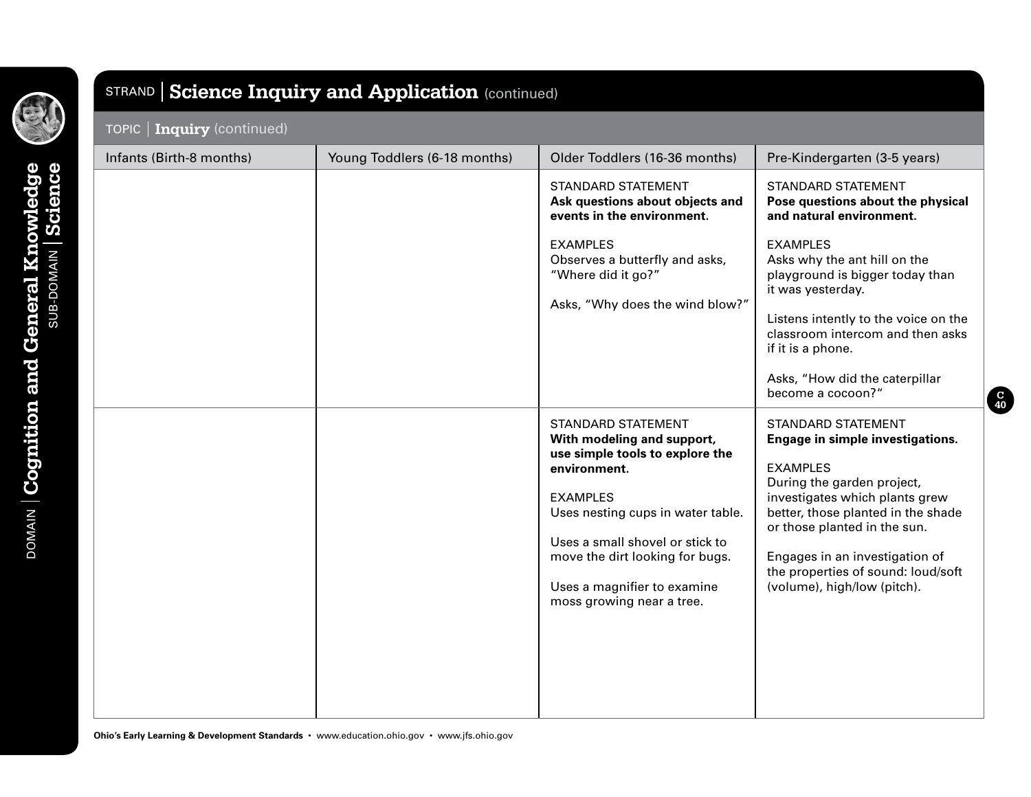## STRAND | Science Inquiry and Application (continued)

### TOPIC | Inquiry (continued)

| Infants (Birth-8 months) | Young Toddlers (6-18 months) | Older Toddlers (16-36 months) | Pre-Kindergarten (3-5 years) |
|---|---|---|---|
| | | STANDARD STATEMENT<br>**Ask questions about objects and events in the environment.**<br><br>EXAMPLES<br>Observes a butterfly and asks, "Where did it go?"<br><br>Asks, "Why does the wind blow?" | STANDARD STATEMENT<br>**Pose questions about the physical and natural environment.**<br><br>EXAMPLES<br>Asks why the ant hill on the playground is bigger today than it was yesterday.<br><br>Listens intently to the voice on the classroom intercom and then asks if it is a phone.<br><br>Asks, "How did the caterpillar become a cocoon?" |
| | | STANDARD STATEMENT<br>**With modeling and support, use simple tools to explore the environment.**<br><br>EXAMPLES<br>Uses nesting cups in water table.<br><br>Uses a small shovel or stick to move the dirt looking for bugs.<br><br>Uses a magnifier to examine moss growing near a tree. | STANDARD STATEMENT<br>**Engage in simple investigations.**<br><br>EXAMPLES<br>During the garden project, investigates which plants grew better, those planted in the shade or those planted in the sun.<br><br>Engages in an investigation of the properties of sound: loud/soft (volume), high/low (pitch). |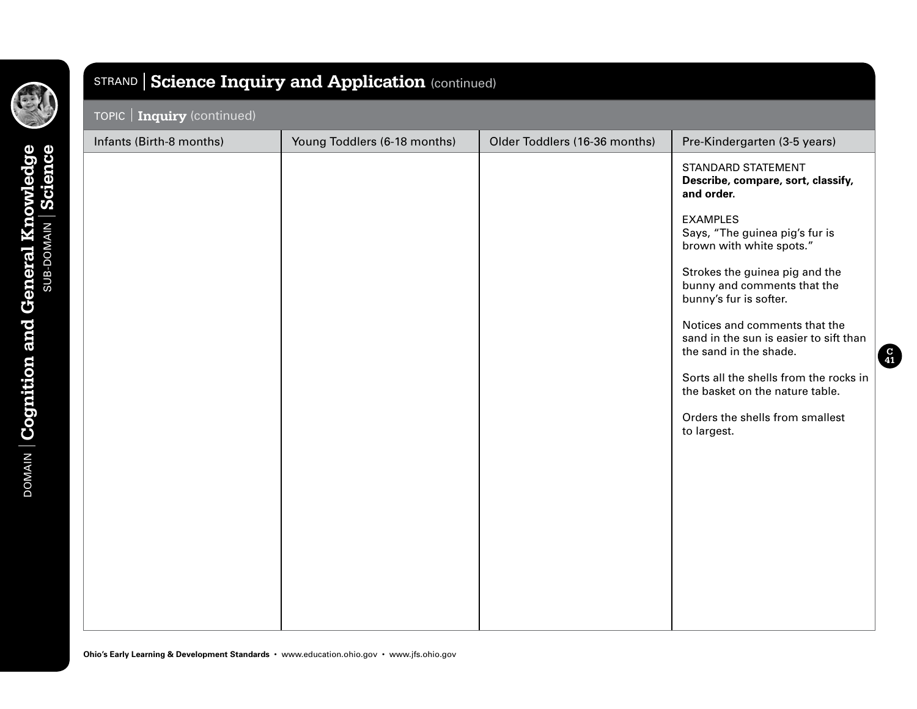DOMAIN | **Cognition and General Knowledge**
SUB-DOMAIN | **Science**

## STRAND | Science Inquiry and Application (continued)

### TOPIC | Inquiry (continued)

| Infants (Birth-8 months) | Young Toddlers (6-18 months) | Older Toddlers (16-36 months) | Pre-Kindergarten (3-5 years) |
|---|---|---|---|
| | | | STANDARD STATEMENT<br>**Describe, compare, sort, classify, and order.**<br><br>EXAMPLES<br>Says, "The guinea pig's fur is brown with white spots."<br><br>Strokes the guinea pig and the bunny and comments that the bunny's fur is softer.<br><br>Notices and comments that the sand in the sun is easier to sift than the sand in the shade.<br><br>Sorts all the shells from the rocks in the basket on the nature table.<br><br>Orders the shells from smallest to largest. |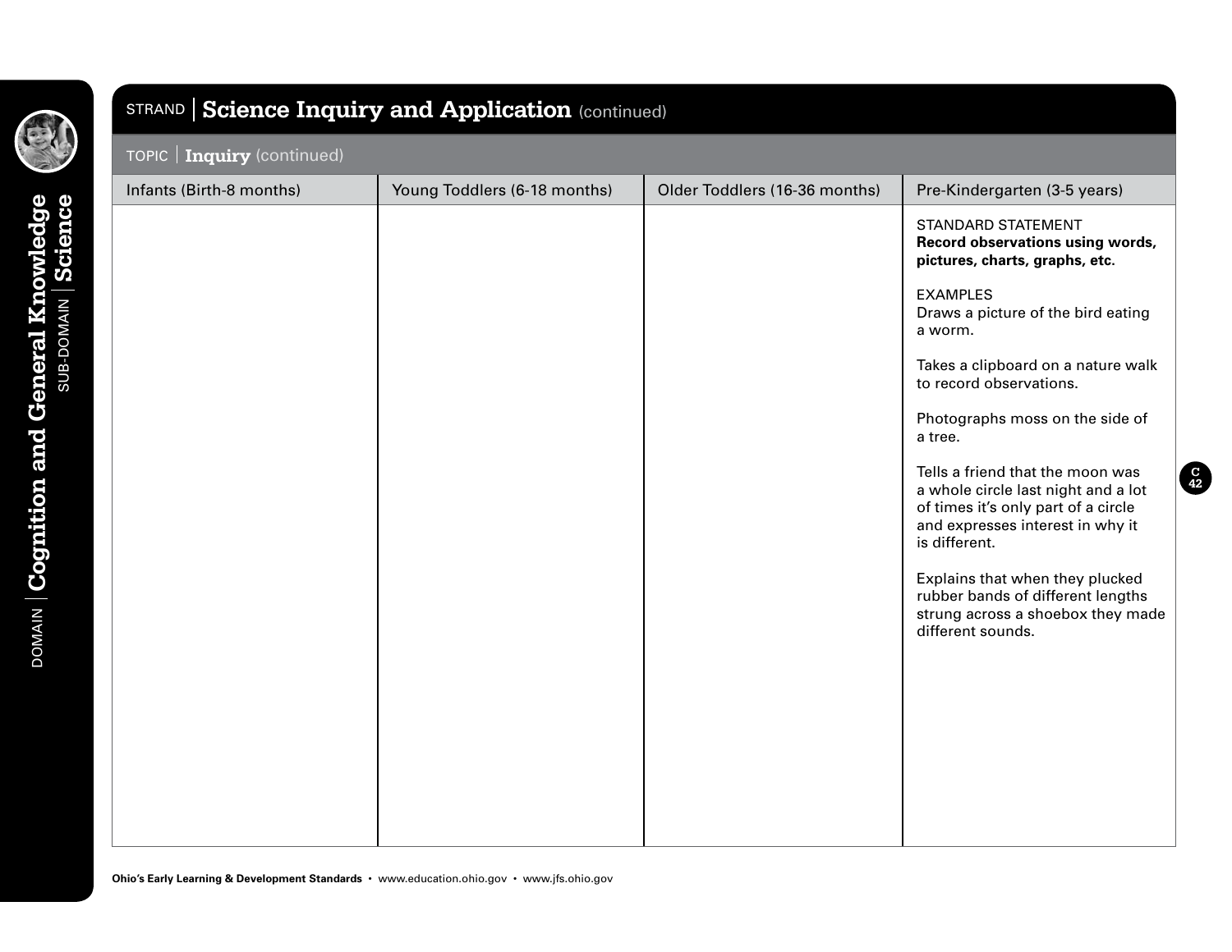DOMAIN | **Cognition and General Knowledge** SUB-DOMAIN | **Science**

## STRAND | Science Inquiry and Application (continued)

### TOPIC | Inquiry (continued)

| Infants (Birth-8 months) | Young Toddlers (6-18 months) | Older Toddlers (16-36 months) | Pre-Kindergarten (3-5 years) |
|---|---|---|---|
| | | | STANDARD STATEMENT<br>**Record observations using words, pictures, charts, graphs, etc.**<br><br>EXAMPLES<br>Draws a picture of the bird eating a worm.<br><br>Takes a clipboard on a nature walk to record observations.<br><br>Photographs moss on the side of a tree.<br><br>Tells a friend that the moon was a whole circle last night and a lot of times it's only part of a circle and expresses interest in why it is different.<br><br>Explains that when they plucked rubber bands of different lengths strung across a shoebox they made different sounds. |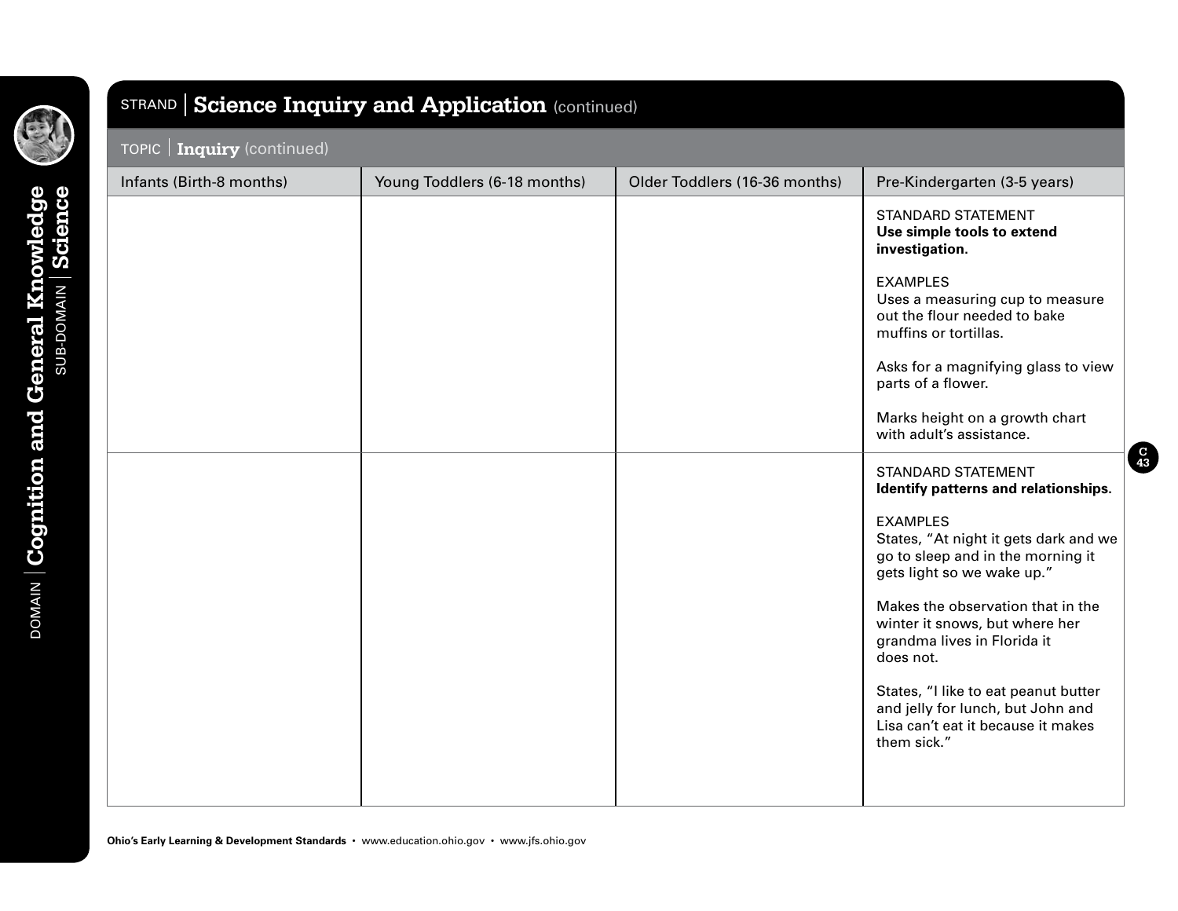## STRAND | Science Inquiry and Application (continued)

### TOPIC | Inquiry (continued)

| Infants (Birth-8 months) | Young Toddlers (6-18 months) | Older Toddlers (16-36 months) | Pre-Kindergarten (3-5 years) |
|---|---|---|---|
| | | | STANDARD STATEMENT<br>**Use simple tools to extend investigation.**<br><br>EXAMPLES<br>Uses a measuring cup to measure out the flour needed to bake muffins or tortillas.<br><br>Asks for a magnifying glass to view parts of a flower.<br><br>Marks height on a growth chart with adult's assistance. |
| | | | STANDARD STATEMENT<br>**Identify patterns and relationships.**<br><br>EXAMPLES<br>States, "At night it gets dark and we go to sleep and in the morning it gets light so we wake up."<br><br>Makes the observation that in the winter it snows, but where her grandma lives in Florida it does not.<br><br>States, "I like to eat peanut butter and jelly for lunch, but John and Lisa can't eat it because it makes them sick." |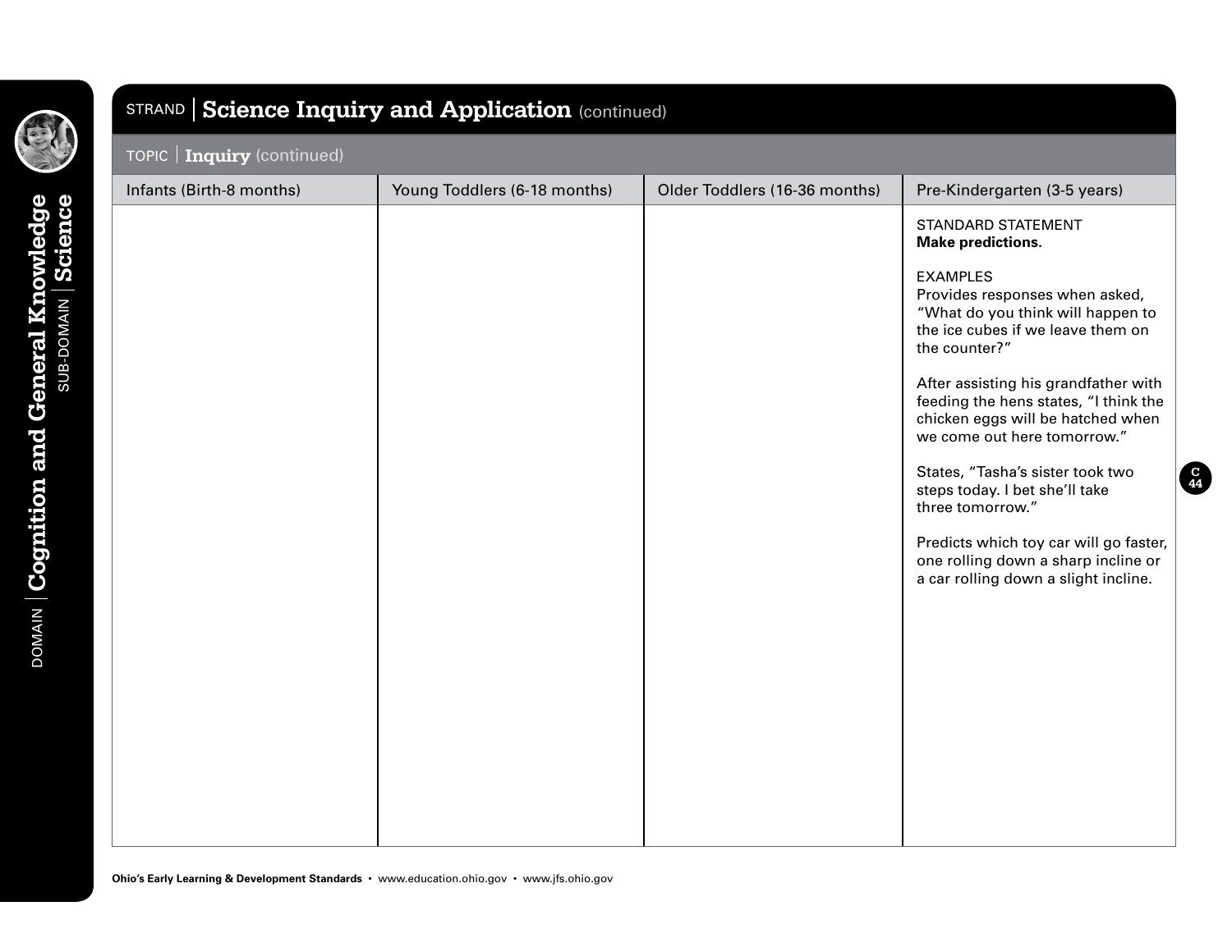DOMAIN | **Cognition and General Knowledge** SUB-DOMAIN | **Science**

## STRAND | Science Inquiry and Application (continued)

### TOPIC | Inquiry (continued)

| Infants (Birth-8 months) | Young Toddlers (6-18 months) | Older Toddlers (16-36 months) | Pre-Kindergarten (3-5 years) |
|---|---|---|---|
| | | | STANDARD STATEMENT<br>**Make predictions.**<br><br>EXAMPLES<br>Provides responses when asked, "What do you think will happen to the ice cubes if we leave them on the counter?"<br><br>After assisting his grandfather with feeding the hens states, "I think the chicken eggs will be hatched when we come out here tomorrow."<br><br>States, "Tasha's sister took two steps today. I bet she'll take three tomorrow."<br><br>Predicts which toy car will go faster, one rolling down a sharp incline or a car rolling down a slight incline. |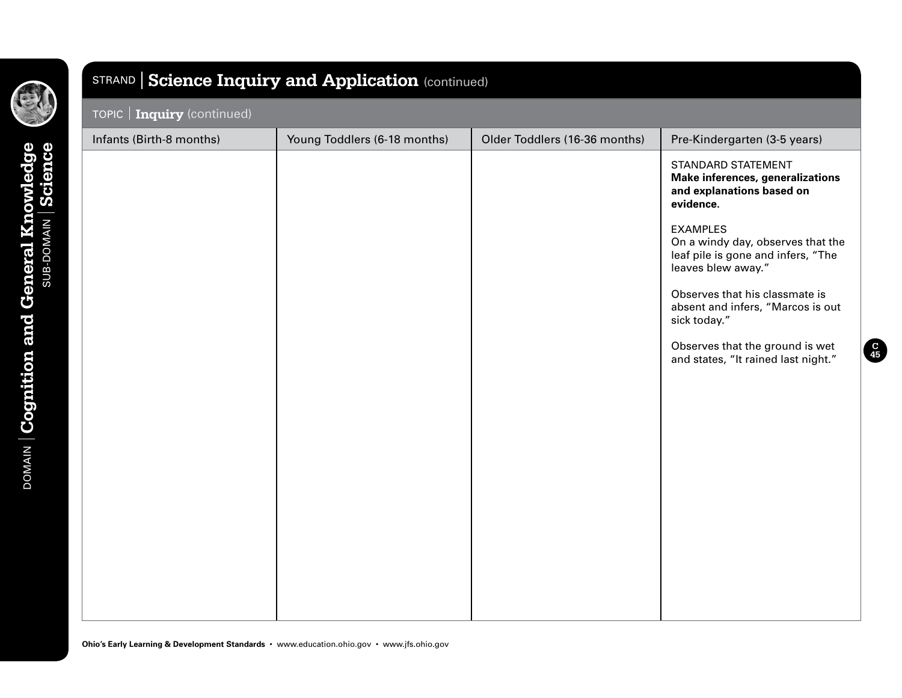DOMAIN | **Cognition and General Knowledge** SUB-DOMAIN | **Science**

## STRAND | Science Inquiry and Application (continued)

### TOPIC | Inquiry (continued)

| Infants (Birth-8 months) | Young Toddlers (6-18 months) | Older Toddlers (16-36 months) | Pre-Kindergarten (3-5 years) |
|---|---|---|---|
| | | | STANDARD STATEMENT<br>**Make inferences, generalizations and explanations based on evidence.**<br><br>EXAMPLES<br>On a windy day, observes that the leaf pile is gone and infers, "The leaves blew away."<br><br>Observes that his classmate is absent and infers, "Marcos is out sick today."<br><br>Observes that the ground is wet and states, "It rained last night." |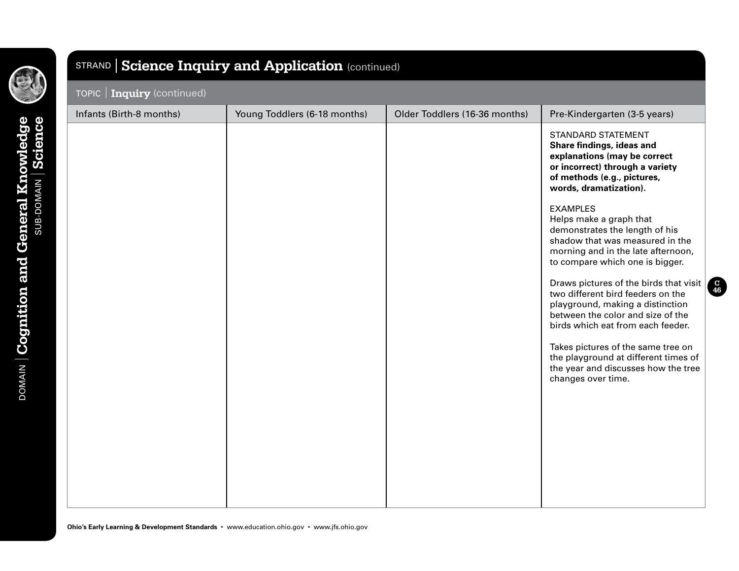## STRAND | Science Inquiry and Application (continued)

### TOPIC | Inquiry (continued)

| Infants (Birth-8 months) | Young Toddlers (6-18 months) | Older Toddlers (16-36 months) | Pre-Kindergarten (3-5 years) |
|---|---|---|---|
| | | | STANDARD STATEMENT<br>**Share findings, ideas and explanations (may be correct or incorrect) through a variety of methods (e.g., pictures, words, dramatization).**<br><br>EXAMPLES<br>Helps make a graph that demonstrates the length of his shadow that was measured in the morning and in the late afternoon, to compare which one is bigger.<br><br>Draws pictures of the birds that visit two different bird feeders on the playground, making a distinction between the color and size of the birds which eat from each feeder.<br><br>Takes pictures of the same tree on the playground at different times of the year and discusses how the tree changes over time. |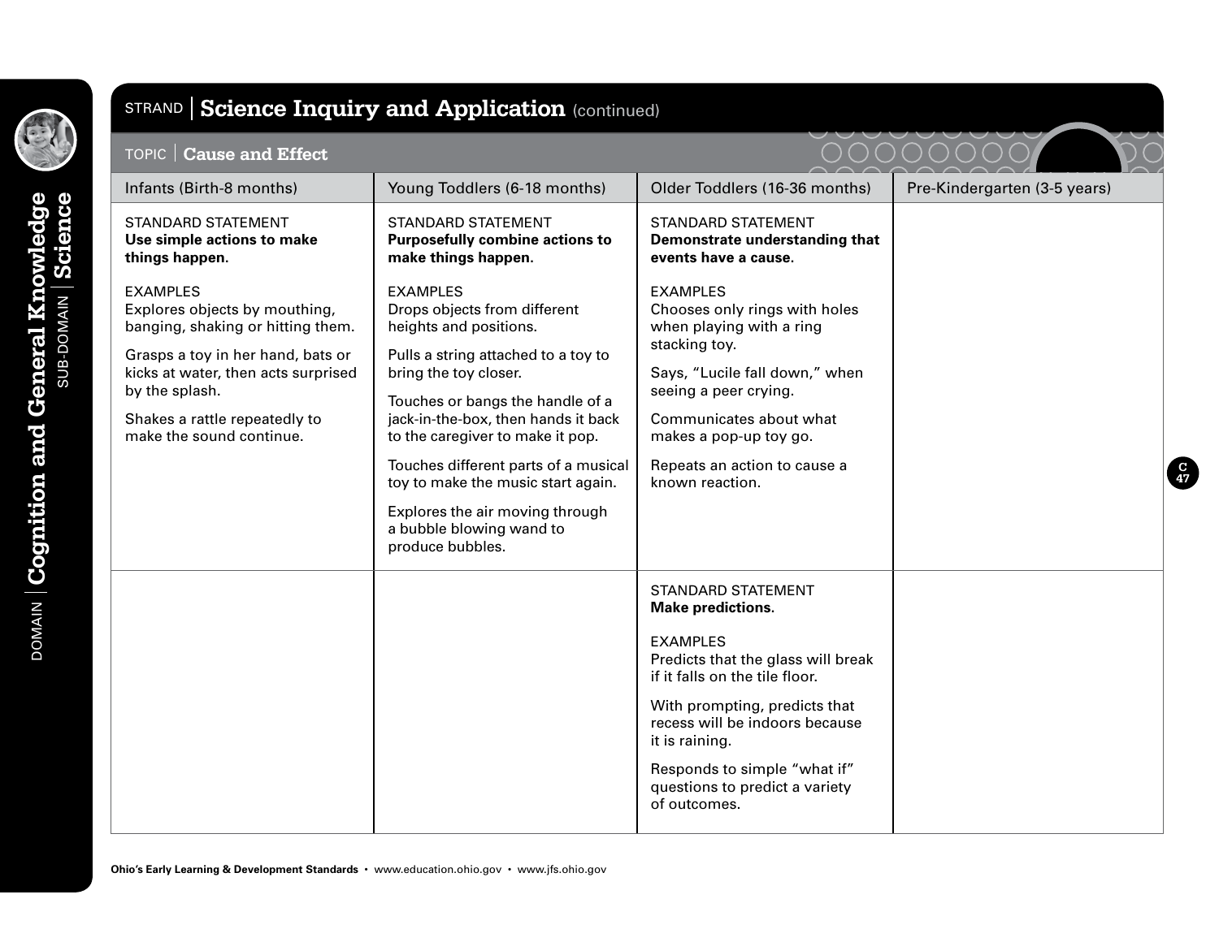## STRAND | Science Inquiry and Application (continued)

### TOPIC | Cause and Effect

| Infants (Birth-8 months) | Young Toddlers (6-18 months) | Older Toddlers (16-36 months) | Pre-Kindergarten (3-5 years) |
|---|---|---|---|
| STANDARD STATEMENT<br>**Use simple actions to make things happen.**<br><br>EXAMPLES<br>Explores objects by mouthing, banging, shaking or hitting them.<br><br>Grasps a toy in her hand, bats or kicks at water, then acts surprised by the splash.<br><br>Shakes a rattle repeatedly to make the sound continue. | STANDARD STATEMENT<br>**Purposefully combine actions to make things happen.**<br><br>EXAMPLES<br>Drops objects from different heights and positions.<br><br>Pulls a string attached to a toy to bring the toy closer.<br><br>Touches or bangs the handle of a jack-in-the-box, then hands it back to the caregiver to make it pop.<br><br>Touches different parts of a musical toy to make the music start again.<br><br>Explores the air moving through a bubble blowing wand to produce bubbles. | STANDARD STATEMENT<br>**Demonstrate understanding that events have a cause.**<br><br>EXAMPLES<br>Chooses only rings with holes when playing with a ring stacking toy.<br><br>Says, "Lucile fall down," when seeing a peer crying.<br><br>Communicates about what makes a pop-up toy go.<br><br>Repeats an action to cause a known reaction. | |
| | | STANDARD STATEMENT<br>**Make predictions.**<br><br>EXAMPLES<br>Predicts that the glass will break if it falls on the tile floor.<br><br>With prompting, predicts that recess will be indoors because it is raining.<br><br>Responds to simple "what if" questions to predict a variety of outcomes. | |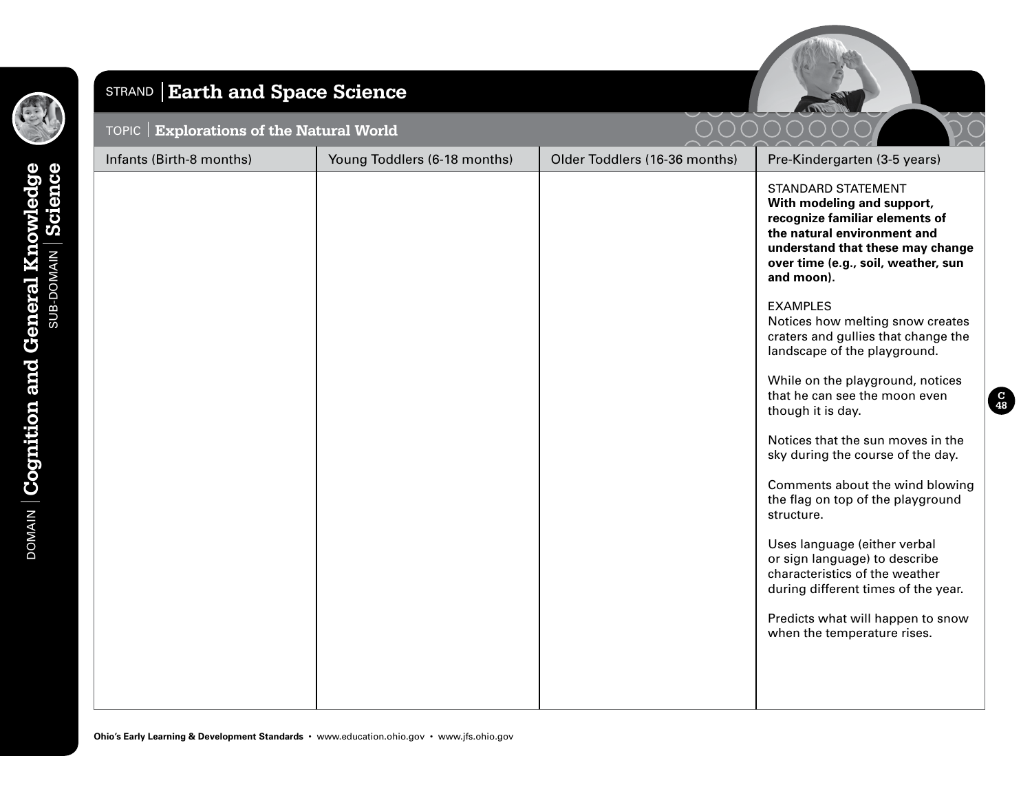DOMAIN | **Cognition and General Knowledge** SUB-DOMAIN | **Science**

STRAND | **Earth and Space Science**

TOPIC | **Explorations of the Natural World**

| Infants (Birth-8 months) | Young Toddlers (6-18 months) | Older Toddlers (16-36 months) | Pre-Kindergarten (3-5 years) |
|---|---|---|---|
| | | | STANDARD STATEMENT<br>**With modeling and support, recognize familiar elements of the natural environment and understand that these may change over time (e.g., soil, weather, sun and moon).**<br><br>EXAMPLES<br>Notices how melting snow creates craters and gullies that change the landscape of the playground.<br><br>While on the playground, notices that he can see the moon even though it is day.<br><br>Notices that the sun moves in the sky during the course of the day.<br><br>Comments about the wind blowing the flag on top of the playground structure.<br><br>Uses language (either verbal or sign language) to describe characteristics of the weather during different times of the year.<br><br>Predicts what will happen to snow when the temperature rises. |

**Ohio's Early Learning & Development Standards** • www.education.ohio.gov • www.jfs.ohio.gov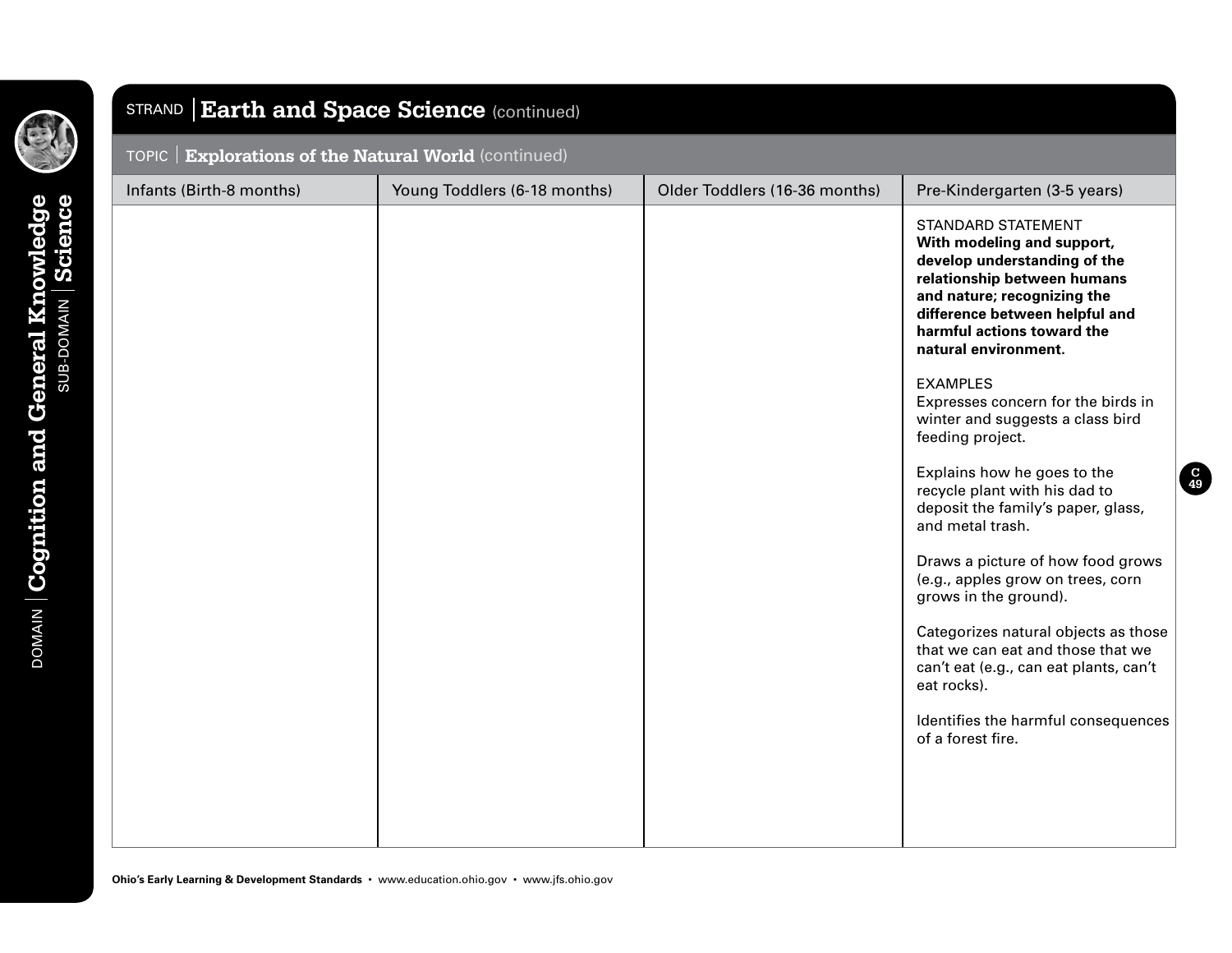## STRAND | Earth and Space Science (continued)

### TOPIC | Explorations of the Natural World (continued)

| Infants (Birth-8 months) | Young Toddlers (6-18 months) | Older Toddlers (16-36 months) | Pre-Kindergarten (3-5 years) |
|---|---|---|---|
| | | | STANDARD STATEMENT<br>**With modeling and support, develop understanding of the relationship between humans and nature; recognizing the difference between helpful and harmful actions toward the natural environment.**<br><br>EXAMPLES<br>Expresses concern for the birds in winter and suggests a class bird feeding project.<br><br>Explains how he goes to the recycle plant with his dad to deposit the family's paper, glass, and metal trash.<br><br>Draws a picture of how food grows (e.g., apples grow on trees, corn grows in the ground).<br><br>Categorizes natural objects as those that we can eat and those that we can't eat (e.g., can eat plants, can't eat rocks).<br><br>Identifies the harmful consequences of a forest fire. |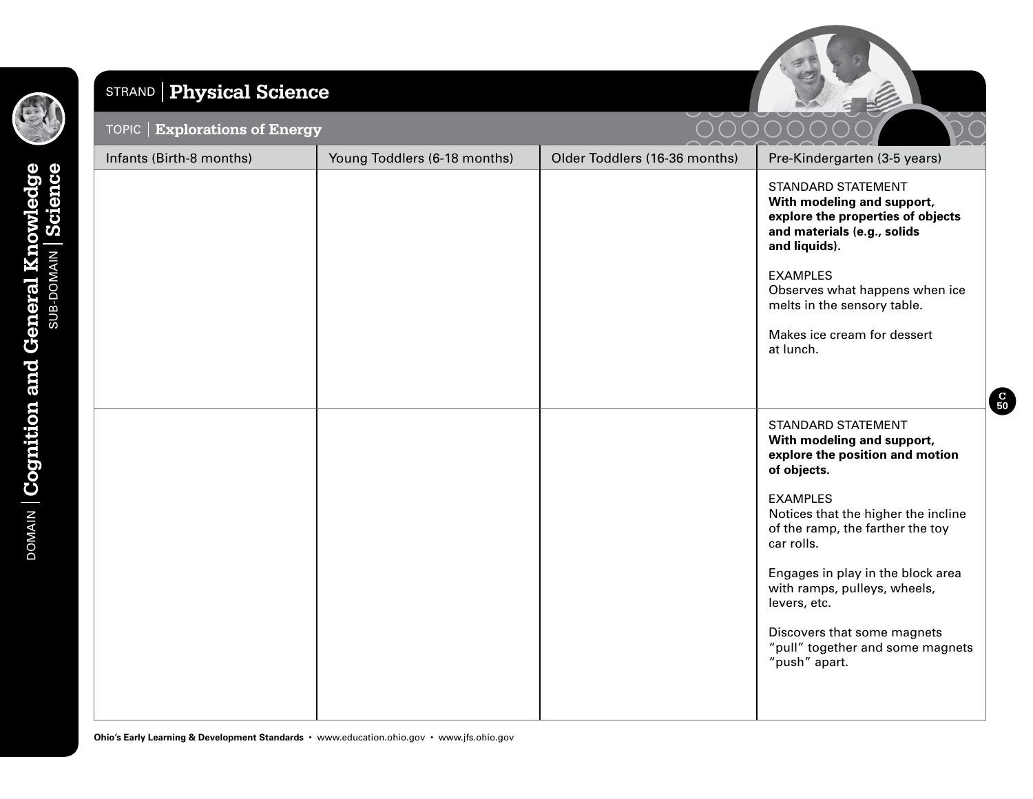DOMAIN | **Cognition and General Knowledge** SUB-DOMAIN | **Science**

STRAND | **Physical Science**

TOPIC | **Explorations of Energy**

| Infants (Birth-8 months) | Young Toddlers (6-18 months) | Older Toddlers (16-36 months) | Pre-Kindergarten (3-5 years) |
|---|---|---|---|
| | | | STANDARD STATEMENT<br>**With modeling and support, explore the properties of objects and materials (e.g., solids and liquids).**<br><br>EXAMPLES<br>Observes what happens when ice melts in the sensory table.<br><br>Makes ice cream for dessert at lunch. |
| | | | STANDARD STATEMENT<br>**With modeling and support, explore the position and motion of objects.**<br><br>EXAMPLES<br>Notices that the higher the incline of the ramp, the farther the toy car rolls.<br><br>Engages in play in the block area with ramps, pulleys, wheels, levers, etc.<br><br>Discovers that some magnets "pull" together and some magnets "push" apart. |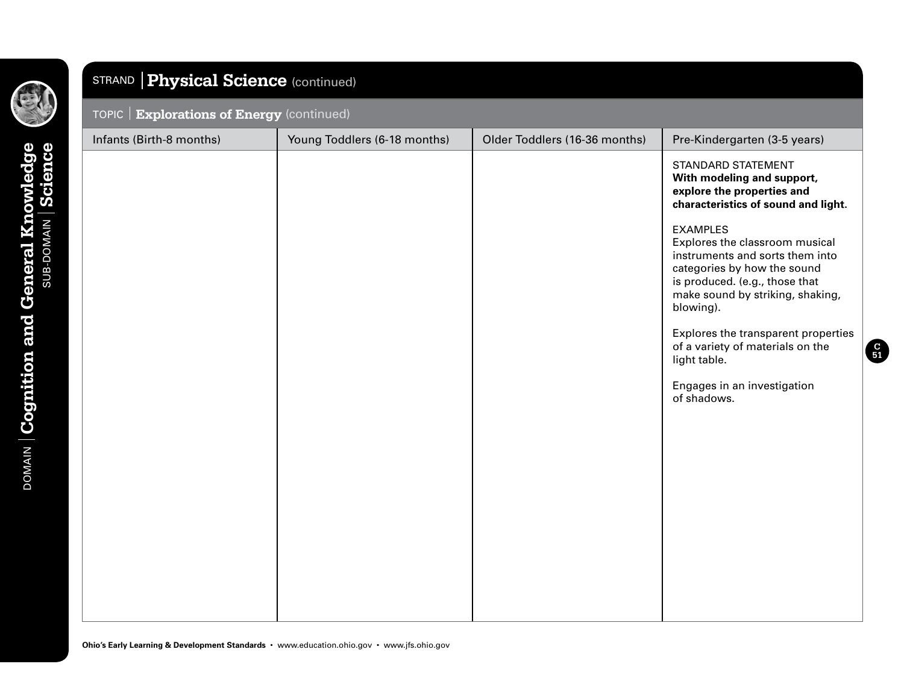DOMAIN | **Cognition and General Knowledge** SUB-DOMAIN | **Science**

## STRAND | Physical Science (continued)

### TOPIC | Explorations of Energy (continued)

| Infants (Birth-8 months) | Young Toddlers (6-18 months) | Older Toddlers (16-36 months) | Pre-Kindergarten (3-5 years) |
|---|---|---|---|
| | | | STANDARD STATEMENT<br>**With modeling and support, explore the properties and characteristics of sound and light.**<br><br>EXAMPLES<br>Explores the classroom musical instruments and sorts them into categories by how the sound is produced. (e.g., those that make sound by striking, shaking, blowing).<br><br>Explores the transparent properties of a variety of materials on the light table.<br><br>Engages in an investigation of shadows. |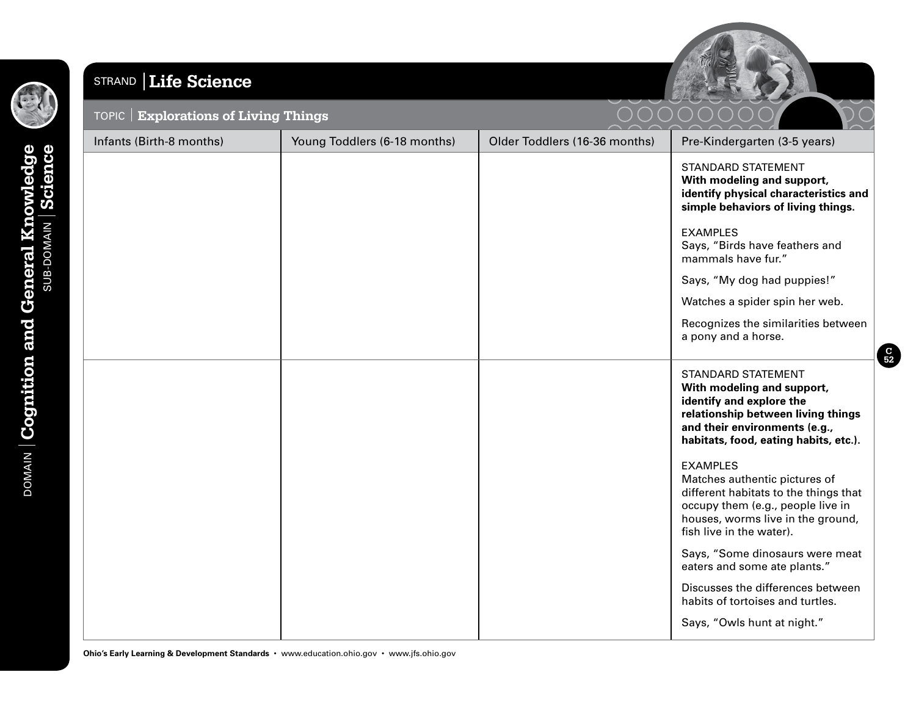DOMAIN | **Cognition and General Knowledge** SUB-DOMAIN | **Science**

STRAND | **Life Science**

TOPIC | **Explorations of Living Things**

| Infants (Birth-8 months) | Young Toddlers (6-18 months) | Older Toddlers (16-36 months) | Pre-Kindergarten (3-5 years) |
|---|---|---|---|
| | | | STANDARD STATEMENT<br>**With modeling and support, identify physical characteristics and simple behaviors of living things.**<br><br>EXAMPLES<br>Says, "Birds have feathers and mammals have fur."<br><br>Says, "My dog had puppies!"<br><br>Watches a spider spin her web.<br><br>Recognizes the similarities between a pony and a horse. |
| | | | STANDARD STATEMENT<br>**With modeling and support, identify and explore the relationship between living things and their environments (e.g., habitats, food, eating habits, etc.).**<br><br>EXAMPLES<br>Matches authentic pictures of different habitats to the things that occupy them (e.g., people live in houses, worms live in the ground, fish live in the water).<br><br>Says, "Some dinosaurs were meat eaters and some ate plants."<br><br>Discusses the differences between habits of tortoises and turtles.<br><br>Says, "Owls hunt at night." |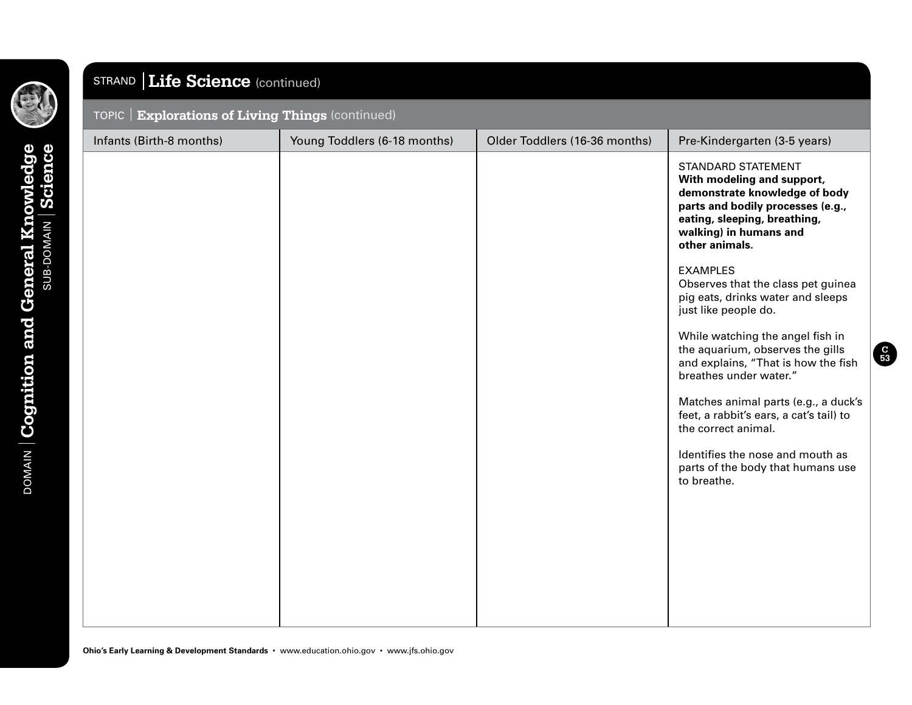## STRAND | Life Science (continued)

### TOPIC | Explorations of Living Things (continued)

| Infants (Birth-8 months) | Young Toddlers (6-18 months) | Older Toddlers (16-36 months) | Pre-Kindergarten (3-5 years) |
|---|---|---|---|
| | | | STANDARD STATEMENT<br>**With modeling and support, demonstrate knowledge of body parts and bodily processes (e.g., eating, sleeping, breathing, walking) in humans and other animals.**<br><br>EXAMPLES<br>Observes that the class pet guinea pig eats, drinks water and sleeps just like people do.<br><br>While watching the angel fish in the aquarium, observes the gills and explains, "That is how the fish breathes under water."<br><br>Matches animal parts (e.g., a duck's feet, a rabbit's ears, a cat's tail) to the correct animal.<br><br>Identifies the nose and mouth as parts of the body that humans use to breathe. |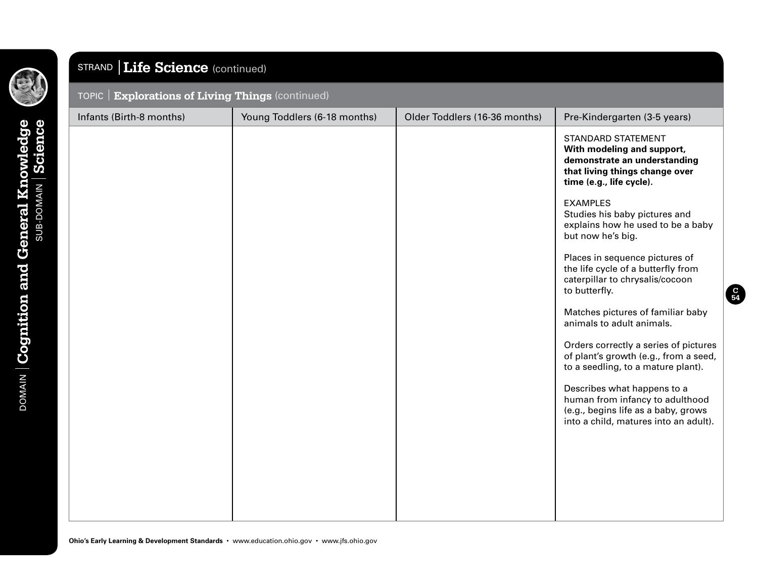## STRAND | Life Science (continued)

### TOPIC | Explorations of Living Things (continued)

| Infants (Birth-8 months) | Young Toddlers (6-18 months) | Older Toddlers (16-36 months) | Pre-Kindergarten (3-5 years) |
| --- | --- | --- | --- |
| | | | STANDARD STATEMENT<br>**With modeling and support, demonstrate an understanding that living things change over time (e.g., life cycle).**<br><br>EXAMPLES<br>Studies his baby pictures and explains how he used to be a baby but now he's big.<br><br>Places in sequence pictures of the life cycle of a butterfly from caterpillar to chrysalis/cocoon to butterfly.<br><br>Matches pictures of familiar baby animals to adult animals.<br><br>Orders correctly a series of pictures of plant's growth (e.g., from a seed, to a seedling, to a mature plant).<br><br>Describes what happens to a human from infancy to adulthood (e.g., begins life as a baby, grows into a child, matures into an adult). |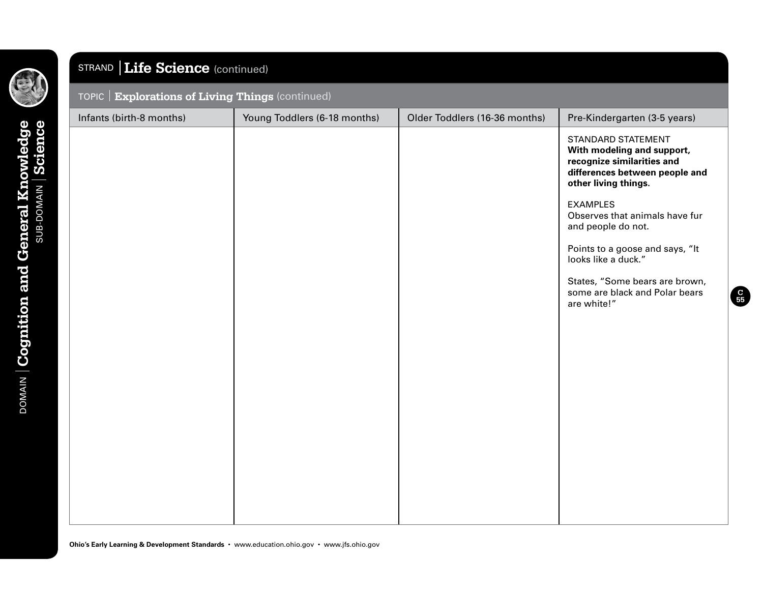DOMAIN | **Cognition and General Knowledge** SUB-DOMAIN | **Science**

## STRAND | Life Science (continued)

### TOPIC | Explorations of Living Things (continued)

| Infants (birth-8 months) | Young Toddlers (6-18 months) | Older Toddlers (16-36 months) | Pre-Kindergarten (3-5 years) |
| --- | --- | --- | --- |
| | | | STANDARD STATEMENT<br>**With modeling and support, recognize similarities and differences between people and other living things.**<br><br>EXAMPLES<br>Observes that animals have fur and people do not.<br><br>Points to a goose and says, "It looks like a duck."<br><br>States, "Some bears are brown, some are black and Polar bears are white!" |